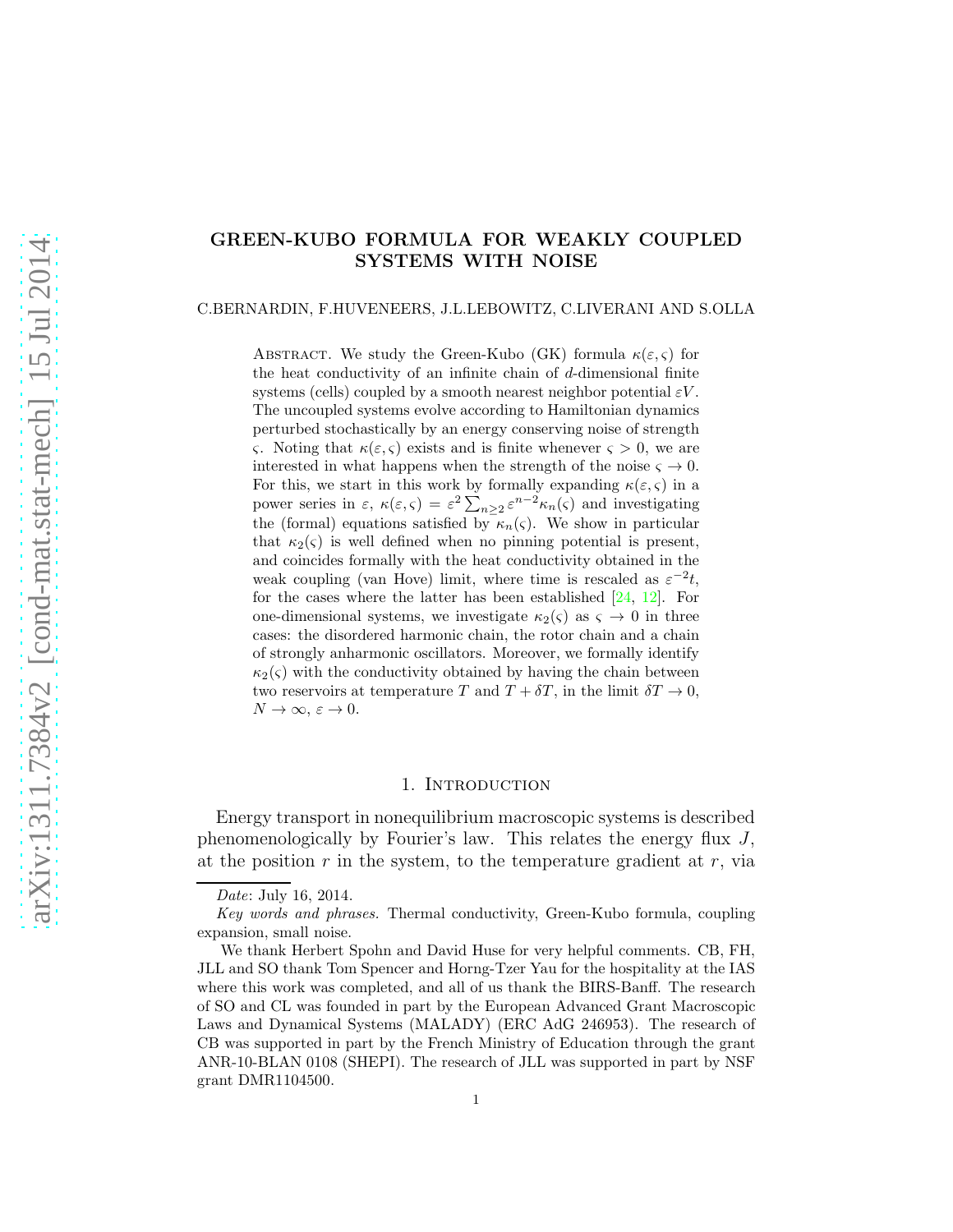# GREEN-KUBO FORMULA FOR WEAKLY COUPLED SYSTEMS WITH NOISE

C.BERNARDIN, F.HUVENEERS, J.L.LEBOWITZ, C.LIVERANI AND S.OLLA

Abstract. We study the Green-Kubo (GK) formula $\kappa(\varepsilon, \varsigma)$ for the heat conductivity of an infinite chain of $d$-dimensional finite systems (cells) coupled by a smooth nearest neighbor potential $\varepsilon V$. The uncoupled systems evolve according to Hamiltonian dynamics perturbed stochastically by an energy conserving noise of strength $\varsigma$. Noting that $\kappa(\varepsilon, \varsigma)$ exists and is finite whenever $\varsigma > 0$, we are interested in what happens when the strength of the noise $\varsigma \to 0$. For this, we start in this work by formally expanding $\kappa(\varepsilon, \varsigma)$ in a power series in $\varepsilon$, $\kappa(\varepsilon, \varsigma) = \varepsilon^2 \sum_{n \geq 2} \varepsilon^{n-2} \kappa_n(\varsigma)$ and investigating the (formal) equations satisfied by $\kappa_n(\varsigma)$. We show in particular that $\kappa_2(\varsigma)$ is well defined when no pinning potential is present, and coincides formally with the heat conductivity obtained in the weak coupling (van Hove) limit, where time is rescaled as $\varepsilon^{-2}t$, for the cases where the latter has been established [24, 12]. For one-dimensional systems, we investigate $\kappa_2(\varsigma)$ as $\varsigma \to 0$ in three cases: the disordered harmonic chain, the rotor chain and a chain of strongly anharmonic oscillators. Moreover, we formally identify $\kappa_2(\varsigma)$ with the conductivity obtained by having the chain between two reservoirs at temperature $T$ and $T + \delta T$, in the limit $\delta T \to 0$, $N \to \infty$, $\varepsilon \to 0$.

## 1. Introduction

Energy transport in nonequilibrium macroscopic systems is described phenomenologically by Fourier's law. This relates the energy flux $J$, at the position $r$ in the system, to the temperature gradient at $r$, via

---

*Date*: July 16, 2014.

*Key words and phrases.* Thermal conductivity, Green-Kubo formula, coupling expansion, small noise.

We thank Herbert Spohn and David Huse for very helpful comments. CB, FH, JLL and SO thank Tom Spencer and Horng-Tzer Yau for the hospitality at the IAS where this work was completed, and all of us thank the BIRS-Banff. The research of SO and CL was founded in part by the European Advanced Grant Macroscopic Laws and Dynamical Systems (MALADY) (ERC AdG 246953). The research of CB was supported in part by the French Ministry of Education through the grant ANR-10-BLAN 0108 (SHEPI). The research of JLL was supported in part by NSF grant DMR1104500.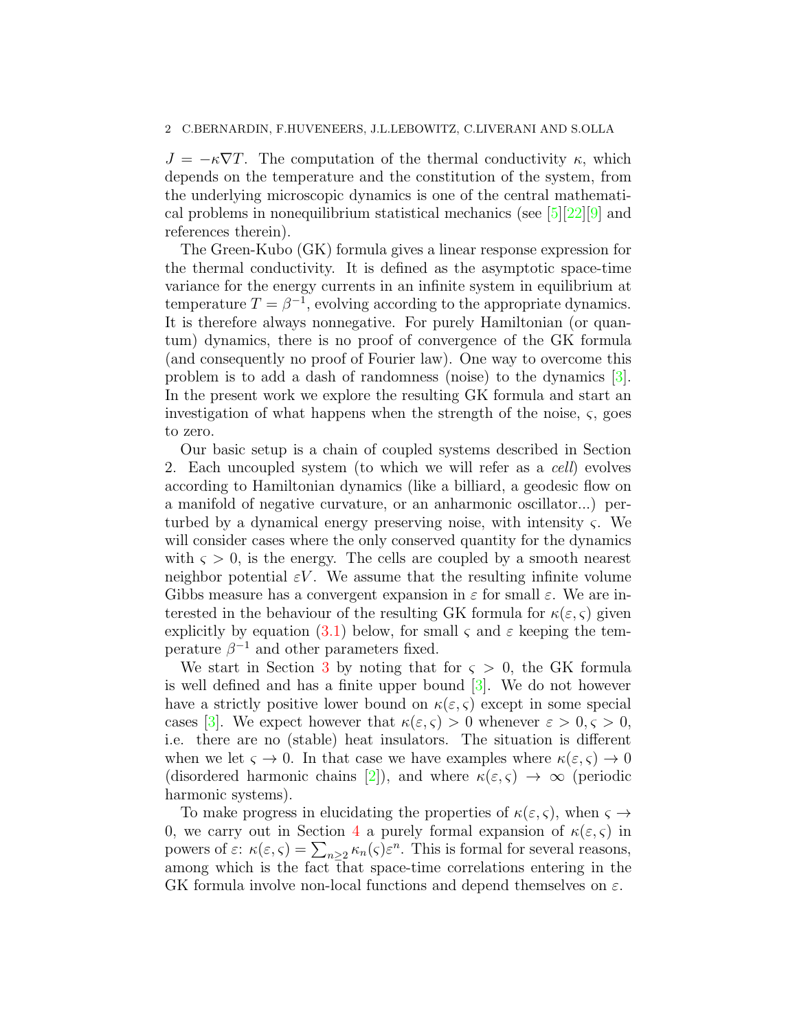$J = -\kappa \nabla T$. The computation of the thermal conductivity $\kappa$, which depends on the temperature and the constitution of the system, from the underlying microscopic dynamics is one of the central mathematical problems in nonequilibrium statistical mechanics (see [5][22][9] and references therein).

The Green-Kubo (GK) formula gives a linear response expression for the thermal conductivity. It is defined as the asymptotic space-time variance for the energy currents in an infinite system in equilibrium at temperature $T = \beta^{-1}$, evolving according to the appropriate dynamics. It is therefore always nonnegative. For purely Hamiltonian (or quantum) dynamics, there is no proof of convergence of the GK formula (and consequently no proof of Fourier law). One way to overcome this problem is to add a dash of randomness (noise) to the dynamics [3]. In the present work we explore the resulting GK formula and start an investigation of what happens when the strength of the noise, $\varsigma$, goes to zero.

Our basic setup is a chain of coupled systems described in Section 2. Each uncoupled system (to which we will refer as a *cell*) evolves according to Hamiltonian dynamics (like a billiard, a geodesic flow on a manifold of negative curvature, or an anharmonic oscillator...) perturbed by a dynamical energy preserving noise, with intensity $\varsigma$. We will consider cases where the only conserved quantity for the dynamics with $\varsigma > 0$, is the energy. The cells are coupled by a smooth nearest neighbor potential $\varepsilon V$. We assume that the resulting infinite volume Gibbs measure has a convergent expansion in $\varepsilon$ for small $\varepsilon$. We are interested in the behaviour of the resulting GK formula for $\kappa(\varepsilon, \varsigma)$ given explicitly by equation (3.1) below, for small $\varsigma$ and $\varepsilon$ keeping the temperature $\beta^{-1}$ and other parameters fixed.

We start in Section 3 by noting that for $\varsigma > 0$, the GK formula is well defined and has a finite upper bound [3]. We do not however have a strictly positive lower bound on $\kappa(\varepsilon, \varsigma)$ except in some special cases [3]. We expect however that $\kappa(\varepsilon, \varsigma) > 0$ whenever $\varepsilon > 0, \varsigma > 0$, i.e. there are no (stable) heat insulators. The situation is different when we let $\varsigma \to 0$. In that case we have examples where $\kappa(\varepsilon, \varsigma) \to 0$ (disordered harmonic chains [2]), and where $\kappa(\varepsilon, \varsigma) \to \infty$ (periodic harmonic systems).

To make progress in elucidating the properties of $\kappa(\varepsilon, \varsigma)$, when $\varsigma \to 0$, we carry out in Section 4 a purely formal expansion of $\kappa(\varepsilon, \varsigma)$ in powers of $\varepsilon$: $\kappa(\varepsilon, \varsigma) = \sum_{n \geq 2} \kappa_n(\varsigma) \varepsilon^n$. This is formal for several reasons, among which is the fact that space-time correlations entering in the GK formula involve non-local functions and depend themselves on $\varepsilon$.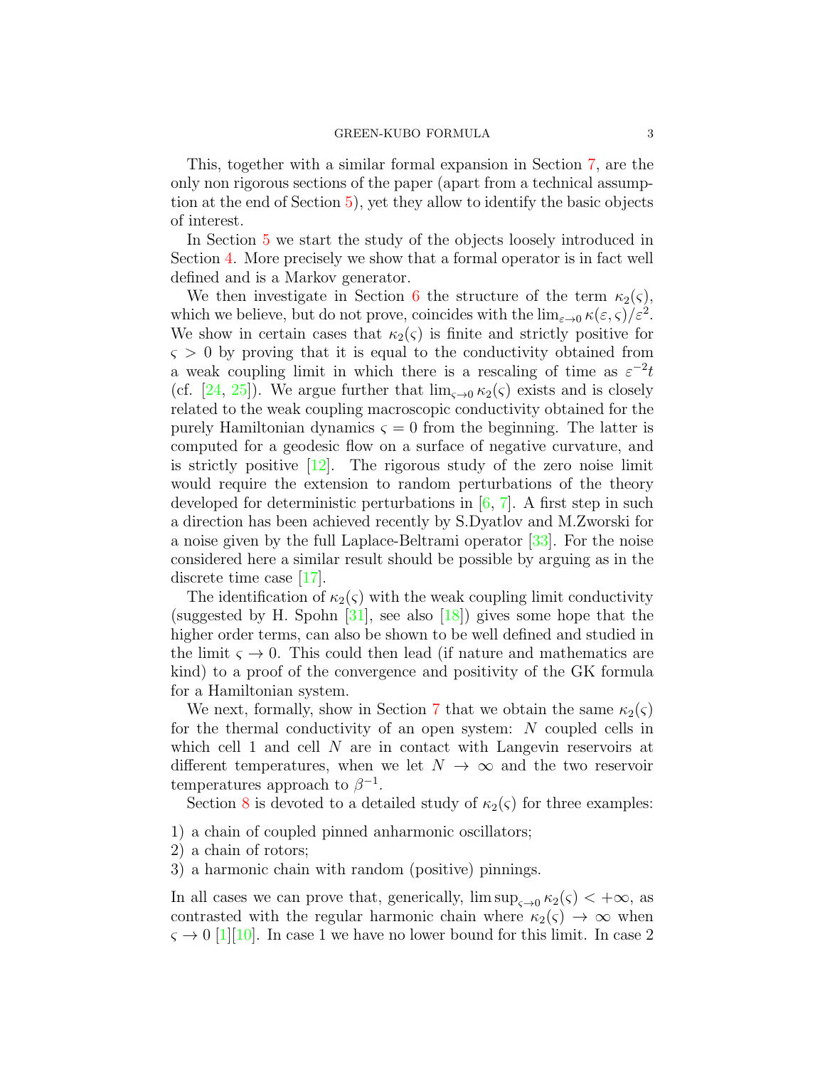This, together with a similar formal expansion in Section 7, are the only non rigorous sections of the paper (apart from a technical assumption at the end of Section 5), yet they allow to identify the basic objects of interest.

In Section 5 we start the study of the objects loosely introduced in Section 4. More precisely we show that a formal operator is in fact well defined and is a Markov generator.

We then investigate in Section 6 the structure of the term $\kappa_2(\varsigma)$, which we believe, but do not prove, coincides with the $\lim_{\varepsilon\to 0} \kappa(\varepsilon,\varsigma)/\varepsilon^2$. We show in certain cases that $\kappa_2(\varsigma)$ is finite and strictly positive for $\varsigma > 0$ by proving that it is equal to the conductivity obtained from a weak coupling limit in which there is a rescaling of time as $\varepsilon^{-2}t$ (cf. [24, 25]). We argue further that $\lim_{\varsigma\to 0} \kappa_2(\varsigma)$ exists and is closely related to the weak coupling macroscopic conductivity obtained for the purely Hamiltonian dynamics $\varsigma = 0$ from the beginning. The latter is computed for a geodesic flow on a surface of negative curvature, and is strictly positive [12]. The rigorous study of the zero noise limit would require the extension to random perturbations of the theory developed for deterministic perturbations in [6, 7]. A first step in such a direction has been achieved recently by S.Dyatlov and M.Zworski for a noise given by the full Laplace-Beltrami operator [33]. For the noise considered here a similar result should be possible by arguing as in the discrete time case [17].

The identification of $\kappa_2(\varsigma)$ with the weak coupling limit conductivity (suggested by H. Spohn [31], see also [18]) gives some hope that the higher order terms, can also be shown to be well defined and studied in the limit $\varsigma \to 0$. This could then lead (if nature and mathematics are kind) to a proof of the convergence and positivity of the GK formula for a Hamiltonian system.

We next, formally, show in Section 7 that we obtain the same $\kappa_2(\varsigma)$ for the thermal conductivity of an open system: $N$ coupled cells in which cell 1 and cell $N$ are in contact with Langevin reservoirs at different temperatures, when we let $N \to \infty$ and the two reservoir temperatures approach to $\beta^{-1}$.

Section 8 is devoted to a detailed study of $\kappa_2(\varsigma)$ for three examples:

1) a chain of coupled pinned anharmonic oscillators;
2) a chain of rotors;
3) a harmonic chain with random (positive) pinnings.

In all cases we can prove that, generically, $\limsup_{\varsigma\to 0} \kappa_2(\varsigma) < +\infty$, as contrasted with the regular harmonic chain where $\kappa_2(\varsigma) \to \infty$ when $\varsigma \to 0$ [1][10]. In case 1 we have no lower bound for this limit. In case 2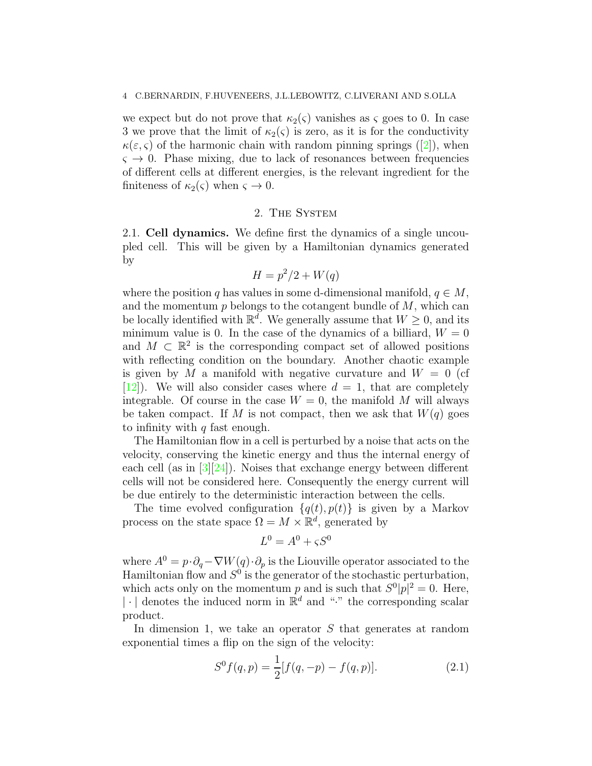we expect but do not prove that $\kappa_2(\varsigma)$ vanishes as $\varsigma$ goes to 0. In case 3 we prove that the limit of $\kappa_2(\varsigma)$ is zero, as it is for the conductivity $\kappa(\varepsilon, \varsigma)$ of the harmonic chain with random pinning springs ([2]), when $\varsigma \to 0$. Phase mixing, due to lack of resonances between frequencies of different cells at different energies, is the relevant ingredient for the finiteness of $\kappa_2(\varsigma)$ when $\varsigma \to 0$.

## 2. The System

**2.1. Cell dynamics.** We define first the dynamics of a single uncoupled cell. This will be given by a Hamiltonian dynamics generated by

$$H = p^2/2 + W(q)$$

where the position $q$ has values in some d-dimensional manifold, $q \in M$, and the momentum $p$ belongs to the cotangent bundle of $M$, which can be locally identified with $\mathbb{R}^d$. We generally assume that $W \geq 0$, and its minimum value is 0. In the case of the dynamics of a billiard, $W = 0$ and $M \subset \mathbb{R}^2$ is the corresponding compact set of allowed positions with reflecting condition on the boundary. Another chaotic example is given by $M$ a manifold with negative curvature and $W = 0$ (cf [12]). We will also consider cases where $d = 1$, that are completely integrable. Of course in the case $W = 0$, the manifold $M$ will always be taken compact. If $M$ is not compact, then we ask that $W(q)$ goes to infinity with $q$ fast enough.

The Hamiltonian flow in a cell is perturbed by a noise that acts on the velocity, conserving the kinetic energy and thus the internal energy of each cell (as in [3][24]). Noises that exchange energy between different cells will not be considered here. Consequently the energy current will be due entirely to the deterministic interaction between the cells.

The time evolved configuration $\{q(t), p(t)\}$ is given by a Markov process on the state space $\Omega = M \times \mathbb{R}^d$, generated by

$$L^0 = A^0 + \varsigma S^0$$

where $A^0 = p \cdot \partial_q - \nabla W(q) \cdot \partial_p$ is the Liouville operator associated to the Hamiltonian flow and $S^0$ is the generator of the stochastic perturbation, which acts only on the momentum $p$ and is such that $S^0 |p|^2 = 0$. Here, $|\cdot|$ denotes the induced norm in $\mathbb{R}^d$ and "$\cdot$" the corresponding scalar product.

In dimension 1, we take an operator $S$ that generates at random exponential times a flip on the sign of the velocity:

$$S^0 f(q, p) = \frac{1}{2}[f(q, -p) - f(q, p)]. \tag{2.1}$$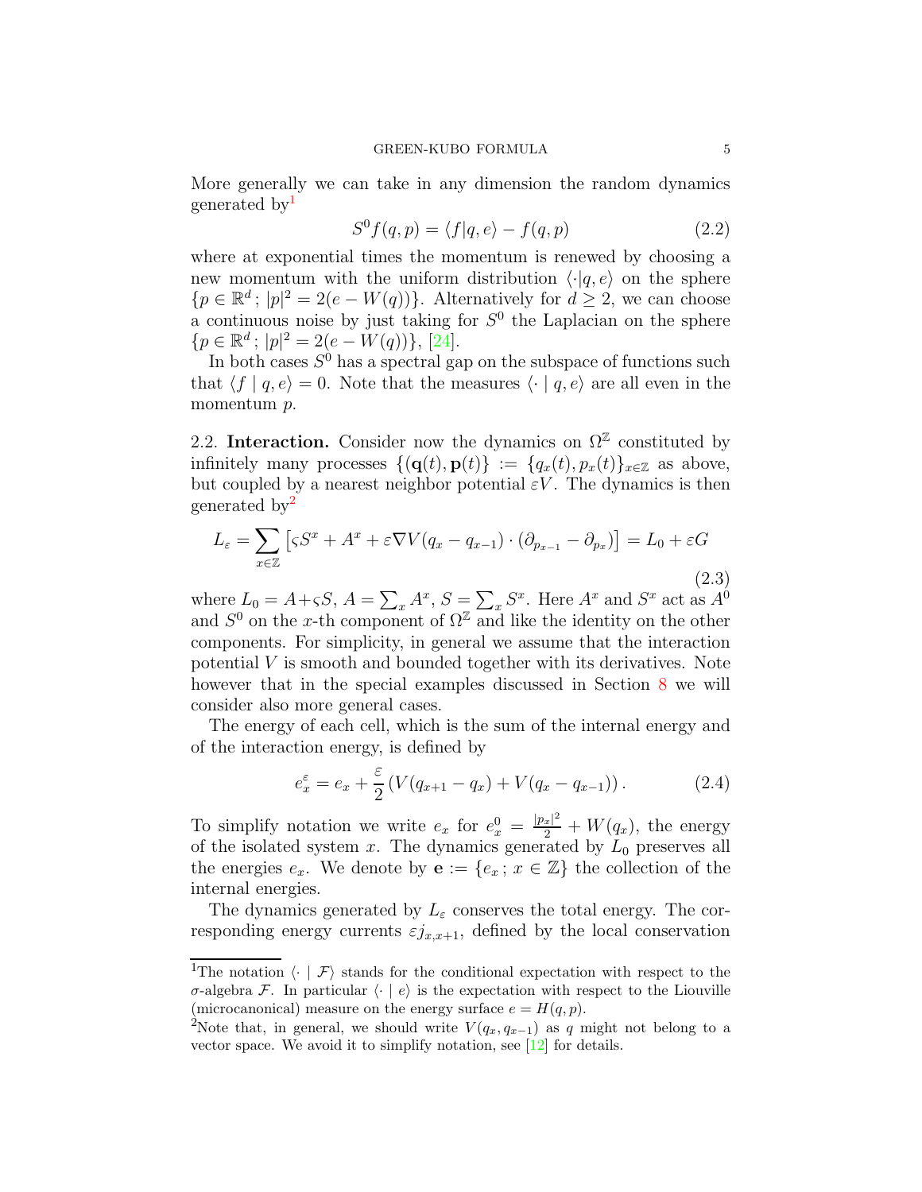More generally we can take in any dimension the random dynamics generated by[1]

$$S^0 f(q,p) = \langle f | q, e \rangle - f(q,p) \tag{2.2}$$

where at exponential times the momentum is renewed by choosing a new momentum with the uniform distribution $\langle \cdot | q, e \rangle$ on the sphere $\{p \in \mathbb{R}^d\,;\, |p|^2 = 2(e - W(q))\}$. Alternatively for $d \geq 2$, we can choose a continuous noise by just taking for $S^0$ the Laplacian on the sphere $\{p \in \mathbb{R}^d\,;\, |p|^2 = 2(e - W(q))\}$, [24].

In both cases $S^0$ has a spectral gap on the subspace of functions such that $\langle f \mid q, e \rangle = 0$. Note that the measures $\langle \cdot \mid q, e \rangle$ are all even in the momentum $p$.

2.2. **Interaction.** Consider now the dynamics on $\Omega^{\mathbb{Z}}$ constituted by infinitely many processes $\{(\mathbf{q}(t), \mathbf{p}(t)\} := \{q_x(t), p_x(t)\}_{x \in \mathbb{Z}}$ as above, but coupled by a nearest neighbor potential $\varepsilon V$. The dynamics is then generated by[2]

$$L_\varepsilon = \sum_{x \in \mathbb{Z}} \left[ \varsigma S^x + A^x + \varepsilon \nabla V(q_x - q_{x-1}) \cdot (\partial_{p_{x-1}} - \partial_{p_x}) \right] = L_0 + \varepsilon G \tag{2.3}$$

where $L_0 = A + \varsigma S$, $A = \sum_x A^x$, $S = \sum_x S^x$. Here $A^x$ and $S^x$ act as $A^0$ and $S^0$ on the $x$-th component of $\Omega^{\mathbb{Z}}$ and like the identity on the other components. For simplicity, in general we assume that the interaction potential $V$ is smooth and bounded together with its derivatives. Note however that in the special examples discussed in Section 8 we will consider also more general cases.

The energy of each cell, which is the sum of the internal energy and of the interaction energy, is defined by

$$e_x^\varepsilon = e_x + \frac{\varepsilon}{2} \left( V(q_{x+1} - q_x) + V(q_x - q_{x-1}) \right). \tag{2.4}$$

To simplify notation we write $e_x$ for $e_x^0 = \frac{|p_x|^2}{2} + W(q_x)$, the energy of the isolated system $x$. The dynamics generated by $L_0$ preserves all the energies $e_x$. We denote by $\mathbf{e} := \{e_x\,;\, x \in \mathbb{Z}\}$ the collection of the internal energies.

The dynamics generated by $L_\varepsilon$ conserves the total energy. The corresponding energy currents $\varepsilon j_{x,x+1}$, defined by the local conservation

---

[1] The notation $\langle \cdot \mid \mathcal{F} \rangle$ stands for the conditional expectation with respect to the $\sigma$-algebra $\mathcal{F}$. In particular $\langle \cdot \mid e \rangle$ is the expectation with respect to the Liouville (microcanonical) measure on the energy surface $e = H(q,p)$.

[2] Note that, in general, we should write $V(q_x, q_{x-1})$ as $q$ might not belong to a vector space. We avoid it to simplify notation, see [12] for details.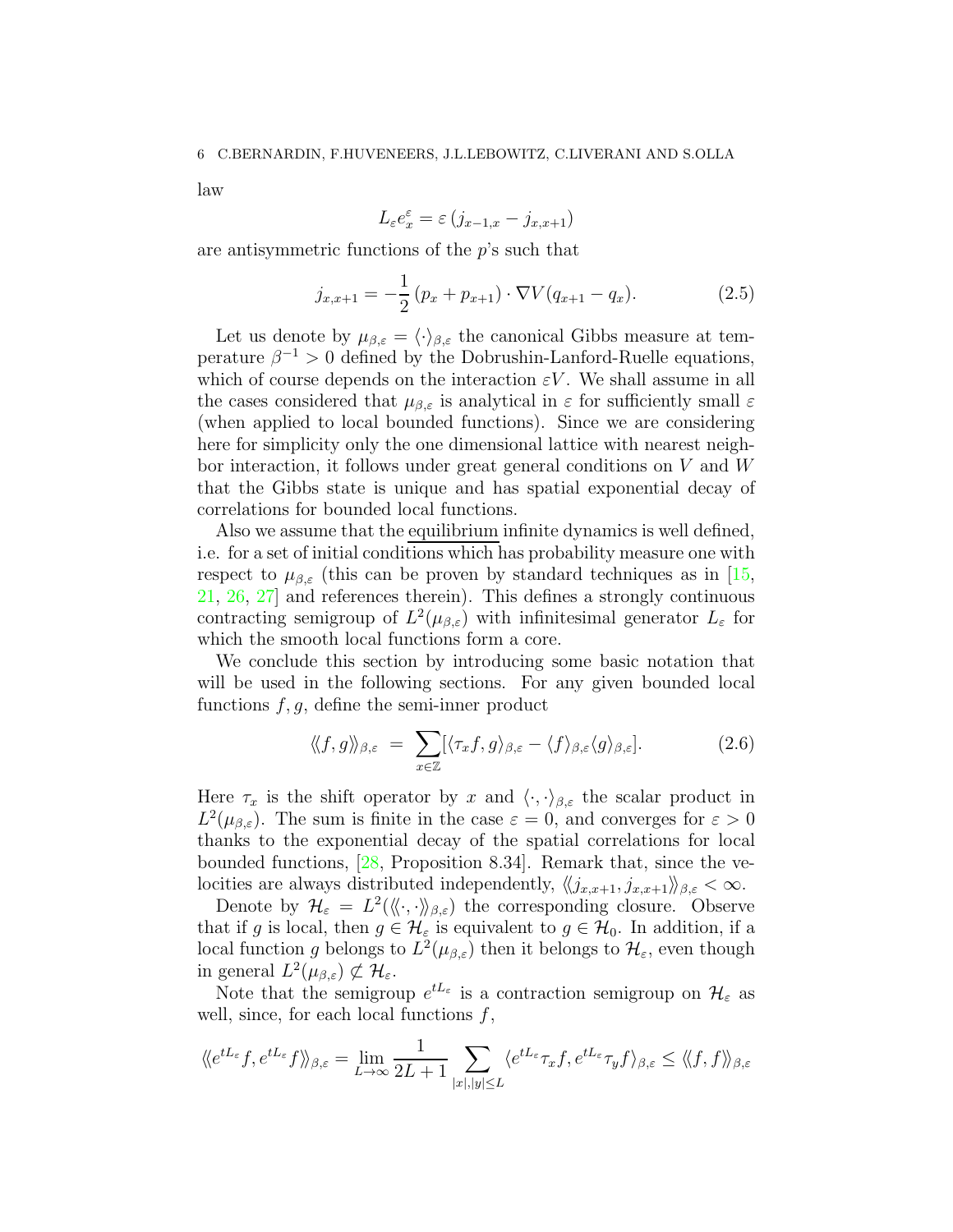law

$$L_\varepsilon e_x^\varepsilon = \varepsilon\left(j_{x-1,x} - j_{x,x+1}\right)$$

are antisymmetric functions of the $p$'s such that

$$j_{x,x+1} = -\frac{1}{2}\left(p_x + p_{x+1}\right)\cdot \nabla V(q_{x+1} - q_x). \tag{2.5}$$

Let us denote by $\mu_{\beta,\varepsilon} = \langle\cdot\rangle_{\beta,\varepsilon}$ the canonical Gibbs measure at temperature $\beta^{-1} > 0$ defined by the Dobrushin-Lanford-Ruelle equations, which of course depends on the interaction $\varepsilon V$. We shall assume in all the cases considered that $\mu_{\beta,\varepsilon}$ is analytical in $\varepsilon$ for sufficiently small $\varepsilon$ (when applied to local bounded functions). Since we are considering here for simplicity only the one dimensional lattice with nearest neighbor interaction, it follows under great general conditions on $V$ and $W$ that the Gibbs state is unique and has spatial exponential decay of correlations for bounded local functions.

Also we assume that the equilibrium infinite dynamics is well defined, i.e. for a set of initial conditions which has probability measure one with respect to $\mu_{\beta,\varepsilon}$ (this can be proven by standard techniques as in [15, 21, 26, 27] and references therein). This defines a strongly continuous contracting semigroup of $L^2(\mu_{\beta,\varepsilon})$ with infinitesimal generator $L_\varepsilon$ for which the smooth local functions form a core.

We conclude this section by introducing some basic notation that will be used in the following sections. For any given bounded local functions $f, g$, define the semi-inner product

$$\langle\!\langle f, g\rangle\!\rangle_{\beta,\varepsilon} \;=\; \sum_{x\in\mathbb{Z}}[\langle \tau_x f, g\rangle_{\beta,\varepsilon} - \langle f\rangle_{\beta,\varepsilon}\langle g\rangle_{\beta,\varepsilon}]. \tag{2.6}$$

Here $\tau_x$ is the shift operator by $x$ and $\langle\cdot,\cdot\rangle_{\beta,\varepsilon}$ the scalar product in $L^2(\mu_{\beta,\varepsilon})$. The sum is finite in the case $\varepsilon = 0$, and converges for $\varepsilon > 0$ thanks to the exponential decay of the spatial correlations for local bounded functions, [28, Proposition 8.34]. Remark that, since the velocities are always distributed independently, $\langle\!\langle j_{x,x+1}, j_{x,x+1}\rangle\!\rangle_{\beta,\varepsilon} < \infty$.

Denote by $\mathcal{H}_\varepsilon = L^2(\langle\!\langle\cdot,\cdot\rangle\!\rangle_{\beta,\varepsilon})$ the corresponding closure. Observe that if $g$ is local, then $g \in \mathcal{H}_\varepsilon$ is equivalent to $g \in \mathcal{H}_0$. In addition, if a local function $g$ belongs to $L^2(\mu_{\beta,\varepsilon})$ then it belongs to $\mathcal{H}_\varepsilon$, even though in general $L^2(\mu_{\beta,\varepsilon}) \not\subset \mathcal{H}_\varepsilon$.

Note that the semigroup $e^{tL_\varepsilon}$ is a contraction semigroup on $\mathcal{H}_\varepsilon$ as well, since, for each local functions $f$,

$$\langle\!\langle e^{tL_\varepsilon} f, e^{tL_\varepsilon} f\rangle\!\rangle_{\beta,\varepsilon} = \lim_{L\to\infty}\frac{1}{2L+1}\sum_{|x|,|y|\le L}\langle e^{tL_\varepsilon}\tau_x f, e^{tL_\varepsilon}\tau_y f\rangle_{\beta,\varepsilon} \le \langle\!\langle f, f\rangle\!\rangle_{\beta,\varepsilon}$$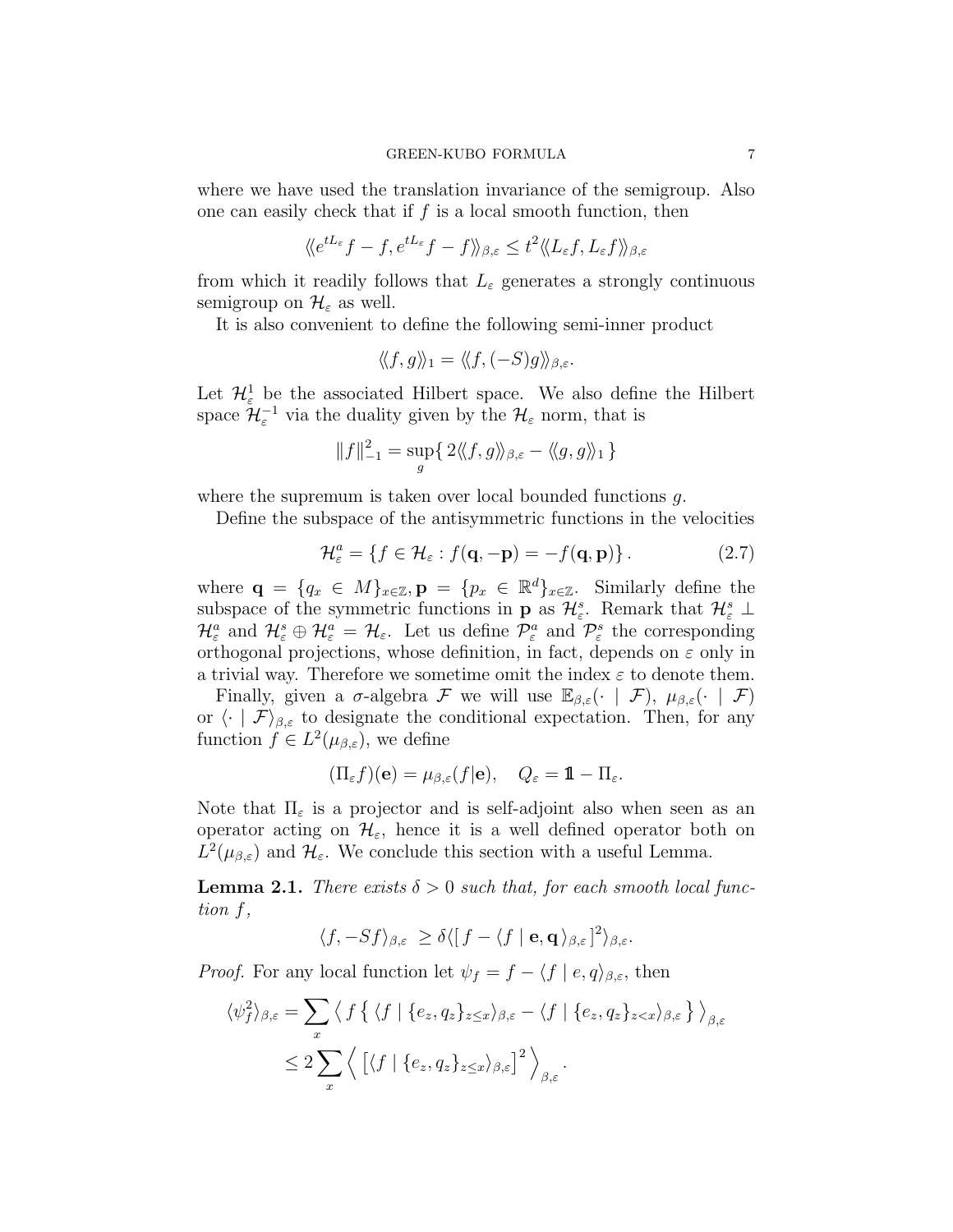where we have used the translation invariance of the semigroup. Also one can easily check that if $f$ is a local smooth function, then

$$\langle\!\langle e^{tL_\varepsilon} f - f, e^{tL_\varepsilon} f - f \rangle\!\rangle_{\beta,\varepsilon} \le t^2 \langle\!\langle L_\varepsilon f, L_\varepsilon f \rangle\!\rangle_{\beta,\varepsilon}$$

from which it readily follows that $L_\varepsilon$ generates a strongly continuous semigroup on $\mathcal{H}_\varepsilon$ as well.

It is also convenient to define the following semi-inner product

$$\langle\!\langle f, g \rangle\!\rangle_1 = \langle\!\langle f, (-S) g \rangle\!\rangle_{\beta,\varepsilon}.$$

Let $\mathcal{H}^1_\varepsilon$ be the associated Hilbert space. We also define the Hilbert space $\mathcal{H}^{-1}_\varepsilon$ via the duality given by the $\mathcal{H}_\varepsilon$ norm, that is

$$\|f\|^2_{-1} = \sup_g \{ 2 \langle\!\langle f, g \rangle\!\rangle_{\beta,\varepsilon} - \langle\!\langle g, g \rangle\!\rangle_1 \}$$

where the supremum is taken over local bounded functions $g$.

Define the subspace of the antisymmetric functions in the velocities

$$\mathcal{H}^a_\varepsilon = \{ f \in \mathcal{H}_\varepsilon : f(\mathbf{q}, -\mathbf{p}) = -f(\mathbf{q}, \mathbf{p}) \}. \tag{2.7}$$

where $\mathbf{q} = \{q_x \in M\}_{x \in \mathbb{Z}}, \mathbf{p} = \{p_x \in \mathbb{R}^d\}_{x \in \mathbb{Z}}$. Similarly define the subspace of the symmetric functions in $\mathbf{p}$ as $\mathcal{H}^s_\varepsilon$. Remark that $\mathcal{H}^s_\varepsilon \perp \mathcal{H}^a_\varepsilon$ and $\mathcal{H}^s_\varepsilon \oplus \mathcal{H}^a_\varepsilon = \mathcal{H}_\varepsilon$. Let us define $\mathcal{P}^a_\varepsilon$ and $\mathcal{P}^s_\varepsilon$ the corresponding orthogonal projections, whose definition, in fact, depends on $\varepsilon$ only in a trivial way. Therefore we sometime omit the index $\varepsilon$ to denote them.

Finally, given a $\sigma$-algebra $\mathcal{F}$ we will use $\mathbb{E}_{\beta,\varepsilon}(\cdot \mid \mathcal{F})$, $\mu_{\beta,\varepsilon}(\cdot \mid \mathcal{F})$ or $\langle \cdot \mid \mathcal{F} \rangle_{\beta,\varepsilon}$ to designate the conditional expectation. Then, for any function $f \in L^2(\mu_{\beta,\varepsilon})$, we define

$$(\Pi_\varepsilon f)(\mathbf{e}) = \mu_{\beta,\varepsilon}(f|\mathbf{e}), \quad Q_\varepsilon = \mathbb{1} - \Pi_\varepsilon.$$

Note that $\Pi_\varepsilon$ is a projector and is self-adjoint also when seen as an operator acting on $\mathcal{H}_\varepsilon$, hence it is a well defined operator both on $L^2(\mu_{\beta,\varepsilon})$ and $\mathcal{H}_\varepsilon$. We conclude this section with a useful Lemma.

**Lemma 2.1.** *There exists $\delta > 0$ such that, for each smooth local function $f$,*

$$\langle f, -Sf \rangle_{\beta,\varepsilon} \ge \delta \langle [\, f - \langle f \mid \mathbf{e}, \mathbf{q} \rangle_{\beta,\varepsilon} ]^2 \rangle_{\beta,\varepsilon}.$$

*Proof.* For any local function let $\psi_f = f - \langle f \mid e, q \rangle_{\beta,\varepsilon}$, then

$$\begin{aligned}
\langle \psi_f^2 \rangle_{\beta,\varepsilon} &= \sum_x \left\langle f \left\{ \langle f \mid \{e_z, q_z\}_{z \le x} \rangle_{\beta,\varepsilon} - \langle f \mid \{e_z, q_z\}_{z < x} \rangle_{\beta,\varepsilon} \right\} \right\rangle_{\beta,\varepsilon} \\
&\le 2 \sum_x \left\langle \left[ \langle f \mid \{e_z, q_z\}_{z \le x} \rangle_{\beta,\varepsilon} \right]^2 \right\rangle_{\beta,\varepsilon}.
\end{aligned}$$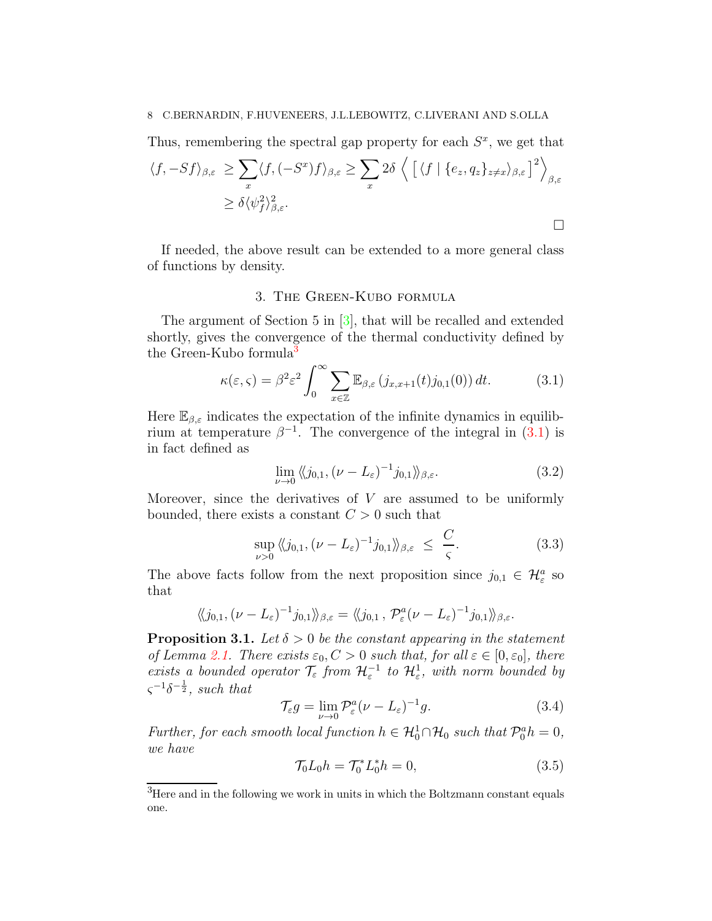Thus, remembering the spectral gap property for each $S^x$, we get that

$$
\begin{aligned}
\langle f, -Sf \rangle_{\beta,\varepsilon} &\geq \sum_x \langle f, (-S^x) f \rangle_{\beta,\varepsilon} \geq \sum_x 2\delta \left\langle \left[ \langle f \mid \{e_z, q_z\}_{z \neq x} \rangle_{\beta,\varepsilon} \right]^2 \right\rangle_{\beta,\varepsilon} \\
&\geq \delta \langle \psi_f^2 \rangle_{\beta,\varepsilon}^2.
\end{aligned}
$$

□

If needed, the above result can be extended to a more general class of functions by density.

## 3. The Green-Kubo formula

The argument of Section 5 in [3], that will be recalled and extended shortly, gives the convergence of the thermal conductivity defined by the Green-Kubo formula[3]

$$
\kappa(\varepsilon, \varsigma) = \beta^2 \varepsilon^2 \int_0^\infty \sum_{x \in \mathbb{Z}} \mathbb{E}_{\beta,\varepsilon} \left( j_{x,x+1}(t) j_{0,1}(0) \right) dt. \tag{3.1}
$$

Here $\mathbb{E}_{\beta,\varepsilon}$ indicates the expectation of the infinite dynamics in equilibrium at temperature $\beta^{-1}$. The convergence of the integral in (3.1) is in fact defined as

$$
\lim_{\nu \to 0} \langle\!\langle j_{0,1}, (\nu - L_\varepsilon)^{-1} j_{0,1} \rangle\!\rangle_{\beta,\varepsilon}. \tag{3.2}
$$

Moreover, since the derivatives of $V$ are assumed to be uniformly bounded, there exists a constant $C > 0$ such that

$$
\sup_{\nu > 0} \langle\!\langle j_{0,1}, (\nu - L_\varepsilon)^{-1} j_{0,1} \rangle\!\rangle_{\beta,\varepsilon} \;\leq\; \frac{C}{\varsigma}. \tag{3.3}
$$

The above facts follow from the next proposition since $j_{0,1} \in \mathcal{H}_\varepsilon^a$ so that

$$
\langle\!\langle j_{0,1}, (\nu - L_\varepsilon)^{-1} j_{0,1} \rangle\!\rangle_{\beta,\varepsilon} = \langle\!\langle j_{0,1} \,,\, \mathcal{P}_\varepsilon^a (\nu - L_\varepsilon)^{-1} j_{0,1} \rangle\!\rangle_{\beta,\varepsilon}.
$$

**Proposition 3.1.** *Let $\delta > 0$ be the constant appearing in the statement of Lemma 2.1. There exists $\varepsilon_0, C > 0$ such that, for all $\varepsilon \in [0, \varepsilon_0]$, there exists a bounded operator $\mathcal{T}_\varepsilon$ from $\mathcal{H}_\varepsilon^{-1}$ to $\mathcal{H}_\varepsilon^1$, with norm bounded by $\varsigma^{-1}\delta^{-\frac{1}{2}}$, such that*

$$
\mathcal{T}_\varepsilon g = \lim_{\nu \to 0} \mathcal{P}_\varepsilon^a (\nu - L_\varepsilon)^{-1} g. \tag{3.4}
$$

*Further, for each smooth local function $h \in \mathcal{H}_0^1 \cap \mathcal{H}_0$ such that $\mathcal{P}_0^a h = 0$, we have*

$$
\mathcal{T}_0 L_0 h = \mathcal{T}_0^* L_0^* h = 0, \tag{3.5}
$$

[3] Here and in the following we work in units in which the Boltzmann constant equals one.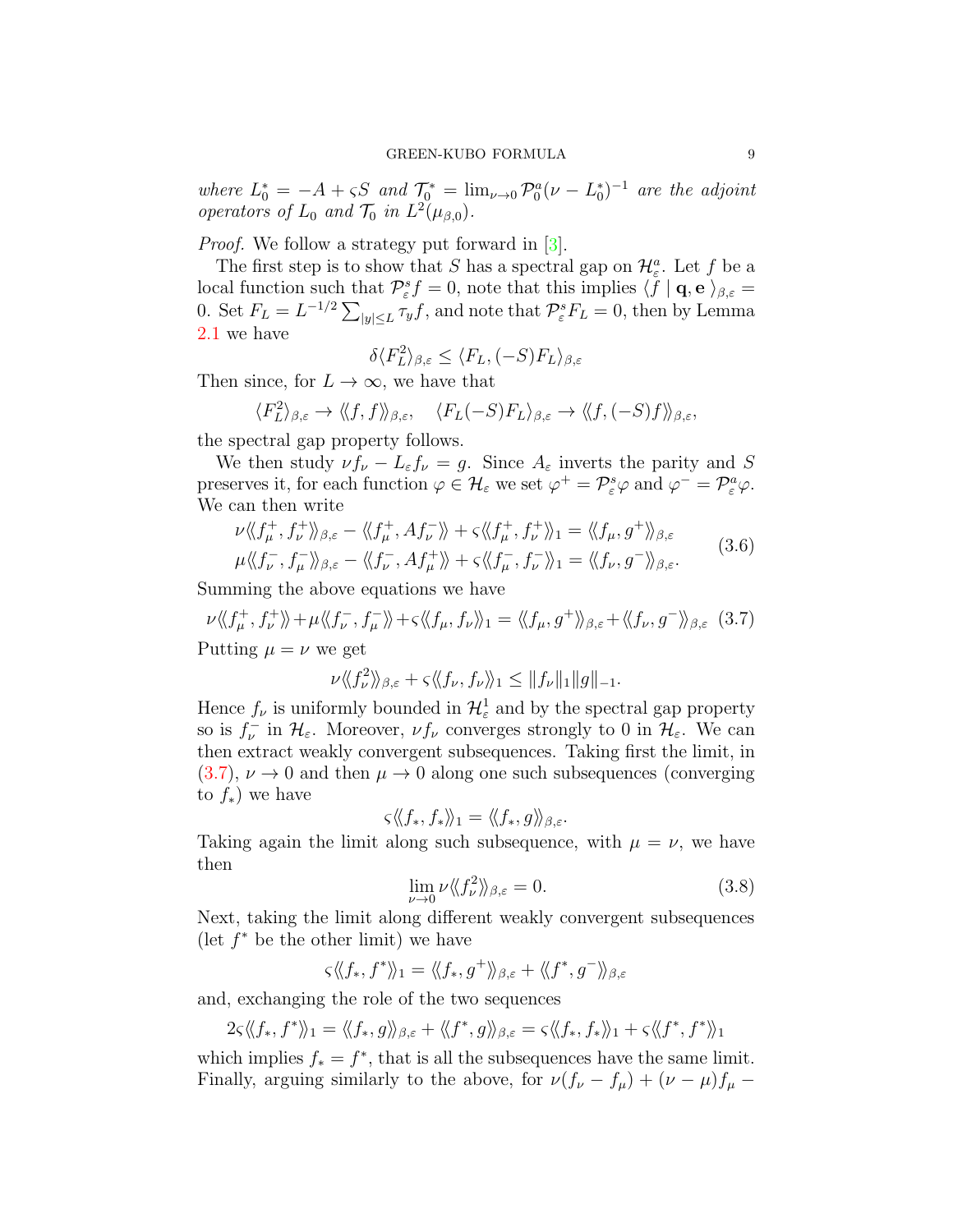*where* $L_0^* = -A + \varsigma S$ *and* $\mathcal{T}_0^* = \lim_{\nu\to 0} \mathcal{P}_0^a(\nu - L_0^*)^{-1}$ *are the adjoint operators of* $L_0$ *and* $\mathcal{T}_0$ *in* $L^2(\mu_{\beta,0})$.

*Proof.* We follow a strategy put forward in [3].

The first step is to show that $S$ has a spectral gap on $\mathcal{H}_\varepsilon^a$. Let $f$ be a local function such that $\mathcal{P}_\varepsilon^s f = 0$, note that this implies $\langle f \mid \mathbf{q}, \mathbf{e} \rangle_{\beta,\varepsilon} = 0$. Set $F_L = L^{-1/2} \sum_{|y|\leq L} \tau_y f$, and note that $\mathcal{P}_\varepsilon^s F_L = 0$, then by Lemma 2.1 we have

$$\delta \langle F_L^2 \rangle_{\beta,\varepsilon} \leq \langle F_L, (-S) F_L \rangle_{\beta,\varepsilon}$$

Then since, for $L \to \infty$, we have that

$$\langle F_L^2 \rangle_{\beta,\varepsilon} \to \langle\!\langle f, f \rangle\!\rangle_{\beta,\varepsilon}, \quad \langle F_L(-S) F_L \rangle_{\beta,\varepsilon} \to \langle\!\langle f, (-S) f \rangle\!\rangle_{\beta,\varepsilon},$$

the spectral gap property follows.

We then study $\nu f_\nu - L_\varepsilon f_\nu = g$. Since $A_\varepsilon$ inverts the parity and $S$ preserves it, for each function $\varphi \in \mathcal{H}_\varepsilon$ we set $\varphi^+ = \mathcal{P}_\varepsilon^s \varphi$ and $\varphi^- = \mathcal{P}_\varepsilon^a \varphi$. We can then write

$$\begin{aligned}
&\nu \langle\!\langle f_\mu^+, f_\nu^+ \rangle\!\rangle_{\beta,\varepsilon} - \langle\!\langle f_\mu^+, A f_\nu^- \rangle\!\rangle + \varsigma \langle\!\langle f_\mu^+, f_\nu^+ \rangle\!\rangle_1 = \langle\!\langle f_\mu, g^+ \rangle\!\rangle_{\beta,\varepsilon} \\
&\mu \langle\!\langle f_\nu^-, f_\mu^- \rangle\!\rangle_{\beta,\varepsilon} - \langle\!\langle f_\nu^-, A f_\mu^+ \rangle\!\rangle + \varsigma \langle\!\langle f_\mu^-, f_\nu^- \rangle\!\rangle_1 = \langle\!\langle f_\nu, g^- \rangle\!\rangle_{\beta,\varepsilon}.
\end{aligned} \tag{3.6}$$

Summing the above equations we have

$$\nu \langle\!\langle f_\mu^+, f_\nu^+ \rangle\!\rangle + \mu \langle\!\langle f_\nu^-, f_\mu^- \rangle\!\rangle + \varsigma \langle\!\langle f_\mu, f_\nu \rangle\!\rangle_1 = \langle\!\langle f_\mu, g^+ \rangle\!\rangle_{\beta,\varepsilon} + \langle\!\langle f_\nu, g^- \rangle\!\rangle_{\beta,\varepsilon} \tag{3.7}$$

Putting $\mu = \nu$ we get

$$\nu \langle\!\langle f_\nu^2 \rangle\!\rangle_{\beta,\varepsilon} + \varsigma \langle\!\langle f_\nu, f_\nu \rangle\!\rangle_1 \leq \|f_\nu\|_1 \|g\|_{-1}.$$

Hence $f_\nu$ is uniformly bounded in $\mathcal{H}_\varepsilon^1$ and by the spectral gap property so is $f_\nu^-$ in $\mathcal{H}_\varepsilon$. Moreover, $\nu f_\nu$ converges strongly to 0 in $\mathcal{H}_\varepsilon$. We can then extract weakly convergent subsequences. Taking first the limit, in (3.7), $\nu \to 0$ and then $\mu \to 0$ along one such subsequences (converging to $f_*$) we have

$$\varsigma \langle\!\langle f_*, f_* \rangle\!\rangle_1 = \langle\!\langle f_*, g \rangle\!\rangle_{\beta,\varepsilon}.$$

Taking again the limit along such subsequence, with $\mu = \nu$, we have then

$$\lim_{\nu\to 0} \nu \langle\!\langle f_\nu^2 \rangle\!\rangle_{\beta,\varepsilon} = 0. \tag{3.8}$$

Next, taking the limit along different weakly convergent subsequences (let $f^*$ be the other limit) we have

$$\varsigma \langle\!\langle f_*, f^* \rangle\!\rangle_1 = \langle\!\langle f_*, g^+ \rangle\!\rangle_{\beta,\varepsilon} + \langle\!\langle f^*, g^- \rangle\!\rangle_{\beta,\varepsilon}$$

and, exchanging the role of the two sequences

$$2\varsigma \langle\!\langle f_*, f^* \rangle\!\rangle_1 = \langle\!\langle f_*, g \rangle\!\rangle_{\beta,\varepsilon} + \langle\!\langle f^*, g \rangle\!\rangle_{\beta,\varepsilon} = \varsigma \langle\!\langle f_*, f_* \rangle\!\rangle_1 + \varsigma \langle\!\langle f^*, f^* \rangle\!\rangle_1$$

which implies $f_* = f^*$, that is all the subsequences have the same limit. Finally, arguing similarly to the above, for $\nu(f_\nu - f_\mu) + (\nu - \mu) f_\mu -$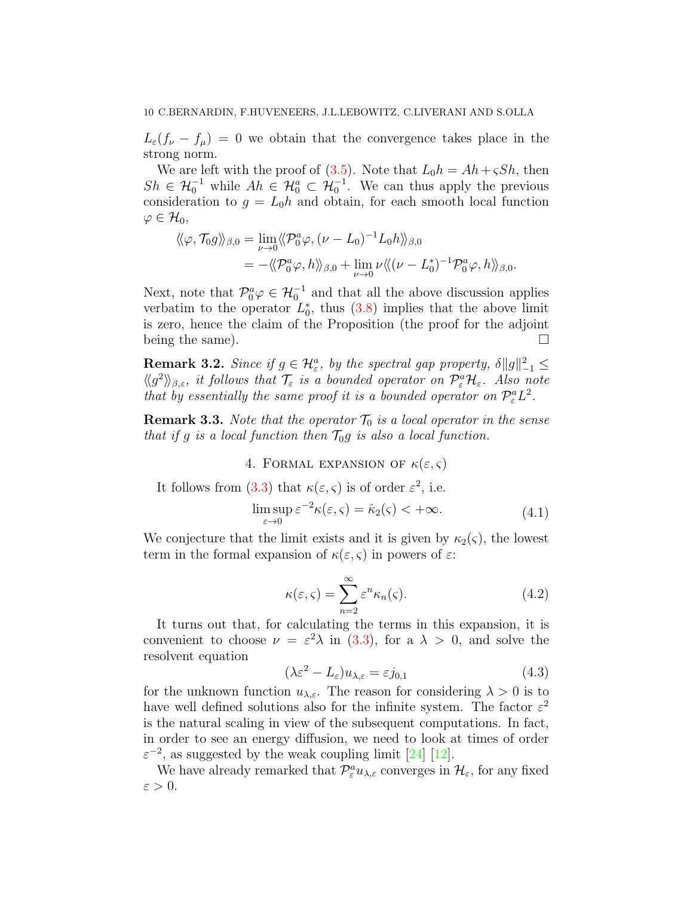$L_\varepsilon(f_\nu - f_\mu) = 0$ we obtain that the convergence takes place in the strong norm.

We are left with the proof of (3.5). Note that $L_0 h = Ah + \varsigma Sh$, then $Sh \in \mathcal{H}_0^{-1}$ while $Ah \in \mathcal{H}_0^a \subset \mathcal{H}_0^{-1}$. We can thus apply the previous consideration to $g = L_0 h$ and obtain, for each smooth local function $\varphi \in \mathcal{H}_0$,

$$
\begin{aligned}
\langle\!\langle \varphi, \mathcal{T}_0 g \rangle\!\rangle_{\beta,0} &= \lim_{\nu \to 0} \langle\!\langle \mathcal{P}_0^a \varphi, (\nu - L_0)^{-1} L_0 h \rangle\!\rangle_{\beta,0} \\
&= -\langle\!\langle \mathcal{P}_0^a \varphi, h \rangle\!\rangle_{\beta,0} + \lim_{\nu \to 0} \nu \langle\!\langle (\nu - L_0^*)^{-1} \mathcal{P}_0^a \varphi, h \rangle\!\rangle_{\beta,0}.
\end{aligned}
$$

Next, note that $\mathcal{P}_0^a \varphi \in \mathcal{H}_0^{-1}$ and that all the above discussion applies verbatim to the operator $L_0^*$, thus (3.8) implies that the above limit is zero, hence the claim of the Proposition (the proof for the adjoint being the same). $\square$

**Remark 3.2.** *Since if $g \in \mathcal{H}_\varepsilon^a$, by the spectral gap property, $\delta \|g\|_{-1}^2 \leq \langle\!\langle g^2 \rangle\!\rangle_{\beta,\varepsilon}$, it follows that $\mathcal{T}_\varepsilon$ is a bounded operator on $\mathcal{P}_\varepsilon^a \mathcal{H}_\varepsilon$. Also note that by essentially the same proof it is a bounded operator on $\mathcal{P}_\varepsilon^a L^2$.*

**Remark 3.3.** *Note that the operator $\mathcal{T}_0$ is a local operator in the sense that if $g$ is a local function then $\mathcal{T}_0 g$ is also a local function.*

## 4. Formal expansion of $\kappa(\varepsilon, \varsigma)$

It follows from (3.3) that $\kappa(\varepsilon, \varsigma)$ is of order $\varepsilon^2$, i.e.

$$
\limsup_{\varepsilon \to 0} \varepsilon^{-2} \kappa(\varepsilon, \varsigma) = \hat{\kappa}_2(\varsigma) < +\infty. \tag{4.1}
$$

We conjecture that the limit exists and it is given by $\kappa_2(\varsigma)$, the lowest term in the formal expansion of $\kappa(\varepsilon, \varsigma)$ in powers of $\varepsilon$:

$$
\kappa(\varepsilon, \varsigma) = \sum_{n=2}^{\infty} \varepsilon^n \kappa_n(\varsigma). \tag{4.2}
$$

It turns out that, for calculating the terms in this expansion, it is convenient to choose $\nu = \varepsilon^2 \lambda$ in (3.3), for a $\lambda > 0$, and solve the resolvent equation

$$
(\lambda \varepsilon^2 - L_\varepsilon) u_{\lambda,\varepsilon} = \varepsilon j_{0,1} \tag{4.3}
$$

for the unknown function $u_{\lambda,\varepsilon}$. The reason for considering $\lambda > 0$ is to have well defined solutions also for the infinite system. The factor $\varepsilon^2$ is the natural scaling in view of the subsequent computations. In fact, in order to see an energy diffusion, we need to look at times of order $\varepsilon^{-2}$, as suggested by the weak coupling limit [24] [12].

We have already remarked that $\mathcal{P}_\varepsilon^a u_{\lambda,\varepsilon}$ converges in $\mathcal{H}_\varepsilon$, for any fixed $\varepsilon > 0$.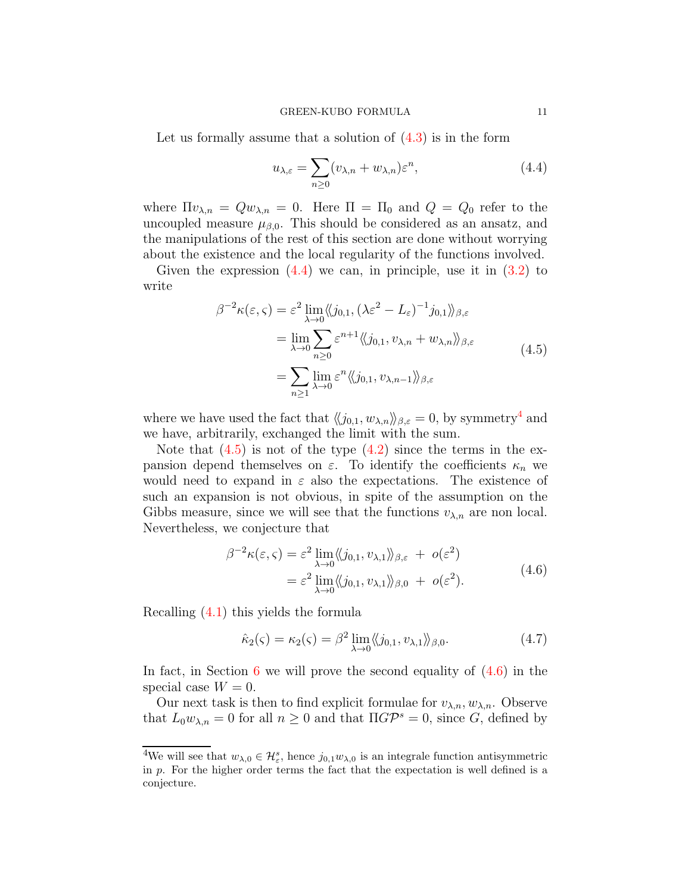Let us formally assume that a solution of (4.3) is in the form

$$u_{\lambda,\varepsilon} = \sum_{n\geq 0}(v_{\lambda,n} + w_{\lambda,n})\varepsilon^n, \tag{4.4}$$

where $\Pi v_{\lambda,n} = Q w_{\lambda,n} = 0$. Here $\Pi = \Pi_0$ and $Q = Q_0$ refer to the uncoupled measure $\mu_{\beta,0}$. This should be considered as an ansatz, and the manipulations of the rest of this section are done without worrying about the existence and the local regularity of the functions involved.

Given the expression (4.4) we can, in principle, use it in (3.2) to write

$$\begin{aligned}
\beta^{-2}\kappa(\varepsilon,\varsigma) &= \varepsilon^2 \lim_{\lambda\to 0} \langle\!\langle j_{0,1}, (\lambda\varepsilon^2 - L_\varepsilon)^{-1} j_{0,1}\rangle\!\rangle_{\beta,\varepsilon} \\
&= \lim_{\lambda\to 0} \sum_{n\geq 0} \varepsilon^{n+1} \langle\!\langle j_{0,1}, v_{\lambda,n} + w_{\lambda,n}\rangle\!\rangle_{\beta,\varepsilon} \\
&= \sum_{n\geq 1} \lim_{\lambda\to 0} \varepsilon^{n} \langle\!\langle j_{0,1}, v_{\lambda,n-1}\rangle\!\rangle_{\beta,\varepsilon}
\end{aligned} \tag{4.5}$$

where we have used the fact that $\langle\!\langle j_{0,1}, w_{\lambda,n}\rangle\!\rangle_{\beta,\varepsilon} = 0$, by symmetry[4] and we have, arbitrarily, exchanged the limit with the sum.

Note that (4.5) is not of the type (4.2) since the terms in the expansion depend themselves on $\varepsilon$. To identify the coefficients $\kappa_n$ we would need to expand in $\varepsilon$ also the expectations. The existence of such an expansion is not obvious, in spite of the assumption on the Gibbs measure, since we will see that the functions $v_{\lambda,n}$ are non local. Nevertheless, we conjecture that

$$\begin{aligned}
\beta^{-2}\kappa(\varepsilon,\varsigma) &= \varepsilon^2 \lim_{\lambda\to 0} \langle\!\langle j_{0,1}, v_{\lambda,1}\rangle\!\rangle_{\beta,\varepsilon} \; + \; o(\varepsilon^2) \\
&= \varepsilon^2 \lim_{\lambda\to 0} \langle\!\langle j_{0,1}, v_{\lambda,1}\rangle\!\rangle_{\beta,0} \; + \; o(\varepsilon^2).
\end{aligned} \tag{4.6}$$

Recalling (4.1) this yields the formula

$$\hat\kappa_2(\varsigma) = \kappa_2(\varsigma) = \beta^2 \lim_{\lambda\to 0} \langle\!\langle j_{0,1}, v_{\lambda,1}\rangle\!\rangle_{\beta,0}. \tag{4.7}$$

In fact, in Section 6 we will prove the second equality of (4.6) in the special case $W = 0$.

Our next task is then to find explicit formulae for $v_{\lambda,n}, w_{\lambda,n}$. Observe that $L_0 w_{\lambda,n} = 0$ for all $n \geq 0$ and that $\Pi G \mathcal{P}^s = 0$, since $G$, defined by

[4] We will see that $w_{\lambda,0} \in \mathcal{H}^s_\varepsilon$, hence $j_{0,1}w_{\lambda,0}$ is an integrale function antisymmetric in $p$. For the higher order terms the fact that the expectation is well defined is a conjecture.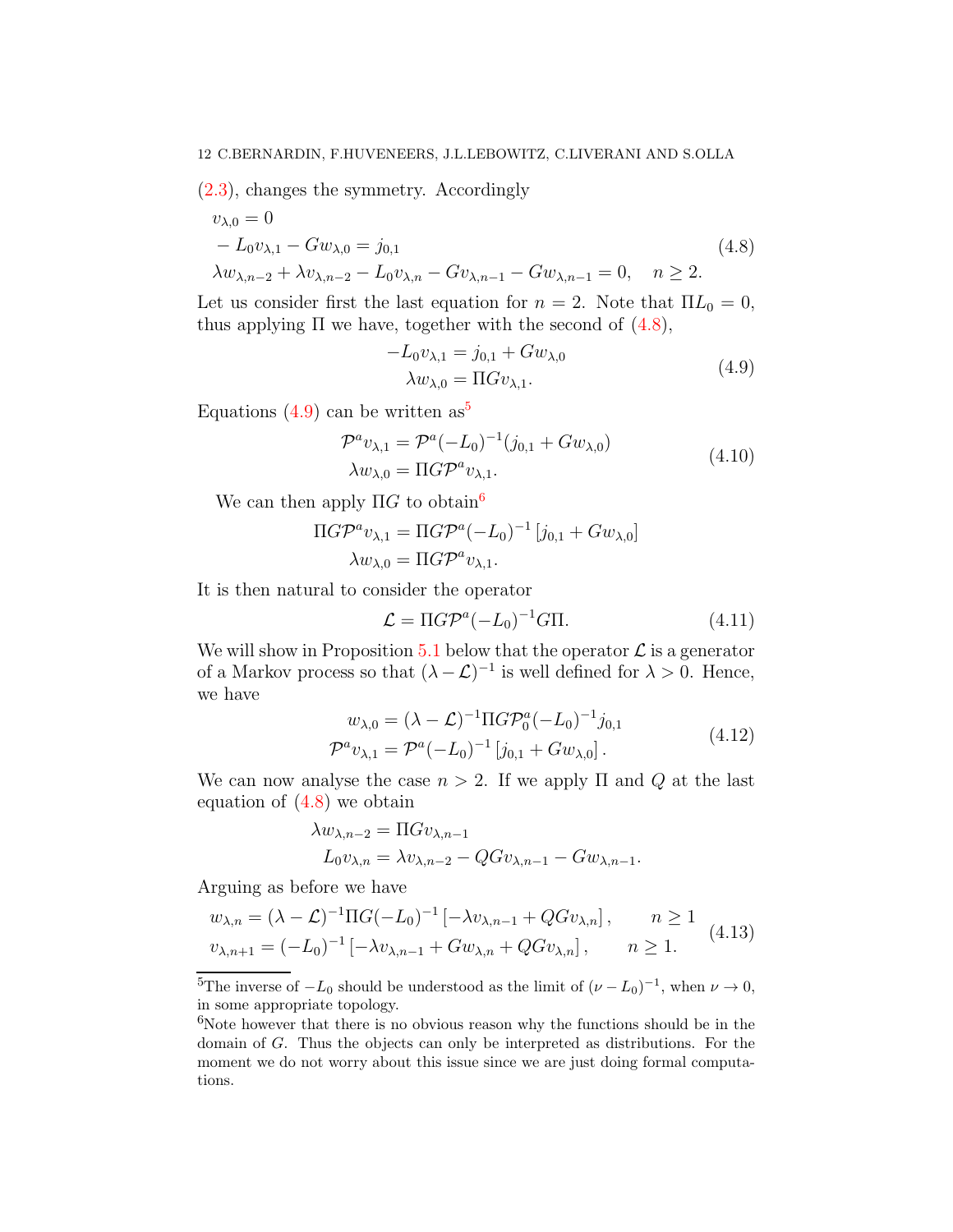(2.3), changes the symmetry. Accordingly

$$
\begin{aligned}
&v_{\lambda,0} = 0 \\
&-L_0 v_{\lambda,1} - G w_{\lambda,0} = j_{0,1} \\
&\lambda w_{\lambda,n-2} + \lambda v_{\lambda,n-2} - L_0 v_{\lambda,n} - G v_{\lambda,n-1} - G w_{\lambda,n-1} = 0, \quad n \geq 2.
\end{aligned}
\tag{4.8}
$$

Let us consider first the last equation for $n = 2$. Note that $\Pi L_0 = 0$, thus applying $\Pi$ we have, together with the second of (4.8),

$$
\begin{aligned}
-L_0 v_{\lambda,1} &= j_{0,1} + G w_{\lambda,0} \\
\lambda w_{\lambda,0} &= \Pi G v_{\lambda,1}.
\end{aligned}
\tag{4.9}
$$

Equations (4.9) can be written as[5]

$$
\begin{aligned}
\mathcal{P}^a v_{\lambda,1} &= \mathcal{P}^a (-L_0)^{-1} (j_{0,1} + G w_{\lambda,0}) \\
\lambda w_{\lambda,0} &= \Pi G \mathcal{P}^a v_{\lambda,1}.
\end{aligned}
\tag{4.10}
$$

We can then apply $\Pi G$ to obtain[6]

$$
\begin{aligned}
\Pi G \mathcal{P}^a v_{\lambda,1} &= \Pi G \mathcal{P}^a (-L_0)^{-1} \left[ j_{0,1} + G w_{\lambda,0} \right] \\
\lambda w_{\lambda,0} &= \Pi G \mathcal{P}^a v_{\lambda,1}.
\end{aligned}
$$

It is then natural to consider the operator

$$
\mathcal{L} = \Pi G \mathcal{P}^a (-L_0)^{-1} G \Pi.
\tag{4.11}
$$

We will show in Proposition 5.1 below that the operator $\mathcal{L}$ is a generator of a Markov process so that $(\lambda - \mathcal{L})^{-1}$ is well defined for $\lambda > 0$. Hence, we have

$$
\begin{aligned}
w_{\lambda,0} &= (\lambda - \mathcal{L})^{-1} \Pi G \mathcal{P}^a_0 (-L_0)^{-1} j_{0,1} \\
\mathcal{P}^a v_{\lambda,1} &= \mathcal{P}^a (-L_0)^{-1} \left[ j_{0,1} + G w_{\lambda,0} \right].
\end{aligned}
\tag{4.12}
$$

We can now analyse the case $n > 2$. If we apply $\Pi$ and $Q$ at the last equation of (4.8) we obtain

$$
\begin{aligned}
\lambda w_{\lambda,n-2} &= \Pi G v_{\lambda,n-1} \\
L_0 v_{\lambda,n} &= \lambda v_{\lambda,n-2} - Q G v_{\lambda,n-1} - G w_{\lambda,n-1}.
\end{aligned}
$$

Arguing as before we have

$$
\begin{aligned}
w_{\lambda,n} &= (\lambda - \mathcal{L})^{-1} \Pi G (-L_0)^{-1} \left[ -\lambda v_{\lambda,n-1} + Q G v_{\lambda,n} \right], \qquad n \geq 1 \\
v_{\lambda,n+1} &= (-L_0)^{-1} \left[ -\lambda v_{\lambda,n-1} + G w_{\lambda,n} + Q G v_{\lambda,n} \right], \qquad n \geq 1.
\end{aligned}
\tag{4.13}
$$

---

[5] The inverse of $-L_0$ should be understood as the limit of $(\nu - L_0)^{-1}$, when $\nu \to 0$, in some appropriate topology.

[6] Note however that there is no obvious reason why the functions should be in the domain of $G$. Thus the objects can only be interpreted as distributions. For the moment we do not worry about this issue since we are just doing formal computations.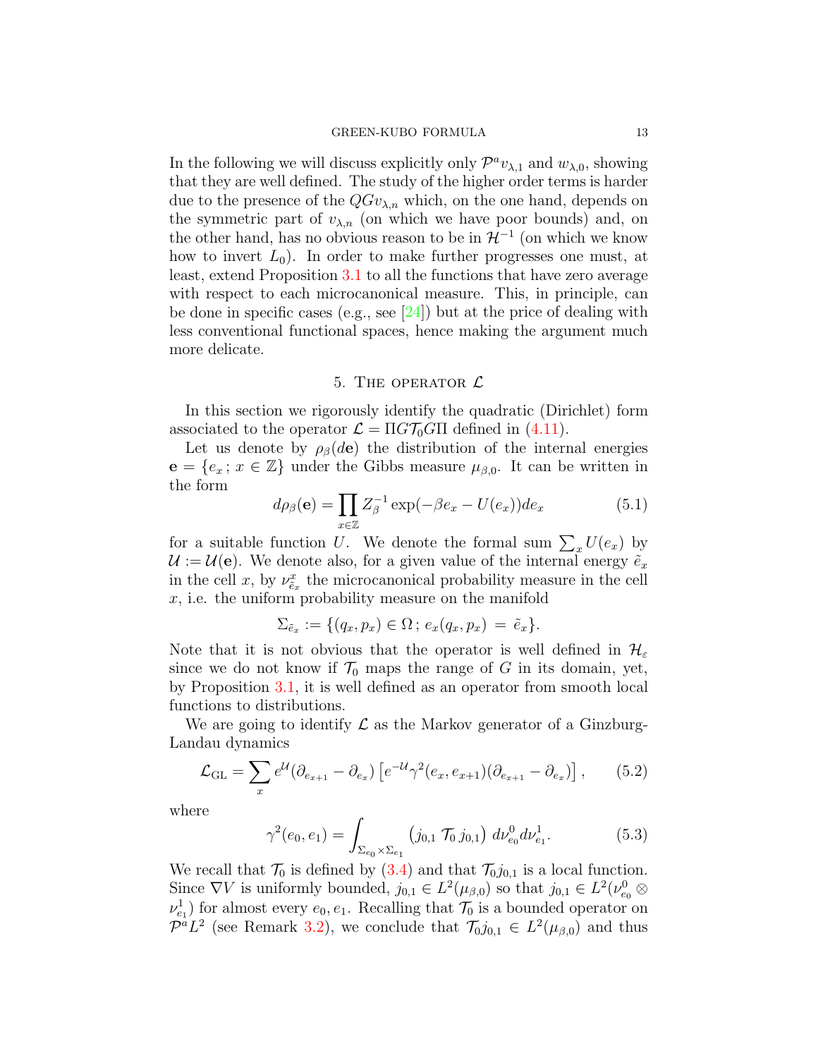In the following we will discuss explicitly only $\mathcal{P}^a v_{\lambda,1}$ and $w_{\lambda,0}$, showing that they are well defined. The study of the higher order terms is harder due to the presence of the $QGv_{\lambda,n}$ which, on the one hand, depends on the symmetric part of $v_{\lambda,n}$ (on which we have poor bounds) and, on the other hand, has no obvious reason to be in $\mathcal{H}^{-1}$ (on which we know how to invert $L_0$). In order to make further progresses one must, at least, extend Proposition 3.1 to all the functions that have zero average with respect to each microcanonical measure. This, in principle, can be done in specific cases (e.g., see [24]) but at the price of dealing with less conventional functional spaces, hence making the argument much more delicate.

## 5. The operator $\mathcal{L}$

In this section we rigorously identify the quadratic (Dirichlet) form associated to the operator $\mathcal{L} = \Pi G \mathcal{T}_0 G \Pi$ defined in (4.11).

Let us denote by $\rho_\beta(d\mathbf{e})$ the distribution of the internal energies $\mathbf{e} = \{e_x\,;\, x \in \mathbb{Z}\}$ under the Gibbs measure $\mu_{\beta,0}$. It can be written in the form

$$d\rho_\beta(\mathbf{e}) = \prod_{x\in\mathbb{Z}} Z_\beta^{-1} \exp(-\beta e_x - U(e_x)) de_x \tag{5.1}$$

for a suitable function $U$. We denote the formal sum $\sum_x U(e_x)$ by $\mathcal{U} := \mathcal{U}(\mathbf{e})$. We denote also, for a given value of the internal energy $\tilde{e}_x$ in the cell $x$, by $\nu^x_{\tilde{e}_x}$ the microcanonical probability measure in the cell $x$, i.e. the uniform probability measure on the manifold

$$\Sigma_{\tilde{e}_x} := \{(q_x, p_x) \in \Omega\,;\, e_x(q_x,p_x) \;=\; \tilde{e}_x\}.$$

Note that it is not obvious that the operator is well defined in $\mathcal{H}_\varepsilon$ since we do not know if $\mathcal{T}_0$ maps the range of $G$ in its domain, yet, by Proposition 3.1, it is well defined as an operator from smooth local functions to distributions.

We are going to identify $\mathcal{L}$ as the Markov generator of a Ginzburg-Landau dynamics

$$\mathcal{L}_{\rm GL} = \sum_x e^{\mathcal{U}}(\partial_{e_{x+1}} - \partial_{e_x}) \left[ e^{-\mathcal{U}} \gamma^2(e_x, e_{x+1})(\partial_{e_{x+1}} - \partial_{e_x}) \right], \tag{5.2}$$

where

$$\gamma^2(e_0, e_1) = \int_{\Sigma_{e_0}\times\Sigma_{e_1}} \left( j_{0,1}\; \mathcal{T}_0\, j_{0,1} \right)\, d\nu^0_{e_0} d\nu^1_{e_1}. \tag{5.3}$$

We recall that $\mathcal{T}_0$ is defined by (3.4) and that $\mathcal{T}_0 j_{0,1}$ is a local function. Since $\nabla V$ is uniformly bounded, $j_{0,1} \in L^2(\mu_{\beta,0})$ so that $j_{0,1} \in L^2(\nu^0_{e_0} \otimes \nu^1_{e_1})$ for almost every $e_0, e_1$. Recalling that $\mathcal{T}_0$ is a bounded operator on $\mathcal{P}^a L^2$ (see Remark 3.2), we conclude that $\mathcal{T}_0 j_{0,1} \in L^2(\mu_{\beta,0})$ and thus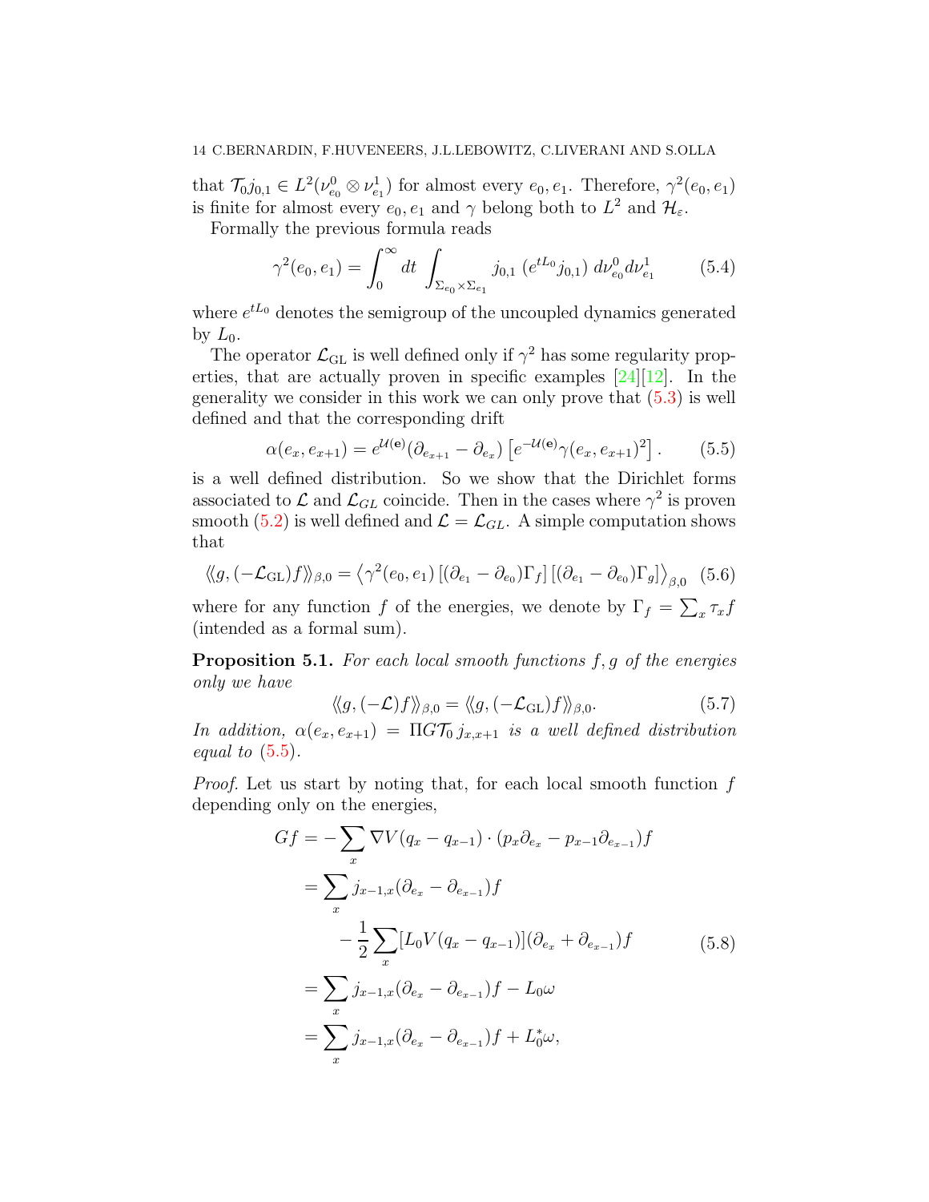that $\mathcal{T}_0 j_{0,1} \in L^2(\nu^0_{e_0} \otimes \nu^1_{e_1})$ for almost every $e_0, e_1$. Therefore, $\gamma^2(e_0, e_1)$ is finite for almost every $e_0, e_1$ and $\gamma$ belong both to $L^2$ and $\mathcal{H}_\varepsilon$.

Formally the previous formula reads

$$\gamma^2(e_0, e_1) = \int_0^\infty dt \int_{\Sigma_{e_0} \times \Sigma_{e_1}} j_{0,1}\,(e^{tL_0} j_{0,1})\, d\nu^0_{e_0} d\nu^1_{e_1} \tag{5.4}$$

where $e^{tL_0}$ denotes the semigroup of the uncoupled dynamics generated by $L_0$.

The operator $\mathcal{L}_{\text{GL}}$ is well defined only if $\gamma^2$ has some regularity properties, that are actually proven in specific examples [24][12]. In the generality we consider in this work we can only prove that (5.3) is well defined and that the corresponding drift

$$\alpha(e_x, e_{x+1}) = e^{\mathcal{U}(\mathbf{e})}(\partial_{e_{x+1}} - \partial_{e_x}) \left[e^{-\mathcal{U}(\mathbf{e})} \gamma(e_x, e_{x+1})^2\right]. \tag{5.5}$$

is a well defined distribution. So we show that the Dirichlet forms associated to $\mathcal{L}$ and $\mathcal{L}_{GL}$ coincide. Then in the cases where $\gamma^2$ is proven smooth (5.2) is well defined and $\mathcal{L} = \mathcal{L}_{GL}$. A simple computation shows that

$$\langle\!\langle g, (-\mathcal{L}_{\text{GL}}) f \rangle\!\rangle_{\beta,0} = \left\langle \gamma^2(e_0, e_1) \left[(\partial_{e_1} - \partial_{e_0})\Gamma_f\right] \left[(\partial_{e_1} - \partial_{e_0})\Gamma_g\right] \right\rangle_{\beta,0} \tag{5.6}$$

where for any function $f$ of the energies, we denote by $\Gamma_f = \sum_x \tau_x f$ (intended as a formal sum).

**Proposition 5.1.** *For each local smooth functions $f, g$ of the energies only we have*

$$\langle\!\langle g, (-\mathcal{L}) f \rangle\!\rangle_{\beta,0} = \langle\!\langle g, (-\mathcal{L}_{\text{GL}}) f \rangle\!\rangle_{\beta,0}. \tag{5.7}$$

*In addition, $\alpha(e_x, e_{x+1}) = \Pi G \mathcal{T}_0\, j_{x,x+1}$ is a well defined distribution equal to (5.5).*

*Proof.* Let us start by noting that, for each local smooth function $f$ depending only on the energies,

$$\begin{aligned}
Gf &= -\sum_x \nabla V(q_x - q_{x-1}) \cdot (p_x \partial_{e_x} - p_{x-1} \partial_{e_{x-1}}) f \\
&= \sum_x j_{x-1,x} (\partial_{e_x} - \partial_{e_{x-1}}) f \\
&\quad - \frac{1}{2} \sum_x [L_0 V(q_x - q_{x-1})] (\partial_{e_x} + \partial_{e_{x-1}}) f \\
&= \sum_x j_{x-1,x} (\partial_{e_x} - \partial_{e_{x-1}}) f - L_0 \omega \\
&= \sum_x j_{x-1,x} (\partial_{e_x} - \partial_{e_{x-1}}) f + L_0^* \omega,
\end{aligned} \tag{5.8}$$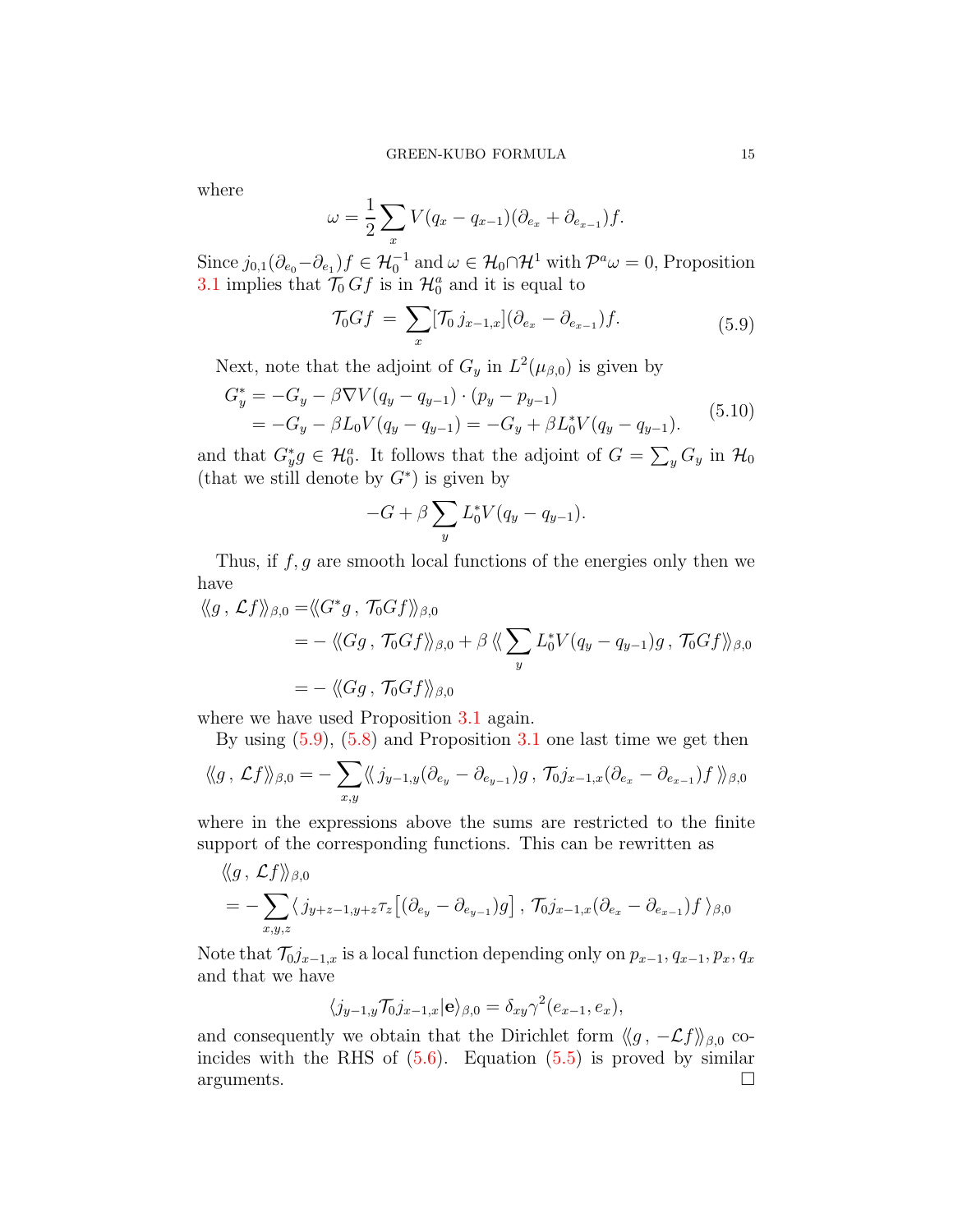where

$$\omega = \frac{1}{2}\sum_x V(q_x - q_{x-1})(\partial_{e_x} + \partial_{e_{x-1}})f.$$

Since $j_{0,1}(\partial_{e_0} - \partial_{e_1})f \in \mathcal{H}_0^{-1}$ and $\omega \in \mathcal{H}_0 \cap \mathcal{H}^1$ with $\mathcal{P}^a\omega = 0$, Proposition 3.1 implies that $\mathcal{T}_0\, Gf$ is in $\mathcal{H}_0^a$ and it is equal to

$$\mathcal{T}_0 Gf \;=\; \sum_x [\mathcal{T}_0\, j_{x-1,x}](\partial_{e_x} - \partial_{e_{x-1}})f. \tag{5.9}$$

Next, note that the adjoint of $G_y$ in $L^2(\mu_{\beta,0})$ is given by

$$\begin{aligned} G_y^* &= -G_y - \beta \nabla V(q_y - q_{y-1}) \cdot (p_y - p_{y-1}) \\ &= -G_y - \beta L_0 V(q_y - q_{y-1}) = -G_y + \beta L_0^* V(q_y - q_{y-1}). \end{aligned} \tag{5.10}$$

and that $G_y^* g \in \mathcal{H}_0^a$. It follows that the adjoint of $G = \sum_y G_y$ in $\mathcal{H}_0$ (that we still denote by $G^*$) is given by

$$-G + \beta \sum_y L_0^* V(q_y - q_{y-1}).$$

Thus, if $f, g$ are smooth local functions of the energies only then we have

$$\begin{aligned} \langle\!\langle g\,,\, \mathcal{L}f\rangle\!\rangle_{\beta,0} =& \langle\!\langle G^* g\,,\, \mathcal{T}_0 Gf\rangle\!\rangle_{\beta,0} \\ &= -\,\langle\!\langle Gg\,,\, \mathcal{T}_0 Gf\rangle\!\rangle_{\beta,0} + \beta\,\langle\!\langle \sum_y L_0^* V(q_y - q_{y-1})g\,,\, \mathcal{T}_0 Gf\rangle\!\rangle_{\beta,0} \\ &= -\,\langle\!\langle Gg\,,\, \mathcal{T}_0 Gf\rangle\!\rangle_{\beta,0} \end{aligned}$$

where we have used Proposition 3.1 again.

By using (5.9), (5.8) and Proposition 3.1 one last time we get then

$$\langle\!\langle g\,,\, \mathcal{L}f\rangle\!\rangle_{\beta,0} = -\sum_{x,y} \langle\!\langle\, j_{y-1,y}(\partial_{e_y} - \partial_{e_{y-1}})g\,,\, \mathcal{T}_0 j_{x-1,x}(\partial_{e_x} - \partial_{e_{x-1}})f\,\rangle\!\rangle_{\beta,0}$$

where in the expressions above the sums are restricted to the finite support of the corresponding functions. This can be rewritten as

$$\begin{aligned} &\langle\!\langle g\,,\, \mathcal{L}f\rangle\!\rangle_{\beta,0} \\ &= -\sum_{x,y,z} \langle\, j_{y+z-1,y+z}\tau_z\big[(\partial_{e_y} - \partial_{e_{y-1}})g\big]\,,\, \mathcal{T}_0 j_{x-1,x}(\partial_{e_x} - \partial_{e_{x-1}})f\,\rangle_{\beta,0} \end{aligned}$$

Note that $\mathcal{T}_0 j_{x-1,x}$ is a local function depending only on $p_{x-1}, q_{x-1}, p_x, q_x$ and that we have

$$\langle j_{y-1,y}\mathcal{T}_0 j_{x-1,x}|\mathbf{e}\rangle_{\beta,0} = \delta_{xy}\gamma^2(e_{x-1}, e_x),$$

and consequently we obtain that the Dirichlet form $\langle\!\langle g\,,\, -\mathcal{L}f\rangle\!\rangle_{\beta,0}$ coincides with the RHS of (5.6). Equation (5.5) is proved by similar arguments. $\square$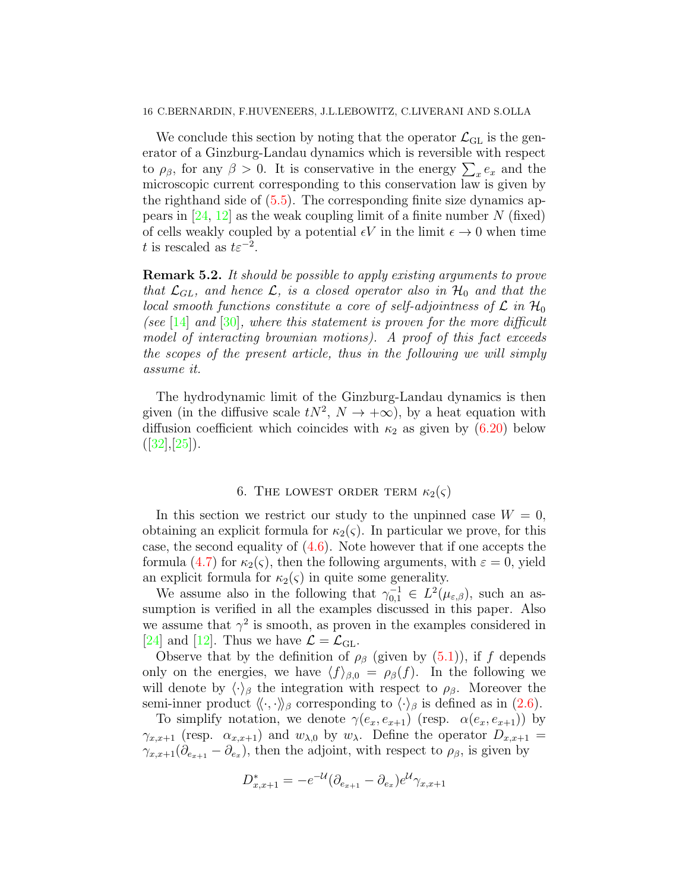We conclude this section by noting that the operator $\mathcal{L}_{\rm GL}$ is the generator of a Ginzburg-Landau dynamics which is reversible with respect to $\rho_\beta$, for any $\beta > 0$. It is conservative in the energy $\sum_x e_x$ and the microscopic current corresponding to this conservation law is given by the righthand side of (5.5). The corresponding finite size dynamics appears in [24, 12] as the weak coupling limit of a finite number $N$ (fixed) of cells weakly coupled by a potential $\epsilon V$ in the limit $\epsilon \to 0$ when time $t$ is rescaled as $t\varepsilon^{-2}$.

**Remark 5.2.** *It should be possible to apply existing arguments to prove that $\mathcal{L}_{GL}$, and hence $\mathcal{L}$, is a closed operator also in $\mathcal{H}_0$ and that the local smooth functions constitute a core of self-adjointness of $\mathcal{L}$ in $\mathcal{H}_0$ (see [14] and [30], where this statement is proven for the more difficult model of interacting brownian motions). A proof of this fact exceeds the scopes of the present article, thus in the following we will simply assume it.*

The hydrodynamic limit of the Ginzburg-Landau dynamics is then given (in the diffusive scale $tN^2$, $N \to +\infty$), by a heat equation with diffusion coefficient which coincides with $\kappa_2$ as given by (6.20) below ([32],[25]).

## 6. The lowest order term $\kappa_2(\varsigma)$

In this section we restrict our study to the unpinned case $W = 0$, obtaining an explicit formula for $\kappa_2(\varsigma)$. In particular we prove, for this case, the second equality of (4.6). Note however that if one accepts the formula (4.7) for $\kappa_2(\varsigma)$, then the following arguments, with $\varepsilon = 0$, yield an explicit formula for $\kappa_2(\varsigma)$ in quite some generality.

We assume also in the following that $\gamma_{0,1}^{-1} \in L^2(\mu_{\varepsilon,\beta})$, such an assumption is verified in all the examples discussed in this paper. Also we assume that $\gamma^2$ is smooth, as proven in the examples considered in [24] and [12]. Thus we have $\mathcal{L} = \mathcal{L}_{\rm GL}$.

Observe that by the definition of $\rho_\beta$ (given by (5.1)), if $f$ depends only on the energies, we have $\langle f\rangle_{\beta,0} = \rho_\beta(f)$. In the following we will denote by $\langle\cdot\rangle_\beta$ the integration with respect to $\rho_\beta$. Moreover the semi-inner product $\langle\!\langle\cdot,\cdot\rangle\!\rangle_\beta$ corresponding to $\langle\cdot\rangle_\beta$ is defined as in (2.6).

To simplify notation, we denote $\gamma(e_x, e_{x+1})$ (resp. $\alpha(e_x, e_{x+1})$) by $\gamma_{x,x+1}$ (resp. $\alpha_{x,x+1}$) and $w_{\lambda,0}$ by $w_\lambda$. Define the operator $D_{x,x+1} = \gamma_{x,x+1}(\partial_{e_{x+1}} - \partial_{e_x})$, then the adjoint, with respect to $\rho_\beta$, is given by

$$D^*_{x,x+1} = -e^{-\mathcal{U}}(\partial_{e_{x+1}} - \partial_{e_x})e^{\mathcal{U}}\gamma_{x,x+1}$$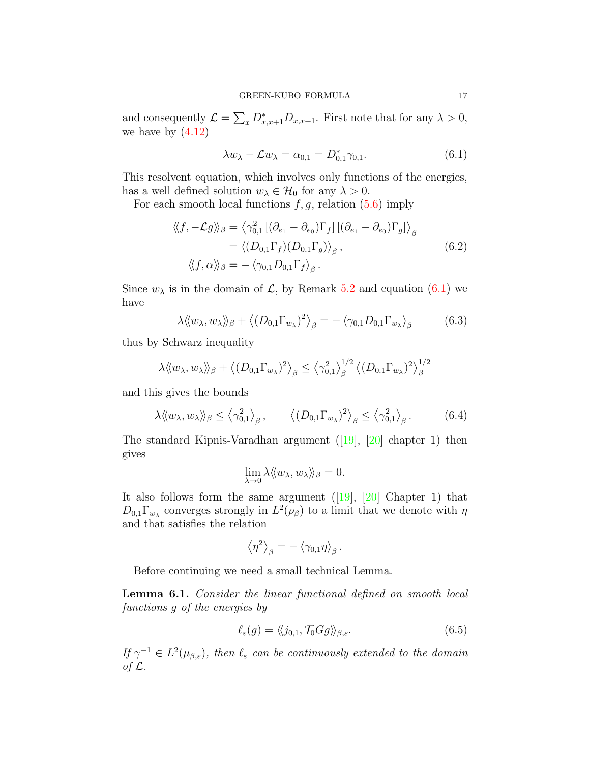and consequently $\mathcal{L} = \sum_x D^*_{x,x+1} D_{x,x+1}$. First note that for any $\lambda > 0$, we have by (4.12)

$$\lambda w_\lambda - \mathcal{L} w_\lambda = \alpha_{0,1} = D^*_{0,1}\gamma_{0,1}. \tag{6.1}$$

This resolvent equation, which involves only functions of the energies, has a well defined solution $w_\lambda \in \mathcal{H}_0$ for any $\lambda > 0$.

For each smooth local functions $f, g$, relation (5.6) imply

$$\begin{aligned}
\langle\!\langle f, -\mathcal{L} g \rangle\!\rangle_\beta &= \left\langle \gamma_{0,1}^2 \left[(\partial_{e_1} - \partial_{e_0})\Gamma_f\right]\left[(\partial_{e_1} - \partial_{e_0})\Gamma_g\right]\right\rangle_\beta \\
&= \left\langle (D_{0,1}\Gamma_f)(D_{0,1}\Gamma_g)\right\rangle_\beta , \\
\langle\!\langle f, \alpha \rangle\!\rangle_\beta &= -\left\langle \gamma_{0,1} D_{0,1}\Gamma_f \right\rangle_\beta .
\end{aligned} \tag{6.2}$$

Since $w_\lambda$ is in the domain of $\mathcal{L}$, by Remark 5.2 and equation (6.1) we have

$$\lambda \langle\!\langle w_\lambda, w_\lambda \rangle\!\rangle_\beta + \left\langle (D_{0,1}\Gamma_{w_\lambda})^2 \right\rangle_\beta = -\left\langle \gamma_{0,1} D_{0,1}\Gamma_{w_\lambda}\right\rangle_\beta \tag{6.3}$$

thus by Schwarz inequality

$$\lambda \langle\!\langle w_\lambda, w_\lambda \rangle\!\rangle_\beta + \left\langle (D_{0,1}\Gamma_{w_\lambda})^2 \right\rangle_\beta \le \left\langle \gamma_{0,1}^2\right\rangle_\beta^{1/2} \left\langle (D_{0,1}\Gamma_{w_\lambda})^2 \right\rangle_\beta^{1/2}$$

and this gives the bounds

$$\lambda \langle\!\langle w_\lambda, w_\lambda \rangle\!\rangle_\beta \le \left\langle \gamma_{0,1}^2\right\rangle_\beta , \qquad \left\langle (D_{0,1}\Gamma_{w_\lambda})^2 \right\rangle_\beta \le \left\langle \gamma_{0,1}^2\right\rangle_\beta . \tag{6.4}$$

The standard Kipnis-Varadhan argument ([19], [20] chapter 1) then gives

$$\lim_{\lambda\to 0} \lambda \langle\!\langle w_\lambda, w_\lambda \rangle\!\rangle_\beta = 0.$$

It also follows form the same argument ([19], [20] Chapter 1) that $D_{0,1}\Gamma_{w_\lambda}$ converges strongly in $L^2(\rho_\beta)$ to a limit that we denote with $\eta$ and that satisfies the relation

$$\left\langle \eta^2 \right\rangle_\beta = -\left\langle \gamma_{0,1}\eta\right\rangle_\beta .$$

Before continuing we need a small technical Lemma.

**Lemma 6.1.** *Consider the linear functional defined on smooth local functions $g$ of the energies by*

$$\ell_\varepsilon(g) = \langle\!\langle j_{0,1}, \mathcal{T}_0 G g \rangle\!\rangle_{\beta,\varepsilon}. \tag{6.5}$$

*If $\gamma^{-1} \in L^2(\mu_{\beta,\varepsilon})$, then $\ell_\varepsilon$ can be continuously extended to the domain of $\mathcal{L}$.*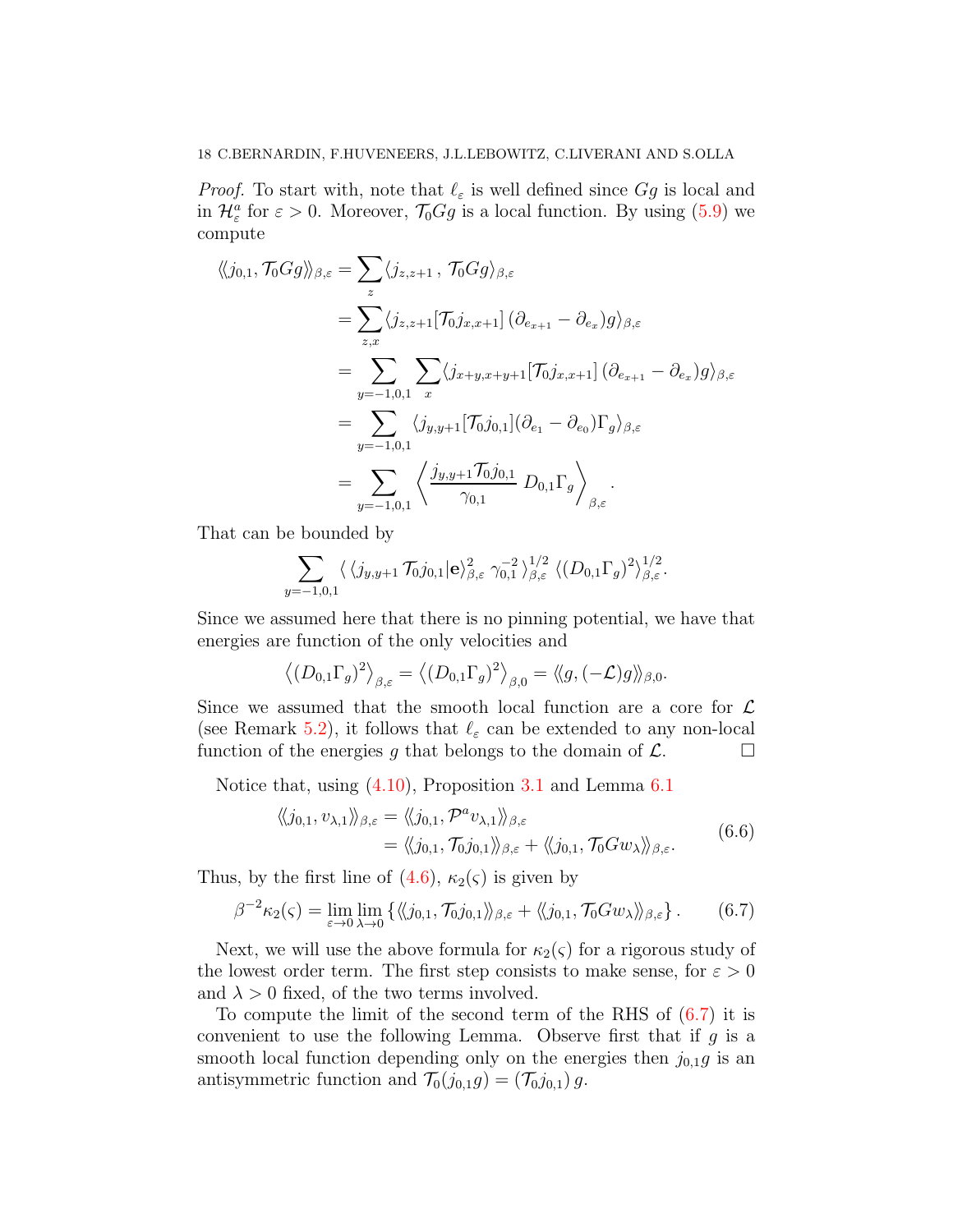*Proof.* To start with, note that $\ell_\varepsilon$ is well defined since $Gg$ is local and in $\mathcal{H}^a_\varepsilon$ for $\varepsilon > 0$. Moreover, $\mathcal{T}_0 Gg$ is a local function. By using (5.9) we compute

$$
\begin{aligned}
\langle\!\langle j_{0,1}, \mathcal{T}_0 Gg \rangle\!\rangle_{\beta,\varepsilon} &= \sum_z \langle j_{z,z+1}\, ,\, \mathcal{T}_0 Gg \rangle_{\beta,\varepsilon} \\
&= \sum_{z,x} \langle j_{z,z+1} [\mathcal{T}_0 j_{x,x+1}]\, (\partial_{e_{x+1}} - \partial_{e_x}) g \rangle_{\beta,\varepsilon} \\
&= \sum_{y=-1,0,1} \sum_x \langle j_{x+y,x+y+1} [\mathcal{T}_0 j_{x,x+1}]\, (\partial_{e_{x+1}} - \partial_{e_x}) g \rangle_{\beta,\varepsilon} \\
&= \sum_{y=-1,0,1} \langle j_{y,y+1} [\mathcal{T}_0 j_{0,1}] (\partial_{e_1} - \partial_{e_0}) \Gamma_g \rangle_{\beta,\varepsilon} \\
&= \sum_{y=-1,0,1} \left\langle \frac{j_{y,y+1} \mathcal{T}_0 j_{0,1}}{\gamma_{0,1}}\, D_{0,1} \Gamma_g \right\rangle_{\beta,\varepsilon} .
\end{aligned}
$$

That can be bounded by

$$
\sum_{y=-1,0,1} \langle\, \langle j_{y,y+1}\, \mathcal{T}_0 j_{0,1} | \mathbf{e} \rangle^2_{\beta,\varepsilon}\ \gamma_{0,1}^{-2}\, \rangle^{1/2}_{\beta,\varepsilon}\ \langle (D_{0,1} \Gamma_g)^2 \rangle^{1/2}_{\beta,\varepsilon}.
$$

Since we assumed here that there is no pinning potential, we have that energies are function of the only velocities and

$$
\left\langle (D_{0,1} \Gamma_g)^2 \right\rangle_{\beta,\varepsilon} = \left\langle (D_{0,1} \Gamma_g)^2 \right\rangle_{\beta,0} = \langle\!\langle g, (-\mathcal{L}) g \rangle\!\rangle_{\beta,0}.
$$

Since we assumed that the smooth local function are a core for $\mathcal{L}$ (see Remark 5.2), it follows that $\ell_\varepsilon$ can be extended to any non-local function of the energies $g$ that belongs to the domain of $\mathcal{L}$. $\square$

Notice that, using (4.10), Proposition 3.1 and Lemma 6.1

$$
\begin{aligned}
\langle\!\langle j_{0,1}, v_{\lambda,1} \rangle\!\rangle_{\beta,\varepsilon} &= \langle\!\langle j_{0,1}, \mathcal{P}^a v_{\lambda,1} \rangle\!\rangle_{\beta,\varepsilon} \\
&= \langle\!\langle j_{0,1}, \mathcal{T}_0 j_{0,1} \rangle\!\rangle_{\beta,\varepsilon} + \langle\!\langle j_{0,1}, \mathcal{T}_0 G w_\lambda \rangle\!\rangle_{\beta,\varepsilon}.
\end{aligned}
\tag{6.6}
$$

Thus, by the first line of (4.6), $\kappa_2(\varsigma)$ is given by

$$
\beta^{-2} \kappa_2(\varsigma) = \lim_{\varepsilon \to 0} \lim_{\lambda \to 0} \left\{ \langle\!\langle j_{0,1}, \mathcal{T}_0 j_{0,1} \rangle\!\rangle_{\beta,\varepsilon} + \langle\!\langle j_{0,1}, \mathcal{T}_0 G w_\lambda \rangle\!\rangle_{\beta,\varepsilon} \right\}. \tag{6.7}
$$

Next, we will use the above formula for $\kappa_2(\varsigma)$ for a rigorous study of the lowest order term. The first step consists to make sense, for $\varepsilon > 0$ and $\lambda > 0$ fixed, of the two terms involved.

To compute the limit of the second term of the RHS of (6.7) it is convenient to use the following Lemma. Observe first that if $g$ is a smooth local function depending only on the energies then $j_{0,1} g$ is an antisymmetric function and $\mathcal{T}_0 (j_{0,1} g) = (\mathcal{T}_0 j_{0,1})\, g$.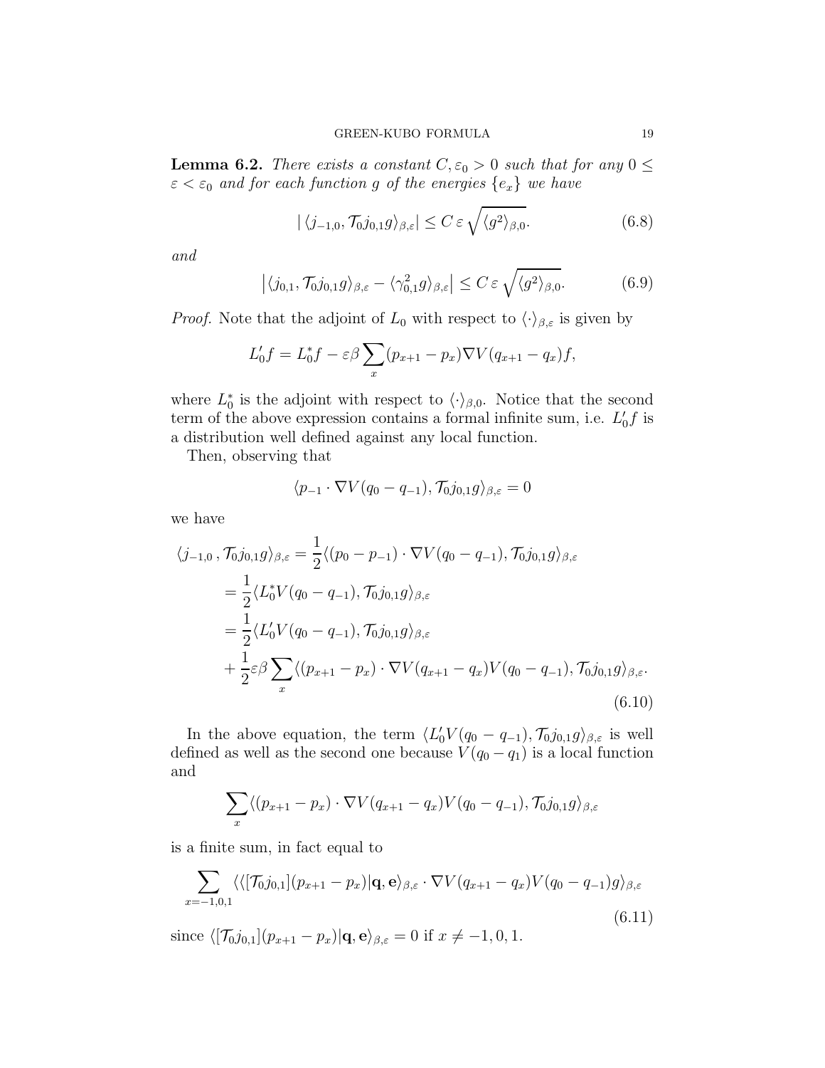**Lemma 6.2.** *There exists a constant $C, \varepsilon_0 > 0$ such that for any $0 \leq \varepsilon < \varepsilon_0$ and for each function $g$ of the energies $\{e_x\}$ we have*

$$| \langle j_{-1,0}, \mathcal{T}_0 j_{0,1} g \rangle_{\beta,\varepsilon}| \leq C\, \varepsilon \sqrt{\langle g^2 \rangle_{\beta,0}}. \tag{6.8}$$

*and*

$$\left| \langle j_{0,1}, \mathcal{T}_0 j_{0,1} g \rangle_{\beta,\varepsilon} - \langle \gamma_{0,1}^2 g \rangle_{\beta,\varepsilon} \right| \leq C\, \varepsilon \sqrt{\langle g^2 \rangle_{\beta,0}}. \tag{6.9}$$

*Proof.* Note that the adjoint of $L_0$ with respect to $\langle \cdot \rangle_{\beta,\varepsilon}$ is given by

$$L_0' f = L_0^* f - \varepsilon \beta \sum_x (p_{x+1} - p_x) \nabla V(q_{x+1} - q_x) f,$$

where $L_0^*$ is the adjoint with respect to $\langle \cdot \rangle_{\beta,0}$. Notice that the second term of the above expression contains a formal infinite sum, i.e. $L_0' f$ is a distribution well defined against any local function.

Then, observing that

$$\langle p_{-1} \cdot \nabla V(q_0 - q_{-1}), \mathcal{T}_0 j_{0,1} g \rangle_{\beta,\varepsilon} = 0$$

we have

$$\begin{aligned}
\langle j_{-1,0}\,, \mathcal{T}_0 j_{0,1} g \rangle_{\beta,\varepsilon} &= \frac{1}{2} \langle (p_0 - p_{-1}) \cdot \nabla V(q_0 - q_{-1}), \mathcal{T}_0 j_{0,1} g \rangle_{\beta,\varepsilon} \\
&= \frac{1}{2} \langle L_0^* V(q_0 - q_{-1}), \mathcal{T}_0 j_{0,1} g \rangle_{\beta,\varepsilon} \\
&= \frac{1}{2} \langle L_0' V(q_0 - q_{-1}), \mathcal{T}_0 j_{0,1} g \rangle_{\beta,\varepsilon} \\
&+ \frac{1}{2} \varepsilon \beta \sum_x \langle (p_{x+1} - p_x) \cdot \nabla V(q_{x+1} - q_x) V(q_0 - q_{-1}), \mathcal{T}_0 j_{0,1} g \rangle_{\beta,\varepsilon}.
\end{aligned} \tag{6.10}$$

In the above equation, the term $\langle L_0' V(q_0 - q_{-1}), \mathcal{T}_0 j_{0,1} g \rangle_{\beta,\varepsilon}$ is well defined as well as the second one because $V(q_0 - q_1)$ is a local function and

$$\sum_x \langle (p_{x+1} - p_x) \cdot \nabla V(q_{x+1} - q_x) V(q_0 - q_{-1}), \mathcal{T}_0 j_{0,1} g \rangle_{\beta,\varepsilon}$$

is a finite sum, in fact equal to

$$\sum_{x=-1,0,1} \langle \langle [\mathcal{T}_0 j_{0,1}](p_{x+1} - p_x) | \mathbf{q}, \mathbf{e} \rangle_{\beta,\varepsilon} \cdot \nabla V(q_{x+1} - q_x) V(q_0 - q_{-1}) g \rangle_{\beta,\varepsilon} \tag{6.11}$$

since $\langle [\mathcal{T}_0 j_{0,1}](p_{x+1} - p_x) | \mathbf{q}, \mathbf{e} \rangle_{\beta,\varepsilon} = 0$ if $x \neq -1, 0, 1$.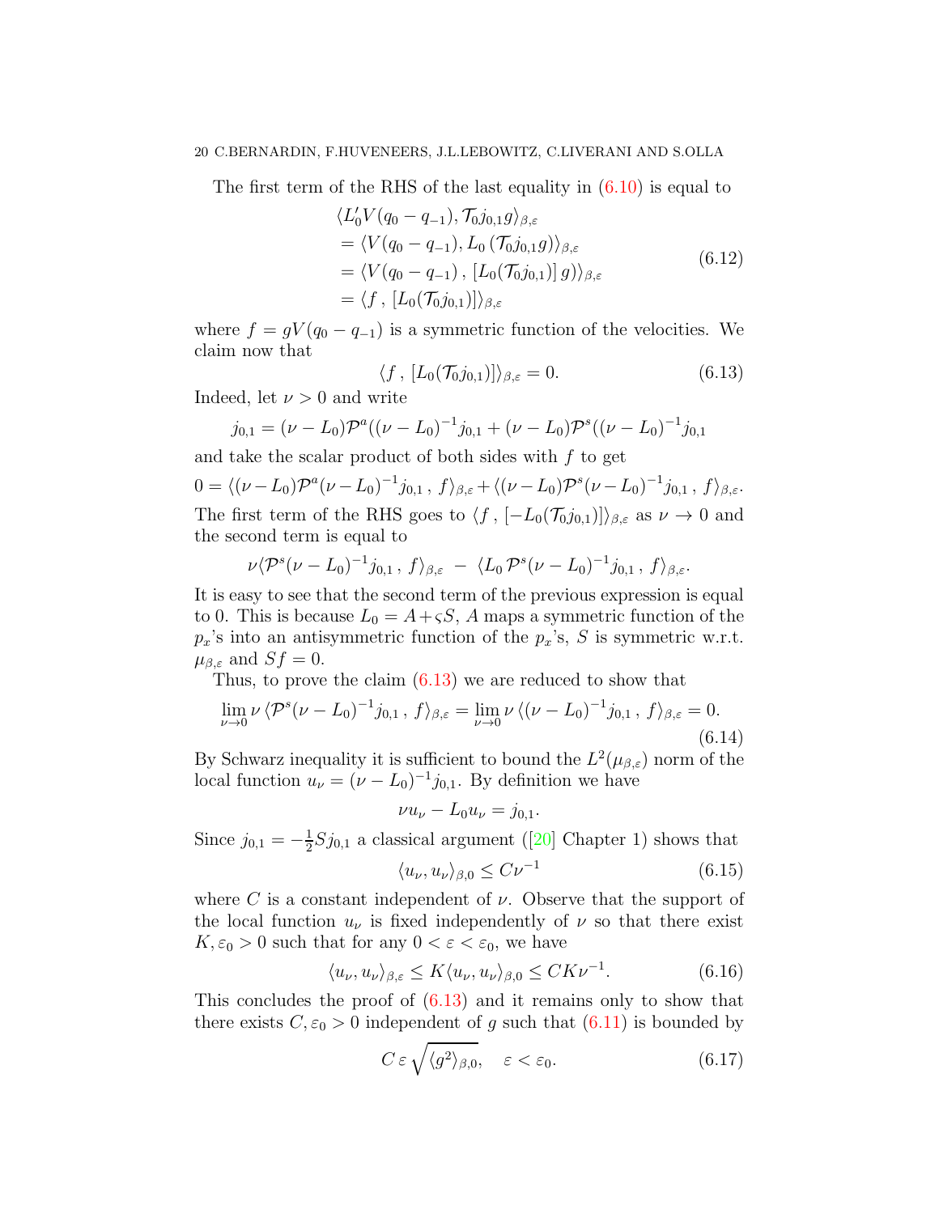The first term of the RHS of the last equality in (6.10) is equal to

$$
\begin{aligned}
&\langle L_0' V(q_0 - q_{-1}), \mathcal{T}_0 j_{0,1} g\rangle_{\beta,\varepsilon} \\
&= \langle V(q_0 - q_{-1}), L_0 \left(\mathcal{T}_0 j_{0,1} g\right)\rangle_{\beta,\varepsilon} \\
&= \langle V(q_0 - q_{-1})\,,\, [L_0(\mathcal{T}_0 j_{0,1})]\, g)\rangle_{\beta,\varepsilon} \\
&= \langle f\,,\, [L_0(\mathcal{T}_0 j_{0,1})]\rangle_{\beta,\varepsilon}
\end{aligned}
\tag{6.12}
$$

where $f = gV(q_0 - q_{-1})$ is a symmetric function of the velocities. We claim now that

$$
\langle f\,,\, [L_0(\mathcal{T}_0 j_{0,1})]\rangle_{\beta,\varepsilon} = 0. \tag{6.13}
$$

Indeed, let $\nu > 0$ and write

$$
j_{0,1} = (\nu - L_0)\mathcal{P}^a((\nu - L_0)^{-1} j_{0,1} + (\nu - L_0)\mathcal{P}^s((\nu - L_0)^{-1} j_{0,1}
$$

and take the scalar product of both sides with $f$ to get

$$
0 = \langle (\nu - L_0)\mathcal{P}^a(\nu - L_0)^{-1} j_{0,1}\,,\, f\rangle_{\beta,\varepsilon} + \langle (\nu - L_0)\mathcal{P}^s(\nu - L_0)^{-1} j_{0,1}\,,\, f\rangle_{\beta,\varepsilon}.
$$

The first term of the RHS goes to $\langle f\,,\, [-L_0(\mathcal{T}_0 j_{0,1})]\rangle_{\beta,\varepsilon}$ as $\nu \to 0$ and the second term is equal to

$$
\nu\langle \mathcal{P}^s(\nu - L_0)^{-1} j_{0,1}\,,\, f\rangle_{\beta,\varepsilon} \;-\; \langle L_0\, \mathcal{P}^s(\nu - L_0)^{-1} j_{0,1}\,,\, f\rangle_{\beta,\varepsilon}.
$$

It is easy to see that the second term of the previous expression is equal to 0. This is because $L_0 = A + \varsigma S$, $A$ maps a symmetric function of the $p_x$'s into an antisymmetric function of the $p_x$'s, $S$ is symmetric w.r.t. $\mu_{\beta,\varepsilon}$ and $Sf = 0$.

Thus, to prove the claim (6.13) we are reduced to show that

$$
\lim_{\nu\to 0} \nu\, \langle \mathcal{P}^s(\nu - L_0)^{-1} j_{0,1}\,,\, f\rangle_{\beta,\varepsilon} = \lim_{\nu\to 0} \nu\, \langle (\nu - L_0)^{-1} j_{0,1}\,,\, f\rangle_{\beta,\varepsilon} = 0. \tag{6.14}
$$

By Schwarz inequality it is sufficient to bound the $L^2(\mu_{\beta,\varepsilon})$ norm of the local function $u_\nu = (\nu - L_0)^{-1} j_{0,1}$. By definition we have

$$
\nu u_\nu - L_0 u_\nu = j_{0,1}.
$$

Since $j_{0,1} = -\frac{1}{2} S j_{0,1}$ a classical argument ([20] Chapter 1) shows that

$$
\langle u_\nu, u_\nu\rangle_{\beta,0} \le C\nu^{-1} \tag{6.15}
$$

where $C$ is a constant independent of $\nu$. Observe that the support of the local function $u_\nu$ is fixed independently of $\nu$ so that there exist $K, \varepsilon_0 > 0$ such that for any $0 < \varepsilon < \varepsilon_0$, we have

$$
\langle u_\nu, u_\nu\rangle_{\beta,\varepsilon} \le K \langle u_\nu, u_\nu\rangle_{\beta,0} \le CK\nu^{-1}. \tag{6.16}
$$

This concludes the proof of (6.13) and it remains only to show that there exists $C, \varepsilon_0 > 0$ independent of $g$ such that (6.11) is bounded by

$$
C\, \varepsilon \sqrt{\langle g^2\rangle_{\beta,0}}, \quad \varepsilon < \varepsilon_0. \tag{6.17}
$$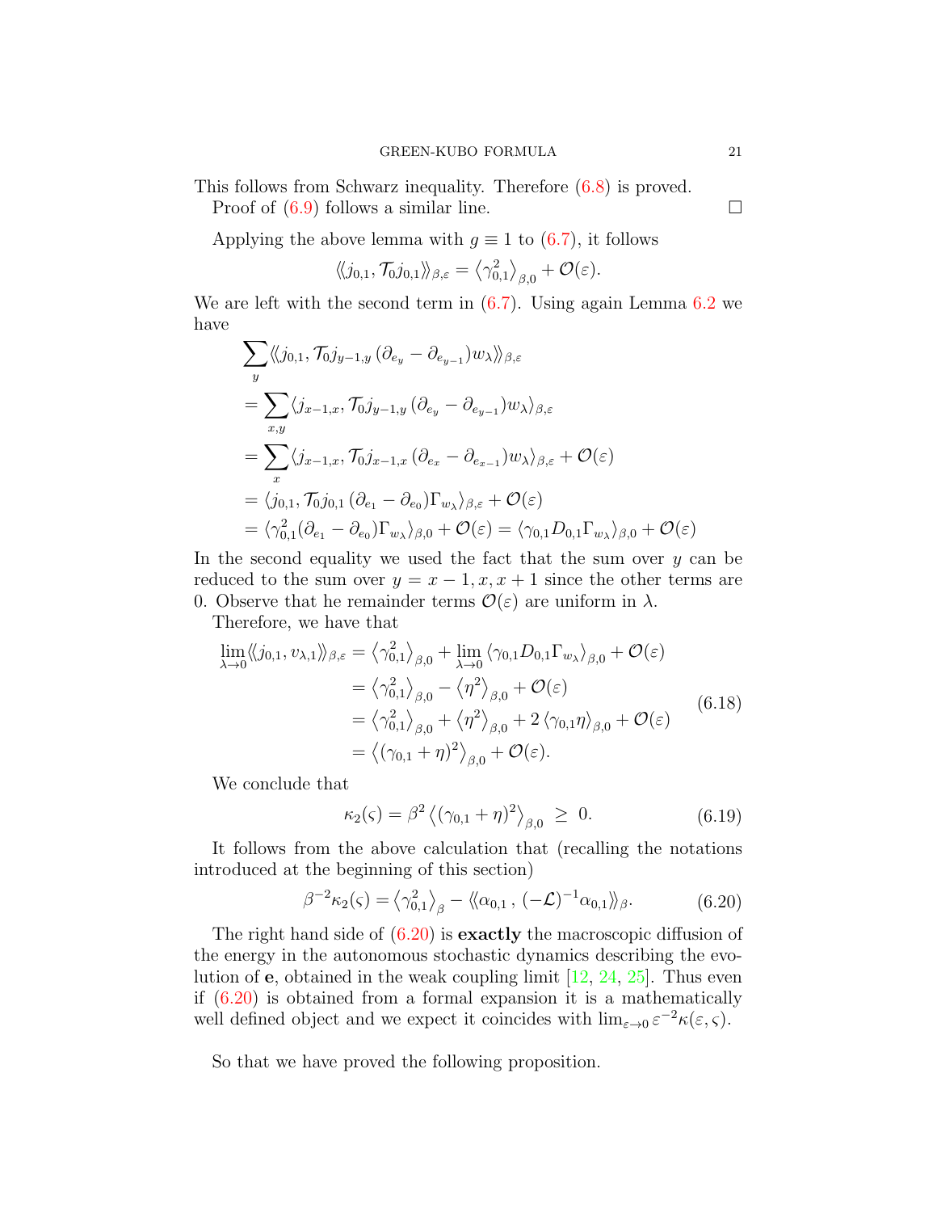This follows from Schwarz inequality. Therefore (6.8) is proved.

Proof of (6.9) follows a similar line. $\square$

Applying the above lemma with $g \equiv 1$ to (6.7), it follows

$$\langle\!\langle j_{0,1}, \mathcal{T}_0 j_{0,1} \rangle\!\rangle_{\beta,\varepsilon} = \left\langle \gamma_{0,1}^2 \right\rangle_{\beta,0} + \mathcal{O}(\varepsilon).$$

We are left with the second term in (6.7). Using again Lemma 6.2 we have

$$
\begin{aligned}
&\sum_y \langle\!\langle j_{0,1}, \mathcal{T}_0 j_{y-1,y}\,(\partial_{e_y} - \partial_{e_{y-1}}) w_\lambda \rangle\!\rangle_{\beta,\varepsilon} \\
&= \sum_{x,y} \langle j_{x-1,x}, \mathcal{T}_0 j_{y-1,y}\,(\partial_{e_y} - \partial_{e_{y-1}}) w_\lambda \rangle_{\beta,\varepsilon} \\
&= \sum_{x} \langle j_{x-1,x}, \mathcal{T}_0 j_{x-1,x}\,(\partial_{e_x} - \partial_{e_{x-1}}) w_\lambda \rangle_{\beta,\varepsilon} + \mathcal{O}(\varepsilon) \\
&= \langle j_{0,1}, \mathcal{T}_0 j_{0,1}\,(\partial_{e_1} - \partial_{e_0}) \Gamma_{w_\lambda} \rangle_{\beta,\varepsilon} + \mathcal{O}(\varepsilon) \\
&= \langle \gamma_{0,1}^2 (\partial_{e_1} - \partial_{e_0}) \Gamma_{w_\lambda} \rangle_{\beta,0} + \mathcal{O}(\varepsilon) = \langle \gamma_{0,1} D_{0,1} \Gamma_{w_\lambda} \rangle_{\beta,0} + \mathcal{O}(\varepsilon)
\end{aligned}
$$

In the second equality we used the fact that the sum over $y$ can be reduced to the sum over $y = x-1, x, x+1$ since the other terms are 0. Observe that he remainder terms $\mathcal{O}(\varepsilon)$ are uniform in $\lambda$.

Therefore, we have that

$$
\begin{aligned}
\lim_{\lambda\to 0} \langle\!\langle j_{0,1}, v_{\lambda,1} \rangle\!\rangle_{\beta,\varepsilon} &= \left\langle \gamma_{0,1}^2 \right\rangle_{\beta,0} + \lim_{\lambda\to 0} \langle \gamma_{0,1} D_{0,1} \Gamma_{w_\lambda} \rangle_{\beta,0} + \mathcal{O}(\varepsilon) \\
&= \left\langle \gamma_{0,1}^2 \right\rangle_{\beta,0} - \left\langle \eta^2 \right\rangle_{\beta,0} + \mathcal{O}(\varepsilon) \\
&= \left\langle \gamma_{0,1}^2 \right\rangle_{\beta,0} + \left\langle \eta^2 \right\rangle_{\beta,0} + 2\left\langle \gamma_{0,1} \eta \right\rangle_{\beta,0} + \mathcal{O}(\varepsilon) \\
&= \left\langle (\gamma_{0,1} + \eta)^2 \right\rangle_{\beta,0} + \mathcal{O}(\varepsilon).
\end{aligned}
\tag{6.18}
$$

We conclude that

$$\kappa_2(\varsigma) = \beta^2 \left\langle (\gamma_{0,1} + \eta)^2 \right\rangle_{\beta,0} \;\geq\; 0. \tag{6.19}$$

It follows from the above calculation that (recalling the notations introduced at the beginning of this section)

$$\beta^{-2} \kappa_2(\varsigma) = \left\langle \gamma_{0,1}^2 \right\rangle_{\beta} - \langle\!\langle \alpha_{0,1}\,,\, (-\mathcal{L})^{-1} \alpha_{0,1} \rangle\!\rangle_{\beta}. \tag{6.20}$$

The right hand side of (6.20) is **exactly** the macroscopic diffusion of the energy in the autonomous stochastic dynamics describing the evolution of $\mathbf{e}$, obtained in the weak coupling limit [12, 24, 25]. Thus even if (6.20) is obtained from a formal expansion it is a mathematically well defined object and we expect it coincides with $\lim_{\varepsilon\to 0} \varepsilon^{-2} \kappa(\varepsilon, \varsigma)$.

So that we have proved the following proposition.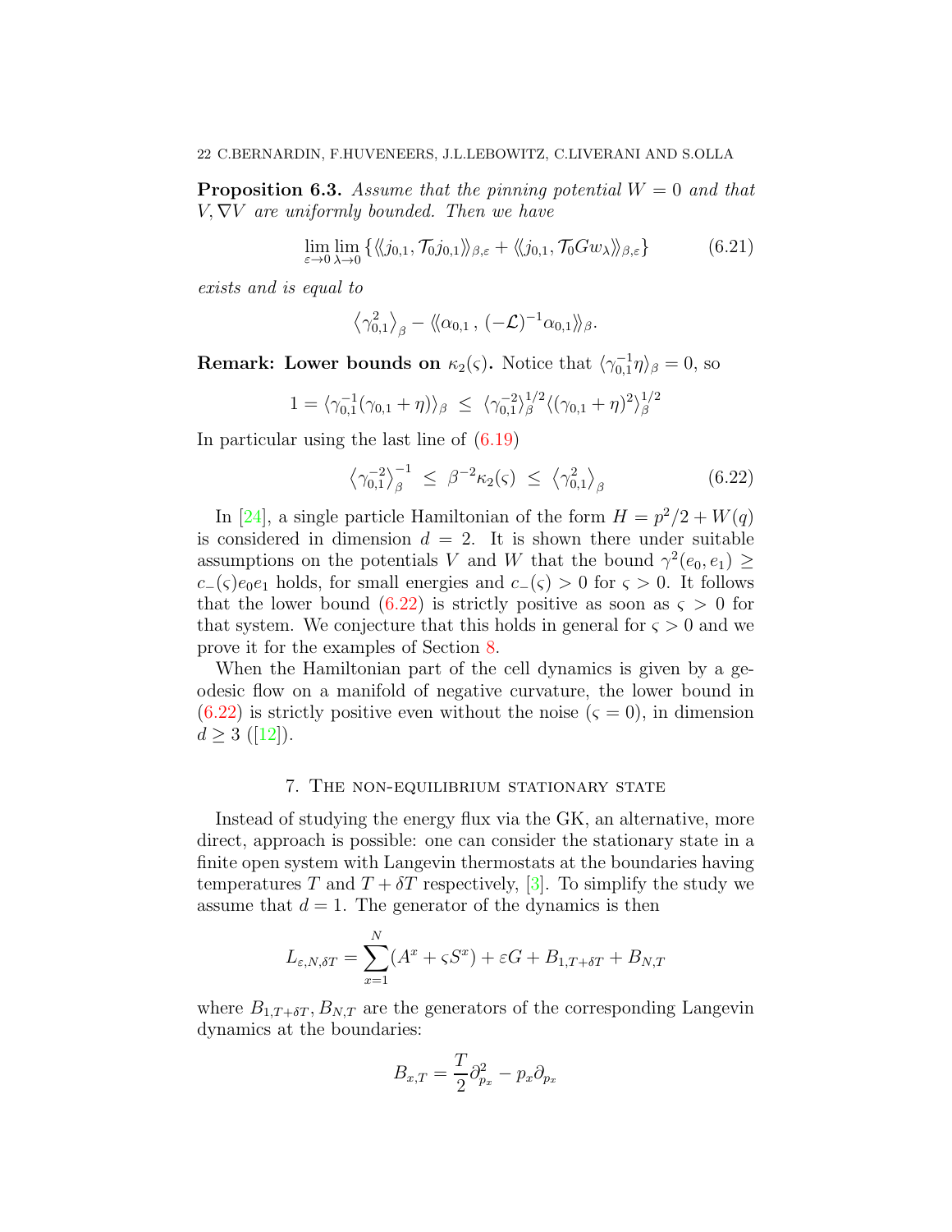**Proposition 6.3.** *Assume that the pinning potential $W = 0$ and that $V, \nabla V$ are uniformly bounded. Then we have*

$$\lim_{\varepsilon\to 0}\lim_{\lambda\to 0}\{\langle\langle j_{0,1}, \mathcal{T}_0 j_{0,1}\rangle\rangle_{\beta,\varepsilon} + \langle\langle j_{0,1}, \mathcal{T}_0 G w_\lambda\rangle\rangle_{\beta,\varepsilon}\} \tag{6.21}$$

*exists and is equal to*

$$\left\langle \gamma_{0,1}^2\right\rangle_\beta - \langle\langle \alpha_{0,1}\,,\,(-\mathcal{L})^{-1}\alpha_{0,1}\rangle\rangle_\beta.$$

**Remark: Lower bounds on $\kappa_2(\varsigma)$.** Notice that $\langle\gamma_{0,1}^{-1}\eta\rangle_\beta = 0$, so

$$1 = \langle\gamma_{0,1}^{-1}(\gamma_{0,1}+\eta)\rangle_\beta \;\le\; \langle\gamma_{0,1}^{-2}\rangle_\beta^{1/2}\langle(\gamma_{0,1}+\eta)^2\rangle_\beta^{1/2}$$

In particular using the last line of (6.19)

$$\left\langle\gamma_{0,1}^{-2}\right\rangle_\beta^{-1} \;\le\; \beta^{-2}\kappa_2(\varsigma) \;\le\; \left\langle\gamma_{0,1}^2\right\rangle_\beta \tag{6.22}$$

In [24], a single particle Hamiltonian of the form $H = p^2/2 + W(q)$ is considered in dimension $d = 2$. It is shown there under suitable assumptions on the potentials $V$ and $W$ that the bound $\gamma^2(e_0, e_1) \ge c_-(\varsigma)e_0e_1$ holds, for small energies and $c_-(\varsigma) > 0$ for $\varsigma > 0$. It follows that the lower bound (6.22) is strictly positive as soon as $\varsigma > 0$ for that system. We conjecture that this holds in general for $\varsigma > 0$ and we prove it for the examples of Section 8.

When the Hamiltonian part of the cell dynamics is given by a geodesic flow on a manifold of negative curvature, the lower bound in (6.22) is strictly positive even without the noise ($\varsigma = 0$), in dimension $d \ge 3$ ([12]).

## 7. The non-equilibrium stationary state

Instead of studying the energy flux via the GK, an alternative, more direct, approach is possible: one can consider the stationary state in a finite open system with Langevin thermostats at the boundaries having temperatures $T$ and $T + \delta T$ respectively, [3]. To simplify the study we assume that $d = 1$. The generator of the dynamics is then

$$L_{\varepsilon,N,\delta T} = \sum_{x=1}^{N}(A^x + \varsigma S^x) + \varepsilon G + B_{1,T+\delta T} + B_{N,T}$$

where $B_{1,T+\delta T}, B_{N,T}$ are the generators of the corresponding Langevin dynamics at the boundaries:

$$B_{x,T} = \frac{T}{2}\partial_{p_x}^2 - p_x\partial_{p_x}$$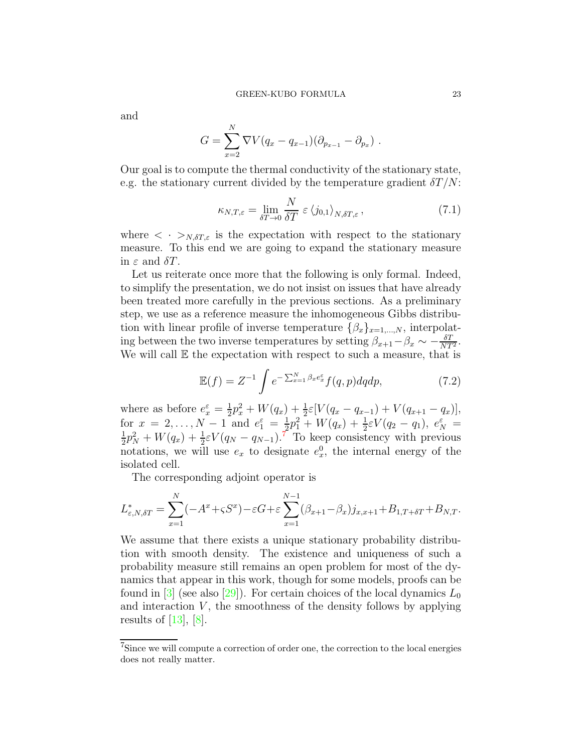and

$$G = \sum_{x=2}^{N} \nabla V(q_x - q_{x-1})(\partial_{p_{x-1}} - \partial_{p_x}) \ .$$

Our goal is to compute the thermal conductivity of the stationary state, e.g. the stationary current divided by the temperature gradient $\delta T/N$:

$$\kappa_{N,T,\varepsilon} = \lim_{\delta T \to 0} \frac{N}{\delta T} \ \varepsilon \left\langle j_{0,1} \right\rangle_{N,\delta T,\varepsilon} , \tag{7.1}$$

where $< \cdot >_{N,\delta T,\varepsilon}$ is the expectation with respect to the stationary measure. To this end we are going to expand the stationary measure in $\varepsilon$ and $\delta T$.

Let us reiterate once more that the following is only formal. Indeed, to simplify the presentation, we do not insist on issues that have already been treated more carefully in the previous sections. As a preliminary step, we use as a reference measure the inhomogeneous Gibbs distribution with linear profile of inverse temperature $\{\beta_x\}_{x=1,\dots,N}$, interpolating between the two inverse temperatures by setting $\beta_{x+1} - \beta_x \sim -\frac{\delta T}{NT^2}$. We will call $\mathbb{E}$ the expectation with respect to such a measure, that is

$$\mathbb{E}(f) = Z^{-1} \int e^{-\sum_{x=1}^{N} \beta_x e_x^\varepsilon} f(q,p) dq dp, \tag{7.2}$$

where as before $e_x^\varepsilon = \frac{1}{2}p_x^2 + W(q_x) + \frac{1}{2}\varepsilon[V(q_x - q_{x-1}) + V(q_{x+1} - q_x)]$, for $x = 2, \dots, N-1$ and $e_1^\varepsilon = \frac{1}{2}p_1^2 + W(q_x) + \frac{1}{2}\varepsilon V(q_2 - q_1)$, $e_N^\varepsilon = \frac{1}{2}p_N^2 + W(q_x) + \frac{1}{2}\varepsilon V(q_N - q_{N-1})$.[7] To keep consistency with previous notations, we will use $e_x$ to designate $e_x^0$, the internal energy of the isolated cell.

The corresponding adjoint operator is

$$L^*_{\varepsilon,N,\delta T} = \sum_{x=1}^{N} (-A^x + \varsigma S^x) - \varepsilon G + \varepsilon \sum_{x=1}^{N-1} (\beta_{x+1} - \beta_x) j_{x,x+1} + B_{1,T+\delta T} + B_{N,T}.$$

We assume that there exists a unique stationary probability distribution with smooth density. The existence and uniqueness of such a probability measure still remains an open problem for most of the dynamics that appear in this work, though for some models, proofs can be found in [3] (see also [29]). For certain choices of the local dynamics $L_0$ and interaction $V$, the smoothness of the density follows by applying results of [13], [8].

[7]Since we will compute a correction of order one, the correction to the local energies does not really matter.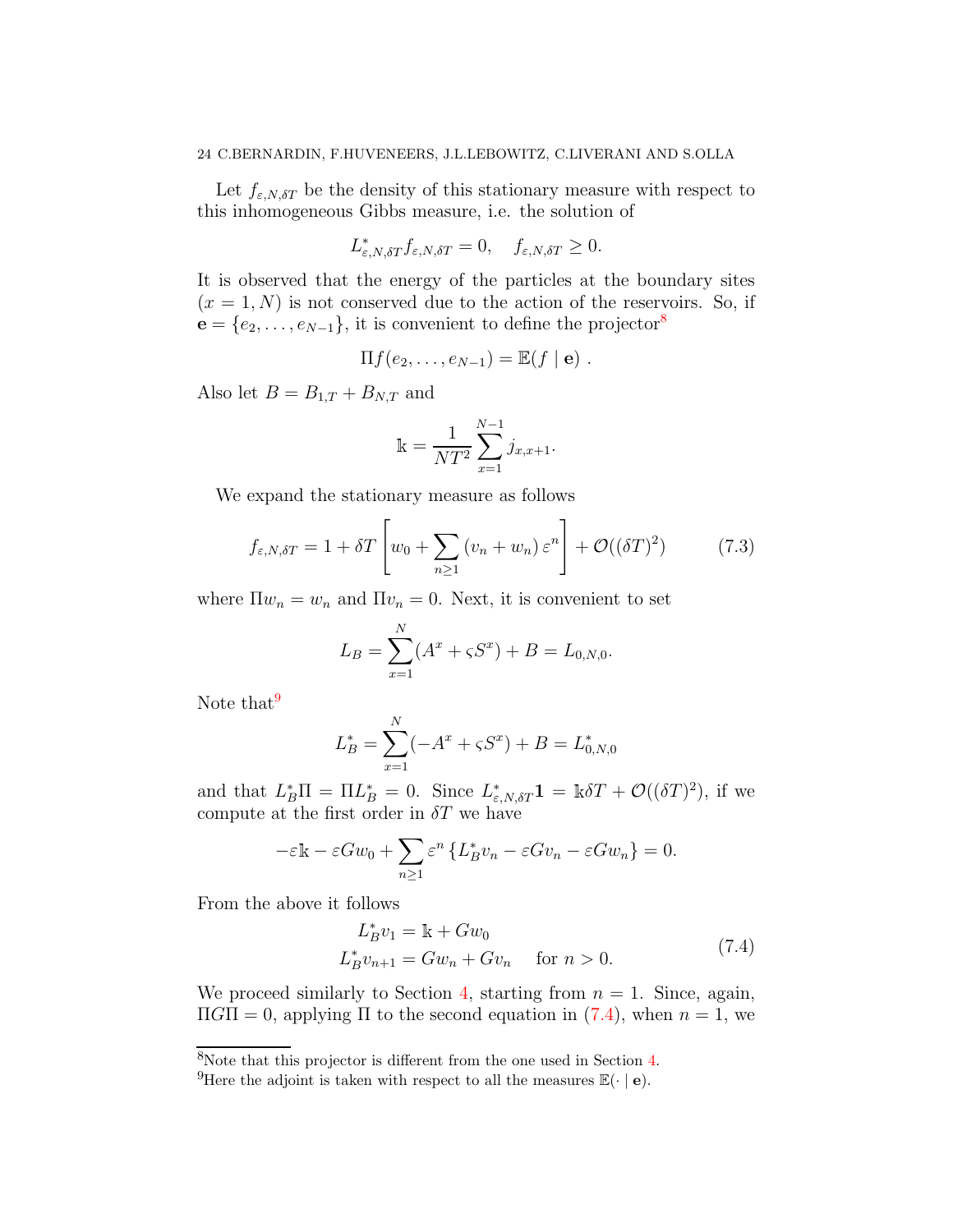Let $f_{\varepsilon,N,\delta T}$ be the density of this stationary measure with respect to this inhomogeneous Gibbs measure, i.e. the solution of

$$L^*_{\varepsilon,N,\delta T} f_{\varepsilon,N,\delta T} = 0, \quad f_{\varepsilon,N,\delta T} \geq 0.$$

It is observed that the energy of the particles at the boundary sites ($x = 1, N$) is not conserved due to the action of the reservoirs. So, if $\mathbf{e} = \{e_2, \ldots, e_{N-1}\}$, it is convenient to define the projector[8]

$$\Pi f(e_2, \ldots, e_{N-1}) = \mathbb{E}(f \mid \mathbf{e}) \ .$$

Also let $B = B_{1,T} + B_{N,T}$ and

$$\Bbbk = \frac{1}{NT^2} \sum_{x=1}^{N-1} j_{x,x+1}.$$

We expand the stationary measure as follows

$$f_{\varepsilon,N,\delta T} = 1 + \delta T \left[ w_0 + \sum_{n \geq 1} (v_n + w_n) \, \varepsilon^n \right] + \mathcal{O}((\delta T)^2) \tag{7.3}$$

where $\Pi w_n = w_n$ and $\Pi v_n = 0$. Next, it is convenient to set

$$L_B = \sum_{x=1}^{N} (A^x + \varsigma S^x) + B = L_{0,N,0}.$$

Note that[9]

$$L_B^* = \sum_{x=1}^{N} (-A^x + \varsigma S^x) + B = L^*_{0,N,0}$$

and that $L_B^* \Pi = \Pi L_B^* = 0$. Since $L^*_{\varepsilon,N,\delta T} \mathbf{1} = \Bbbk \delta T + \mathcal{O}((\delta T)^2)$, if we compute at the first order in $\delta T$ we have

$$-\varepsilon \Bbbk - \varepsilon G w_0 + \sum_{n \geq 1} \varepsilon^n \left\{ L_B^* v_n - \varepsilon G v_n - \varepsilon G w_n \right\} = 0.$$

From the above it follows

$$\begin{aligned} L_B^* v_1 &= \Bbbk + G w_0 \\ L_B^* v_{n+1} &= G w_n + G v_n \quad \text{ for } n > 0. \end{aligned} \tag{7.4}$$

We proceed similarly to Section 4, starting from $n = 1$. Since, again, $\Pi G \Pi = 0$, applying $\Pi$ to the second equation in (7.4), when $n = 1$, we

---

[8] Note that this projector is different from the one used in Section 4.

[9] Here the adjoint is taken with respect to all the measures $\mathbb{E}(\cdot \mid \mathbf{e})$.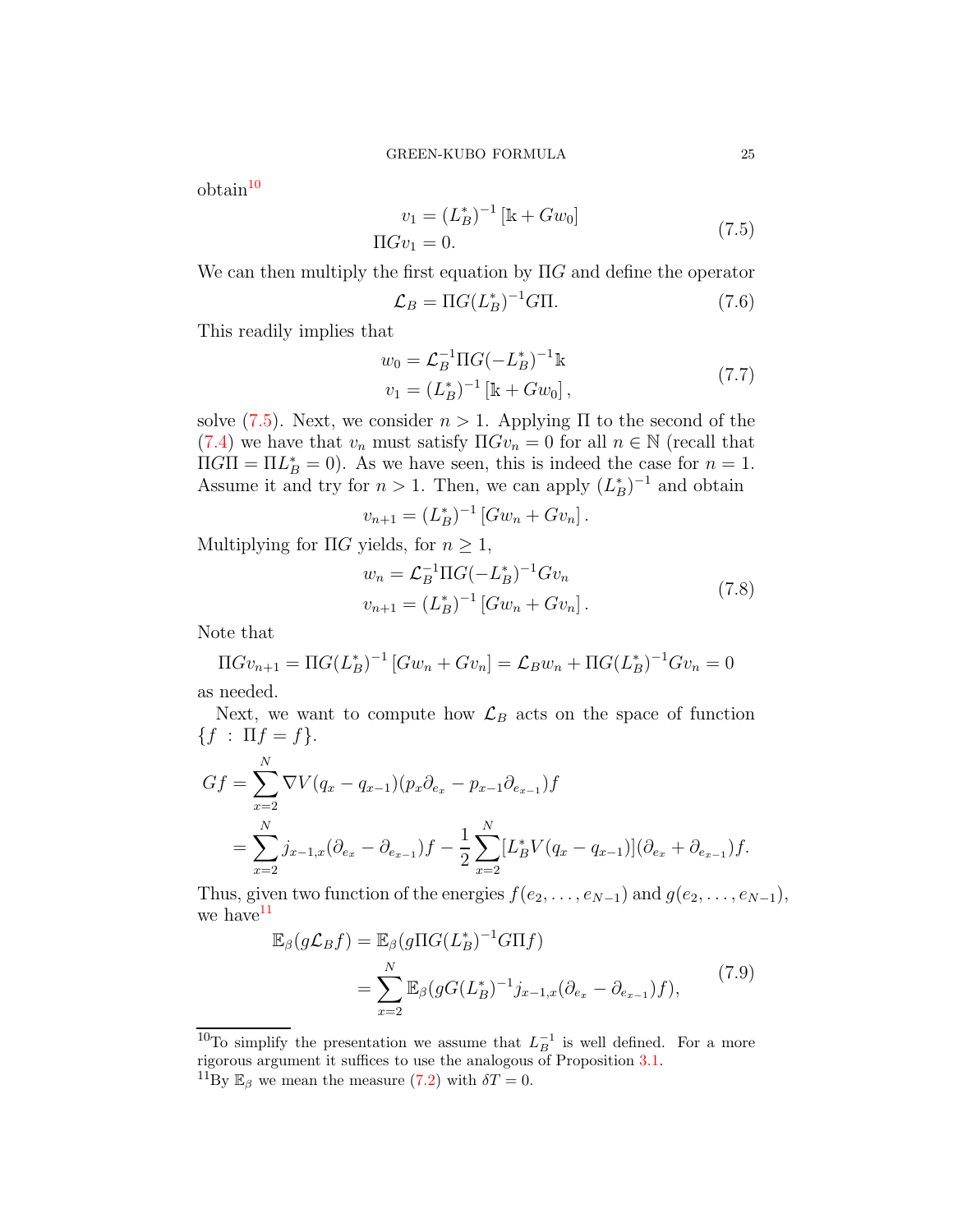obtain[10]

$$
\begin{aligned}
v_1 &= (L_B^*)^{-1}\left[\mathbb{k} + G w_0\right] \\
\Pi G v_1 &= 0.
\end{aligned}
\tag{7.5}
$$

We can then multiply the first equation by $\Pi G$ and define the operator

$$
\mathcal{L}_B = \Pi G (L_B^*)^{-1} G \Pi. \tag{7.6}
$$

This readily implies that

$$
\begin{aligned}
w_0 &= \mathcal{L}_B^{-1} \Pi G (-L_B^*)^{-1} \mathbb{k} \\
v_1 &= (L_B^*)^{-1}\left[\mathbb{k} + G w_0\right],
\end{aligned}
\tag{7.7}
$$

solve (7.5). Next, we consider $n > 1$. Applying $\Pi$ to the second of the (7.4) we have that $v_n$ must satisfy $\Pi G v_n = 0$ for all $n \in \mathbb{N}$ (recall that $\Pi G \Pi = \Pi L_B^* = 0$). As we have seen, this is indeed the case for $n = 1$. Assume it and try for $n > 1$. Then, we can apply $(L_B^*)^{-1}$ and obtain

$$
v_{n+1} = (L_B^*)^{-1}\left[G w_n + G v_n\right].
$$

Multiplying for $\Pi G$ yields, for $n \geq 1$,

$$
\begin{aligned}
w_n &= \mathcal{L}_B^{-1} \Pi G (-L_B^*)^{-1} G v_n \\
v_{n+1} &= (L_B^*)^{-1}\left[G w_n + G v_n\right].
\end{aligned}
\tag{7.8}
$$

Note that

$$
\Pi G v_{n+1} = \Pi G (L_B^*)^{-1}\left[G w_n + G v_n\right] = \mathcal{L}_B w_n + \Pi G (L_B^*)^{-1} G v_n = 0
$$

as needed.

Next, we want to compute how $\mathcal{L}_B$ acts on the space of function $\{f \,:\, \Pi f = f\}$.

$$
\begin{aligned}
Gf &= \sum_{x=2}^{N} \nabla V(q_x - q_{x-1})(p_x \partial_{e_x} - p_{x-1}\partial_{e_{x-1}}) f \\
&= \sum_{x=2}^{N} j_{x-1,x}(\partial_{e_x} - \partial_{e_{x-1}}) f - \frac{1}{2}\sum_{x=2}^{N} [L_B^* V(q_x - q_{x-1})](\partial_{e_x} + \partial_{e_{x-1}}) f.
\end{aligned}
$$

Thus, given two function of the energies $f(e_2, \dots, e_{N-1})$ and $g(e_2, \dots, e_{N-1})$, we have[11]

$$
\begin{aligned}
\mathbb{E}_\beta(g \mathcal{L}_B f) &= \mathbb{E}_\beta(g \Pi G (L_B^*)^{-1} G \Pi f) \\
&= \sum_{x=2}^{N} \mathbb{E}_\beta(g G (L_B^*)^{-1} j_{x-1,x}(\partial_{e_x} - \partial_{e_{x-1}}) f),
\end{aligned}
\tag{7.9}
$$

---

[10] To simplify the presentation we assume that $L_B^{-1}$ is well defined. For a more rigorous argument it suffices to use the analogous of Proposition 3.1.

[11] By $\mathbb{E}_\beta$ we mean the measure (7.2) with $\delta T = 0$.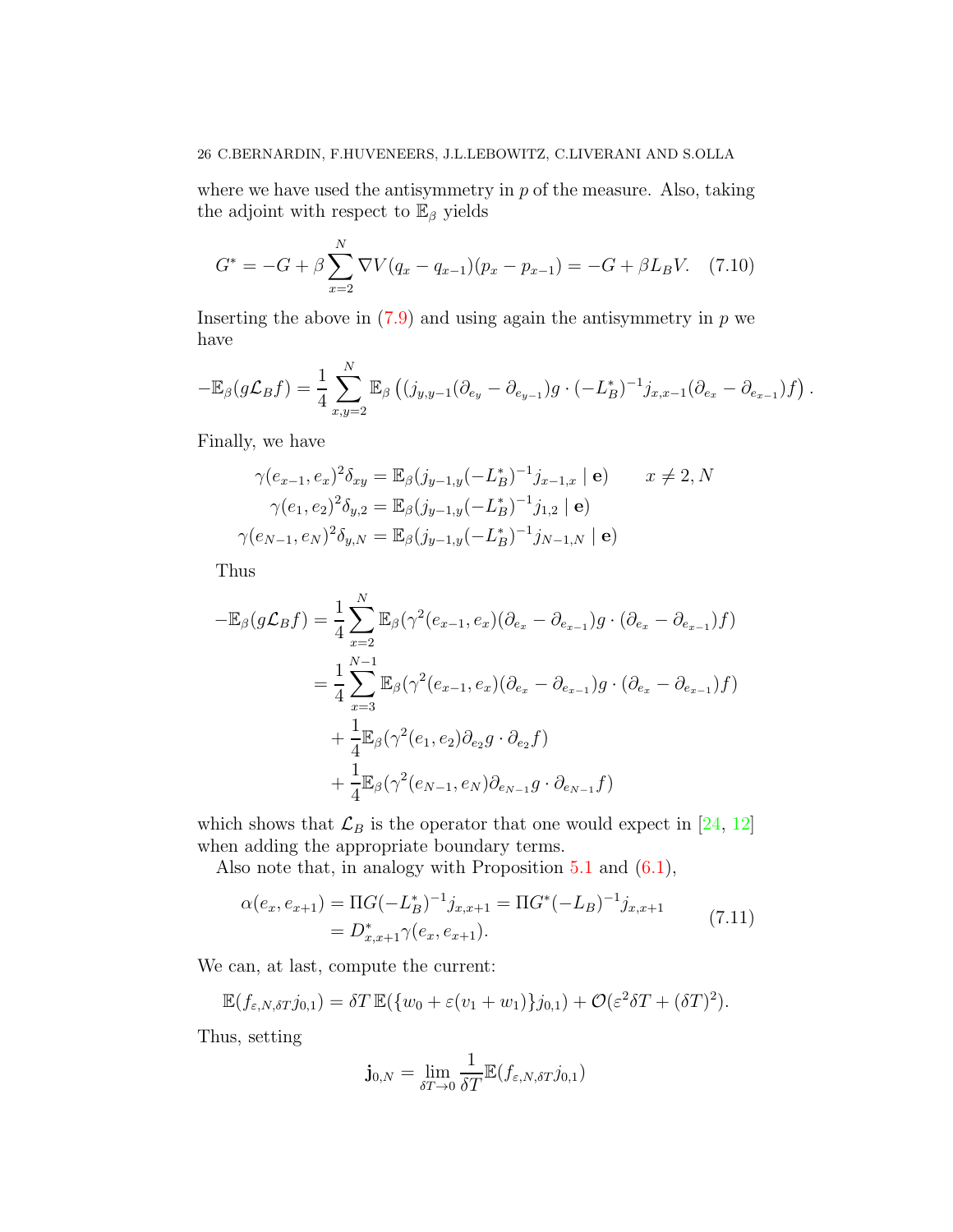where we have used the antisymmetry in $p$ of the measure. Also, taking the adjoint with respect to $\mathbb{E}_\beta$ yields

$$G^* = -G + \beta \sum_{x=2}^{N} \nabla V(q_x - q_{x-1})(p_x - p_{x-1}) = -G + \beta L_B V. \quad (7.10)$$

Inserting the above in (7.9) and using again the antisymmetry in $p$ we have

$$-\mathbb{E}_\beta(g\mathcal{L}_B f) = \frac{1}{4}\sum_{x,y=2}^{N} \mathbb{E}_\beta\left((j_{y,y-1}(\partial_{e_y} - \partial_{e_{y-1}})g \cdot (-L_B^*)^{-1} j_{x,x-1}(\partial_{e_x} - \partial_{e_{x-1}})f\right).$$

Finally, we have

$$\begin{aligned}
\gamma(e_{x-1}, e_x)^2 \delta_{xy} &= \mathbb{E}_\beta(j_{y-1,y}(-L_B^*)^{-1} j_{x-1,x} \mid \mathbf{e}) \qquad x \neq 2, N \\
\gamma(e_1, e_2)^2 \delta_{y,2} &= \mathbb{E}_\beta(j_{y-1,y}(-L_B^*)^{-1} j_{1,2} \mid \mathbf{e}) \\
\gamma(e_{N-1}, e_N)^2 \delta_{y,N} &= \mathbb{E}_\beta(j_{y-1,y}(-L_B^*)^{-1} j_{N-1,N} \mid \mathbf{e})
\end{aligned}$$

Thus

$$\begin{aligned}
-\mathbb{E}_\beta(g\mathcal{L}_B f) &= \frac{1}{4}\sum_{x=2}^{N} \mathbb{E}_\beta(\gamma^2(e_{x-1}, e_x)(\partial_{e_x} - \partial_{e_{x-1}})g \cdot (\partial_{e_x} - \partial_{e_{x-1}})f) \\
&= \frac{1}{4}\sum_{x=3}^{N-1} \mathbb{E}_\beta(\gamma^2(e_{x-1}, e_x)(\partial_{e_x} - \partial_{e_{x-1}})g \cdot (\partial_{e_x} - \partial_{e_{x-1}})f) \\
&\quad + \frac{1}{4}\mathbb{E}_\beta(\gamma^2(e_1, e_2)\partial_{e_2} g \cdot \partial_{e_2} f) \\
&\quad + \frac{1}{4}\mathbb{E}_\beta(\gamma^2(e_{N-1}, e_N)\partial_{e_{N-1}} g \cdot \partial_{e_{N-1}} f)
\end{aligned}$$

which shows that $\mathcal{L}_B$ is the operator that one would expect in [24, 12] when adding the appropriate boundary terms.

Also note that, in analogy with Proposition 5.1 and (6.1),

$$\begin{aligned}
\alpha(e_x, e_{x+1}) &= \Pi G(-L_B^*)^{-1} j_{x,x+1} = \Pi G^*(-L_B)^{-1} j_{x,x+1} \\
&= D_{x,x+1}^* \gamma(e_x, e_{x+1}).
\end{aligned} \quad (7.11)$$

We can, at last, compute the current:

$$\mathbb{E}(f_{\varepsilon,N,\delta T} j_{0,1}) = \delta T\, \mathbb{E}(\{w_0 + \varepsilon(v_1 + w_1)\} j_{0,1}) + \mathcal{O}(\varepsilon^2 \delta T + (\delta T)^2).$$

Thus, setting

$$\mathbf{j}_{0,N} = \lim_{\delta T \to 0} \frac{1}{\delta T}\mathbb{E}(f_{\varepsilon,N,\delta T} j_{0,1})$$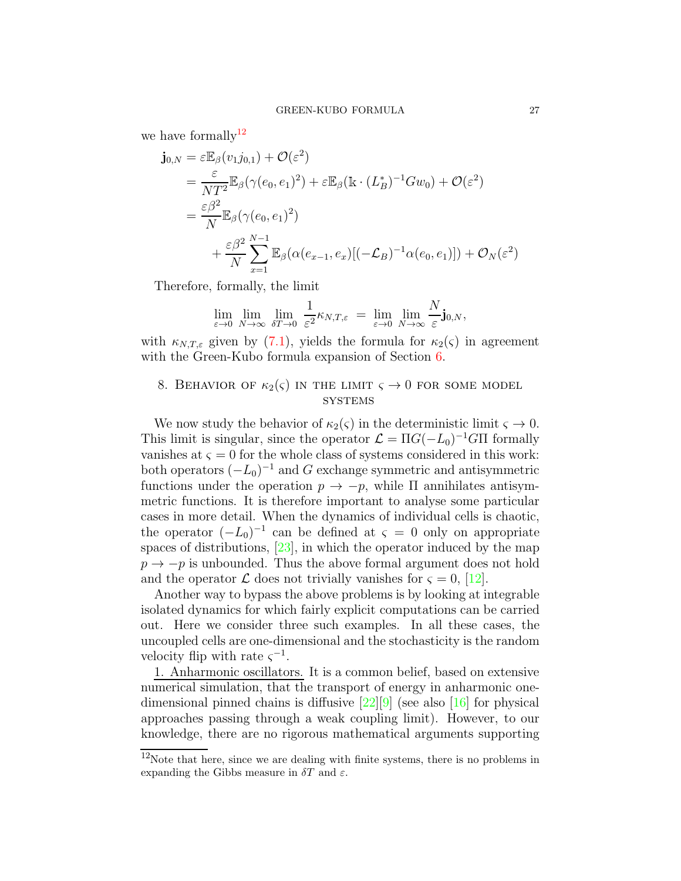we have formally[12]

$$
\begin{aligned}
\mathbf{j}_{0,N} &= \varepsilon \mathbb{E}_\beta(v_1 j_{0,1}) + \mathcal{O}(\varepsilon^2) \\
&= \frac{\varepsilon}{NT^2}\mathbb{E}_\beta(\gamma(e_0,e_1)^2) + \varepsilon \mathbb{E}_\beta(\mathbb{k}\cdot (L_B^*)^{-1} G w_0) + \mathcal{O}(\varepsilon^2) \\
&= \frac{\varepsilon\beta^2}{N}\mathbb{E}_\beta(\gamma(e_0,e_1)^2) \\
&\qquad + \frac{\varepsilon\beta^2}{N}\sum_{x=1}^{N-1}\mathbb{E}_\beta(\alpha(e_{x-1},e_x)[(-\mathcal{L}_B)^{-1}\alpha(e_0,e_1)]) + \mathcal{O}_N(\varepsilon^2)
\end{aligned}
$$

Therefore, formally, the limit

$$
\lim_{\varepsilon\to 0}\lim_{N\to\infty}\lim_{\delta T\to 0}\frac{1}{\varepsilon^2}\kappa_{N,T,\varepsilon} \;=\; \lim_{\varepsilon\to 0}\lim_{N\to\infty}\frac{N}{\varepsilon}\mathbf{j}_{0,N},
$$

with $\kappa_{N,T,\varepsilon}$ given by (7.1), yields the formula for $\kappa_2(\varsigma)$ in agreement with the Green-Kubo formula expansion of Section 6.

## 8. Behavior of $\kappa_2(\varsigma)$ in the limit $\varsigma \to 0$ for some model systems

We now study the behavior of $\kappa_2(\varsigma)$ in the deterministic limit $\varsigma \to 0$. This limit is singular, since the operator $\mathcal{L} = \Pi G(-L_0)^{-1}G\Pi$ formally vanishes at $\varsigma = 0$ for the whole class of systems considered in this work: both operators $(-L_0)^{-1}$ and $G$ exchange symmetric and antisymmetric functions under the operation $p \to -p$, while $\Pi$ annihilates antisymmetric functions. It is therefore important to analyse some particular cases in more detail. When the dynamics of individual cells is chaotic, the operator $(-L_0)^{-1}$ can be defined at $\varsigma = 0$ only on appropriate spaces of distributions, [23], in which the operator induced by the map $p \to -p$ is unbounded. Thus the above formal argument does not hold and the operator $\mathcal{L}$ does not trivially vanishes for $\varsigma = 0$, [12].

Another way to bypass the above problems is by looking at integrable isolated dynamics for which fairly explicit computations can be carried out. Here we consider three such examples. In all these cases, the uncoupled cells are one-dimensional and the stochasticity is the random velocity flip with rate $\varsigma^{-1}$.

1. Anharmonic oscillators. It is a common belief, based on extensive numerical simulation, that the transport of energy in anharmonic one-dimensional pinned chains is diffusive [22][9] (see also [16] for physical approaches passing through a weak coupling limit). However, to our knowledge, there are no rigorous mathematical arguments supporting

[12] Note that here, since we are dealing with finite systems, there is no problems in expanding the Gibbs measure in $\delta T$ and $\varepsilon$.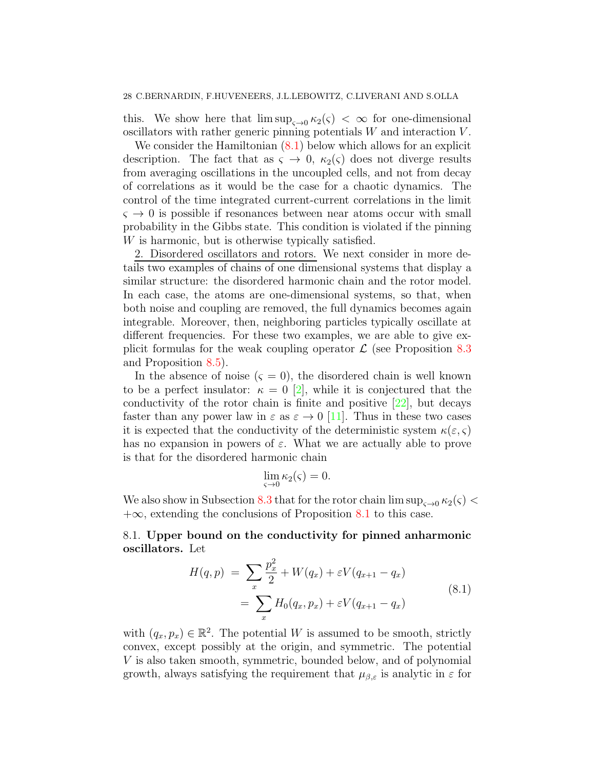this. We show here that $\limsup_{\varsigma\to 0}\kappa_2(\varsigma) < \infty$ for one-dimensional oscillators with rather generic pinning potentials $W$ and interaction $V$.

We consider the Hamiltonian (8.1) below which allows for an explicit description. The fact that as $\varsigma \to 0$, $\kappa_2(\varsigma)$ does not diverge results from averaging oscillations in the uncoupled cells, and not from decay of correlations as it would be the case for a chaotic dynamics. The control of the time integrated current-current correlations in the limit $\varsigma \to 0$ is possible if resonances between near atoms occur with small probability in the Gibbs state. This condition is violated if the pinning $W$ is harmonic, but is otherwise typically satisfied.

2. Disordered oscillators and rotors. We next consider in more details two examples of chains of one dimensional systems that display a similar structure: the disordered harmonic chain and the rotor model. In each case, the atoms are one-dimensional systems, so that, when both noise and coupling are removed, the full dynamics becomes again integrable. Moreover, then, neighboring particles typically oscillate at different frequencies. For these two examples, we are able to give explicit formulas for the weak coupling operator $\mathcal{L}$ (see Proposition 8.3 and Proposition 8.5).

In the absence of noise ($\varsigma = 0$), the disordered chain is well known to be a perfect insulator: $\kappa = 0$ [2], while it is conjectured that the conductivity of the rotor chain is finite and positive [22], but decays faster than any power law in $\varepsilon$ as $\varepsilon \to 0$ [11]. Thus in these two cases it is expected that the conductivity of the deterministic system $\kappa(\varepsilon,\varsigma)$ has no expansion in powers of $\varepsilon$. What we are actually able to prove is that for the disordered harmonic chain

$$\lim_{\varsigma\to 0}\kappa_2(\varsigma) = 0.$$

We also show in Subsection 8.3 that for the rotor chain $\limsup_{\varsigma\to 0}\kappa_2(\varsigma) < +\infty$, extending the conclusions of Proposition 8.1 to this case.

### 8.1. Upper bound on the conductivity for pinned anharmonic oscillators.

Let

$$\begin{aligned} H(q,p) &= \sum_x \frac{p_x^2}{2} + W(q_x) + \varepsilon V(q_{x+1}-q_x) \\ &= \sum_x H_0(q_x,p_x) + \varepsilon V(q_{x+1}-q_x) \end{aligned} \tag{8.1}$$

with $(q_x,p_x)\in\mathbb{R}^2$. The potential $W$ is assumed to be smooth, strictly convex, except possibly at the origin, and symmetric. The potential $V$ is also taken smooth, symmetric, bounded below, and of polynomial growth, always satisfying the requirement that $\mu_{\beta,\varepsilon}$ is analytic in $\varepsilon$ for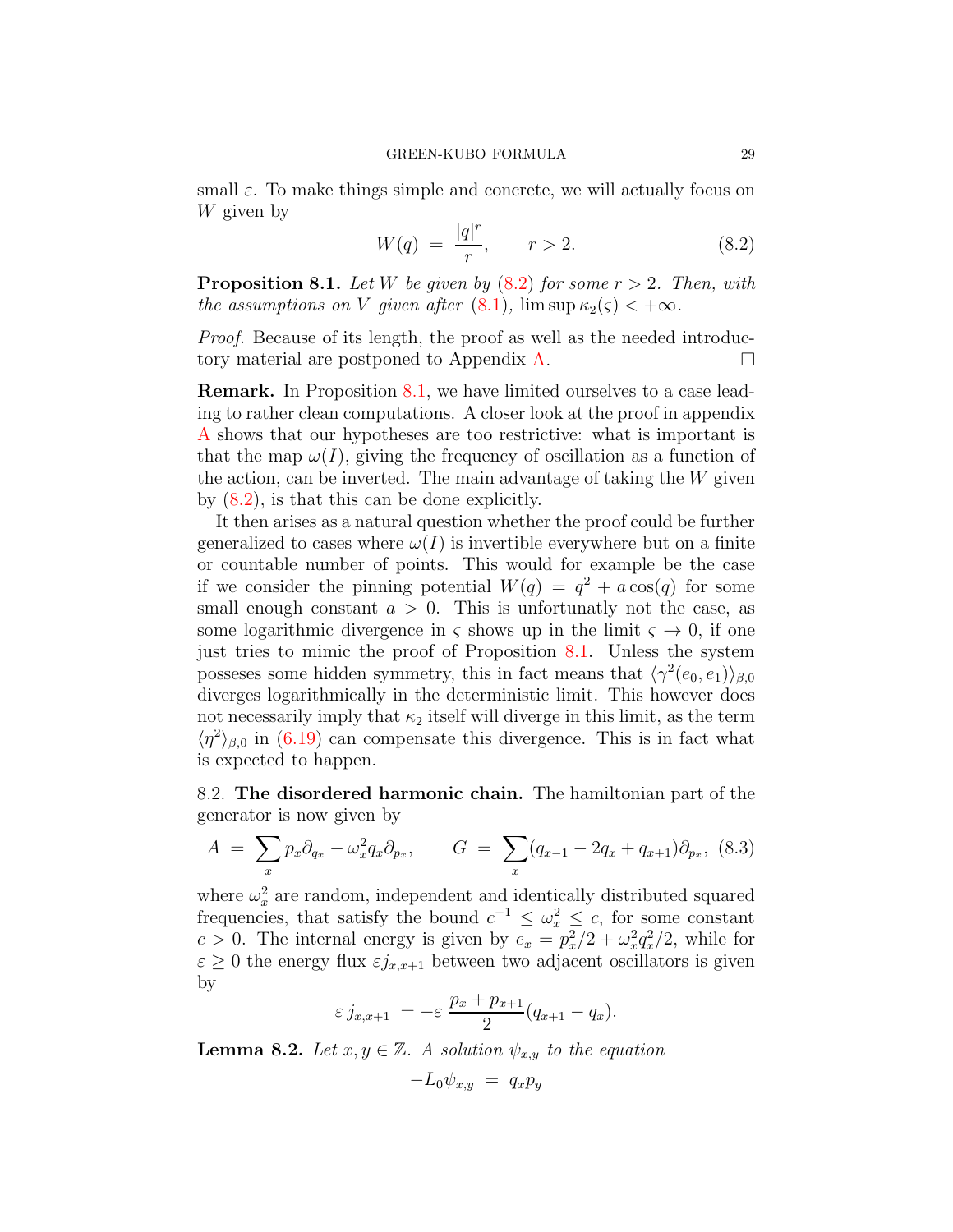small $\varepsilon$. To make things simple and concrete, we will actually focus on $W$ given by

$$W(q) \;=\; \frac{|q|^r}{r}, \qquad r > 2. \tag{8.2}$$

**Proposition 8.1.** *Let $W$ be given by (8.2) for some $r > 2$. Then, with the assumptions on $V$ given after (8.1), $\limsup \kappa_2(\varsigma) < +\infty$.*

*Proof.* Because of its length, the proof as well as the needed introductory material are postponed to Appendix A. □

**Remark.** In Proposition 8.1, we have limited ourselves to a case leading to rather clean computations. A closer look at the proof in appendix A shows that our hypotheses are too restrictive: what is important is that the map $\omega(I)$, giving the frequency of oscillation as a function of the action, can be inverted. The main advantage of taking the $W$ given by (8.2), is that this can be done explicitly.

It then arises as a natural question whether the proof could be further generalized to cases where $\omega(I)$ is invertible everywhere but on a finite or countable number of points. This would for example be the case if we consider the pinning potential $W(q) = q^2 + a\cos(q)$ for some small enough constant $a > 0$. This is unfortunatly not the case, as some logarithmic divergence in $\varsigma$ shows up in the limit $\varsigma \to 0$, if one just tries to mimic the proof of Proposition 8.1. Unless the system posseses some hidden symmetry, this in fact means that $\langle \gamma^2(e_0, e_1)\rangle_{\beta,0}$ diverges logarithmically in the deterministic limit. This however does not necessarily imply that $\kappa_2$ itself will diverge in this limit, as the term $\langle \eta^2\rangle_{\beta,0}$ in (6.19) can compensate this divergence. This is in fact what is expected to happen.

8.2. **The disordered harmonic chain.** The hamiltonian part of the generator is now given by

$$A \;=\; \sum_x p_x\partial_{q_x} - \omega_x^2 q_x \partial_{p_x}, \qquad G \;=\; \sum_x (q_{x-1} - 2q_x + q_{x+1})\partial_{p_x}, \tag{8.3}$$

where $\omega_x^2$ are random, independent and identically distributed squared frequencies, that satisfy the bound $c^{-1} \le \omega_x^2 \le c$, for some constant $c > 0$. The internal energy is given by $e_x = p_x^2/2 + \omega_x^2 q_x^2/2$, while for $\varepsilon \ge 0$ the energy flux $\varepsilon j_{x,x+1}$ between two adjacent oscillators is given by

$$\varepsilon\, j_{x,x+1} \;=\; -\varepsilon\, \frac{p_x + p_{x+1}}{2}(q_{x+1} - q_x).$$

**Lemma 8.2.** *Let $x, y \in \mathbb{Z}$. A solution $\psi_{x,y}$ to the equation*

$$-L_0 \psi_{x,y} \;=\; q_x p_y$$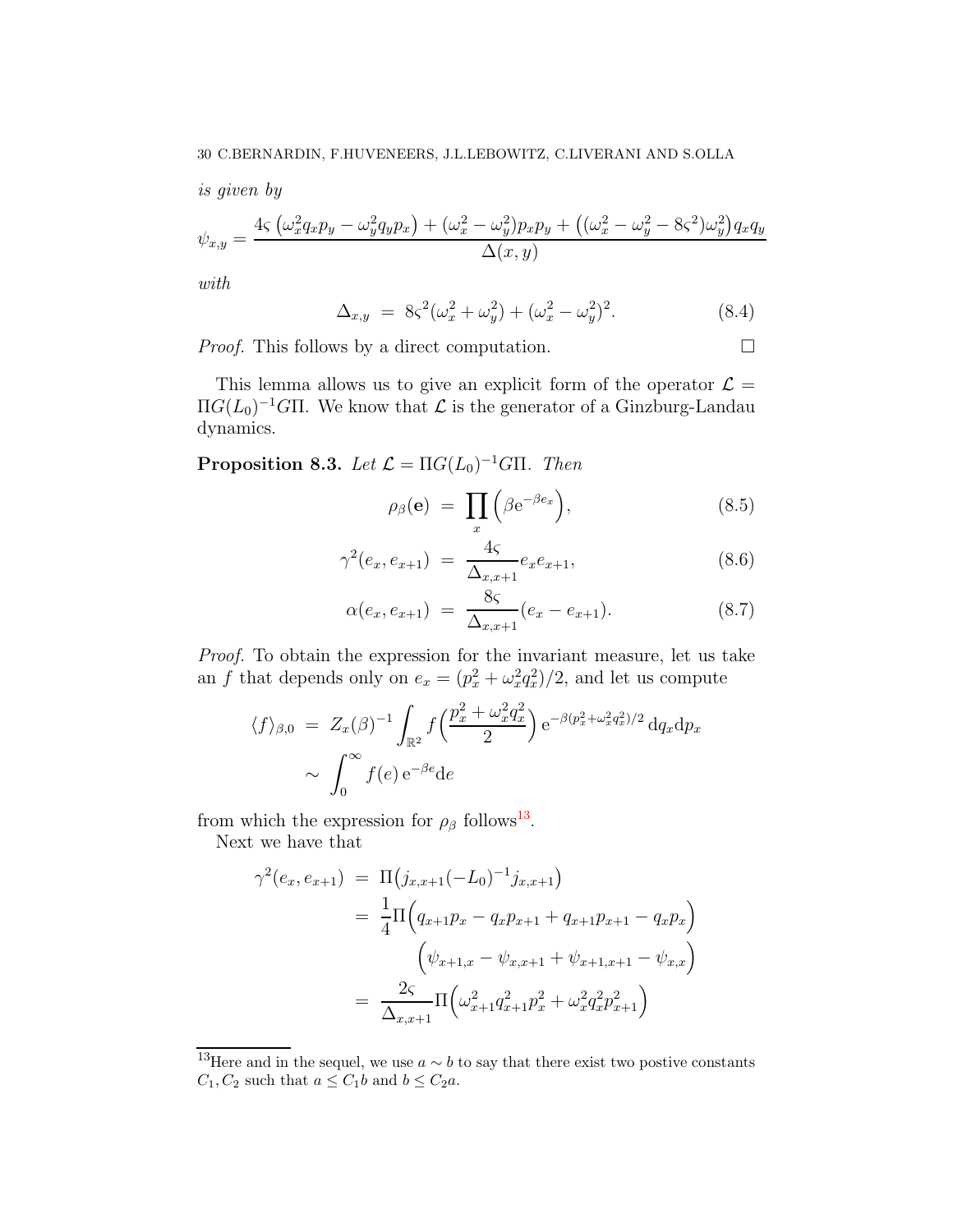*is given by*

$$\psi_{x,y} = \frac{4\varsigma\left(\omega_x^2 q_x p_y - \omega_y^2 q_y p_x\right) + (\omega_x^2 - \omega_y^2) p_x p_y + \left((\omega_x^2 - \omega_y^2 - 8\varsigma^2)\omega_y^2\right) q_x q_y}{\Delta(x,y)}$$

*with*

$$\Delta_{x,y} \;=\; 8\varsigma^2(\omega_x^2 + \omega_y^2) + (\omega_x^2 - \omega_y^2)^2. \tag{8.4}$$

*Proof.* This follows by a direct computation. $\square$

This lemma allows us to give an explicit form of the operator $\mathcal{L} = \Pi G(L_0)^{-1} G \Pi$. We know that $\mathcal{L}$ is the generator of a Ginzburg-Landau dynamics.

**Proposition 8.3.** *Let $\mathcal{L} = \Pi G(L_0)^{-1} G \Pi$. Then*

$$\rho_\beta(\mathbf{e}) \;=\; \prod_x \left(\beta \mathrm{e}^{-\beta e_x}\right), \tag{8.5}$$

$$\gamma^2(e_x, e_{x+1}) \;=\; \frac{4\varsigma}{\Delta_{x,x+1}} e_x e_{x+1}, \tag{8.6}$$

$$\alpha(e_x, e_{x+1}) \;=\; \frac{8\varsigma}{\Delta_{x,x+1}}(e_x - e_{x+1}). \tag{8.7}$$

*Proof.* To obtain the expression for the invariant measure, let us take an $f$ that depends only on $e_x = (p_x^2 + \omega_x^2 q_x^2)/2$, and let us compute

$$\begin{aligned}
\langle f \rangle_{\beta,0} \;&=\; Z_x(\beta)^{-1} \int_{\mathbb{R}^2} f\Big(\frac{p_x^2 + \omega_x^2 q_x^2}{2}\Big)\, \mathrm{e}^{-\beta(p_x^2 + \omega_x^2 q_x^2)/2}\, \mathrm{d}q_x \mathrm{d}p_x \\
&\sim\; \int_0^\infty f(e)\, \mathrm{e}^{-\beta e} \mathrm{d}e
\end{aligned}$$

from which the expression for $\rho_\beta$ follows[13].

Next we have that

$$\begin{aligned}
\gamma^2(e_x, e_{x+1}) \;&=\; \Pi\big(j_{x,x+1}(-L_0)^{-1} j_{x,x+1}\big) \\
&=\; \frac{1}{4}\Pi\Big(q_{x+1}p_x - q_x p_{x+1} + q_{x+1}p_{x+1} - q_x p_x\Big) \\
&\qquad \Big(\psi_{x+1,x} - \psi_{x,x+1} + \psi_{x+1,x+1} - \psi_{x,x}\Big) \\
&=\; \frac{2\varsigma}{\Delta_{x,x+1}} \Pi\Big(\omega_{x+1}^2 q_{x+1}^2 p_x^2 + \omega_x^2 q_x^2 p_{x+1}^2\Big)
\end{aligned}$$

---

[13] Here and in the sequel, we use $a \sim b$ to say that there exist two postive constants $C_1, C_2$ such that $a \le C_1 b$ and $b \le C_2 a$.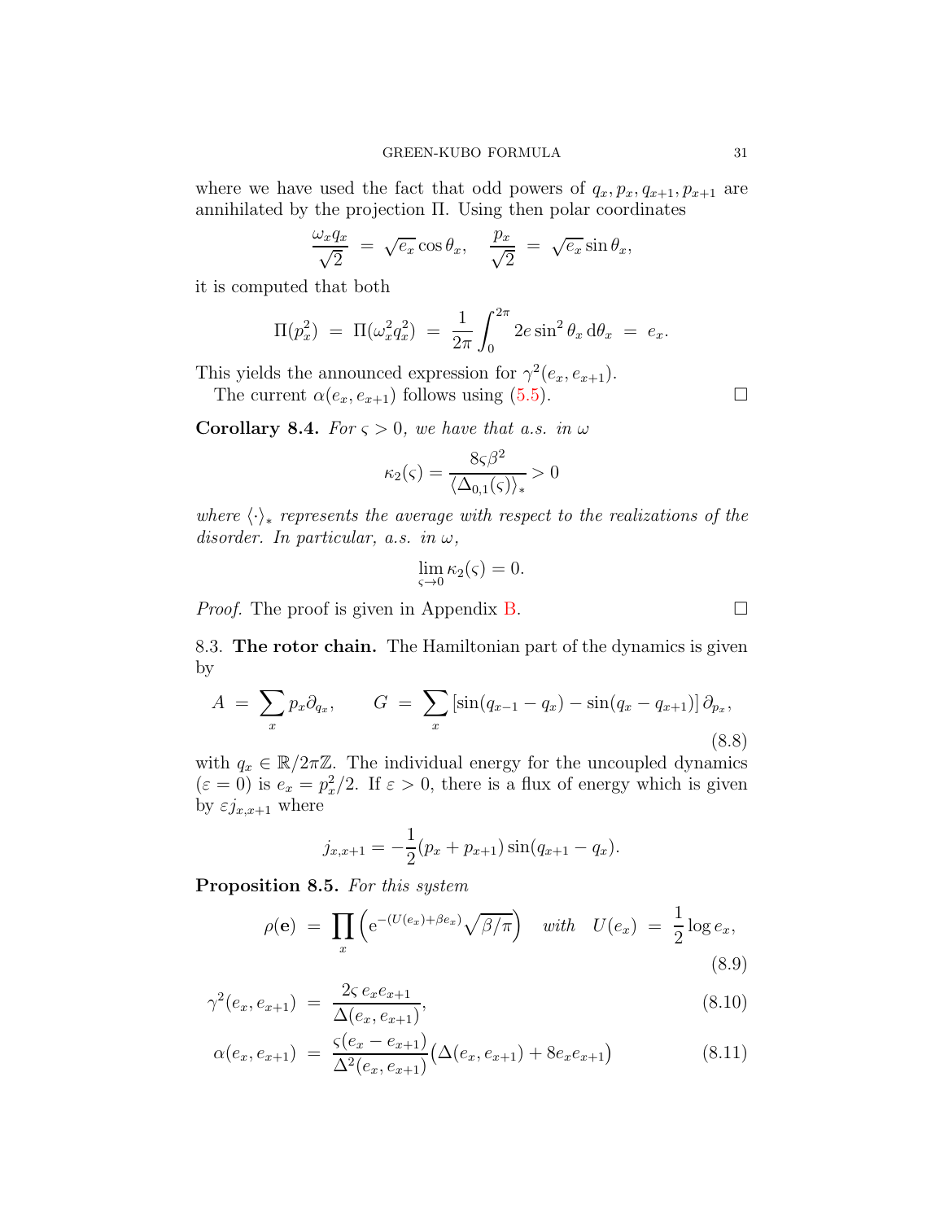where we have used the fact that odd powers of $q_x, p_x, q_{x+1}, p_{x+1}$ are annihilated by the projection $\Pi$. Using then polar coordinates

$$\frac{\omega_x q_x}{\sqrt{2}} \;=\; \sqrt{e_x}\cos\theta_x, \quad \frac{p_x}{\sqrt{2}} \;=\; \sqrt{e_x}\sin\theta_x,$$

it is computed that both

$$\Pi(p_x^2) \;=\; \Pi(\omega_x^2 q_x^2) \;=\; \frac{1}{2\pi}\int_0^{2\pi} 2e\sin^2\theta_x \,\mathrm{d}\theta_x \;=\; e_x.$$

This yields the announced expression for $\gamma^2(e_x, e_{x+1})$.

The current $\alpha(e_x, e_{x+1})$ follows using (5.5). □

**Corollary 8.4.** *For $\varsigma > 0$, we have that a.s. in $\omega$*

$$\kappa_2(\varsigma) = \frac{8\varsigma\beta^2}{\langle \Delta_{0,1}(\varsigma)\rangle_*} > 0$$

*where $\langle\cdot\rangle_*$ represents the average with respect to the realizations of the disorder. In particular, a.s. in $\omega$,*

$$\lim_{\varsigma\to 0}\kappa_2(\varsigma) = 0.$$

*Proof.* The proof is given in Appendix B. □

8.3. **The rotor chain.** The Hamiltonian part of the dynamics is given by

$$A \;=\; \sum_x p_x\partial_{q_x}, \qquad G \;=\; \sum_x \left[\sin(q_{x-1}-q_x) - \sin(q_x - q_{x+1})\right]\partial_{p_x}, \tag{8.8}$$

with $q_x \in \mathbb{R}/2\pi\mathbb{Z}$. The individual energy for the uncoupled dynamics ($\varepsilon = 0$) is $e_x = p_x^2/2$. If $\varepsilon > 0$, there is a flux of energy which is given by $\varepsilon j_{x,x+1}$ where

$$j_{x,x+1} = -\frac{1}{2}(p_x + p_{x+1})\sin(q_{x+1}-q_x).$$

**Proposition 8.5.** *For this system*

$$\rho(\mathbf{e}) \;=\; \prod_x\left(\mathrm{e}^{-(U(e_x)+\beta e_x)}\sqrt{\beta/\pi}\right) \quad \textit{with} \quad U(e_x) \;=\; \frac{1}{2}\log e_x, \tag{8.9}$$

$$\gamma^2(e_x, e_{x+1}) \;=\; \frac{2\varsigma\, e_x e_{x+1}}{\Delta(e_x, e_{x+1})}, \tag{8.10}$$

$$\alpha(e_x, e_{x+1}) \;=\; \frac{\varsigma(e_x - e_{x+1})}{\Delta^2(e_x, e_{x+1})}\big(\Delta(e_x, e_{x+1}) + 8e_x e_{x+1}\big) \tag{8.11}$$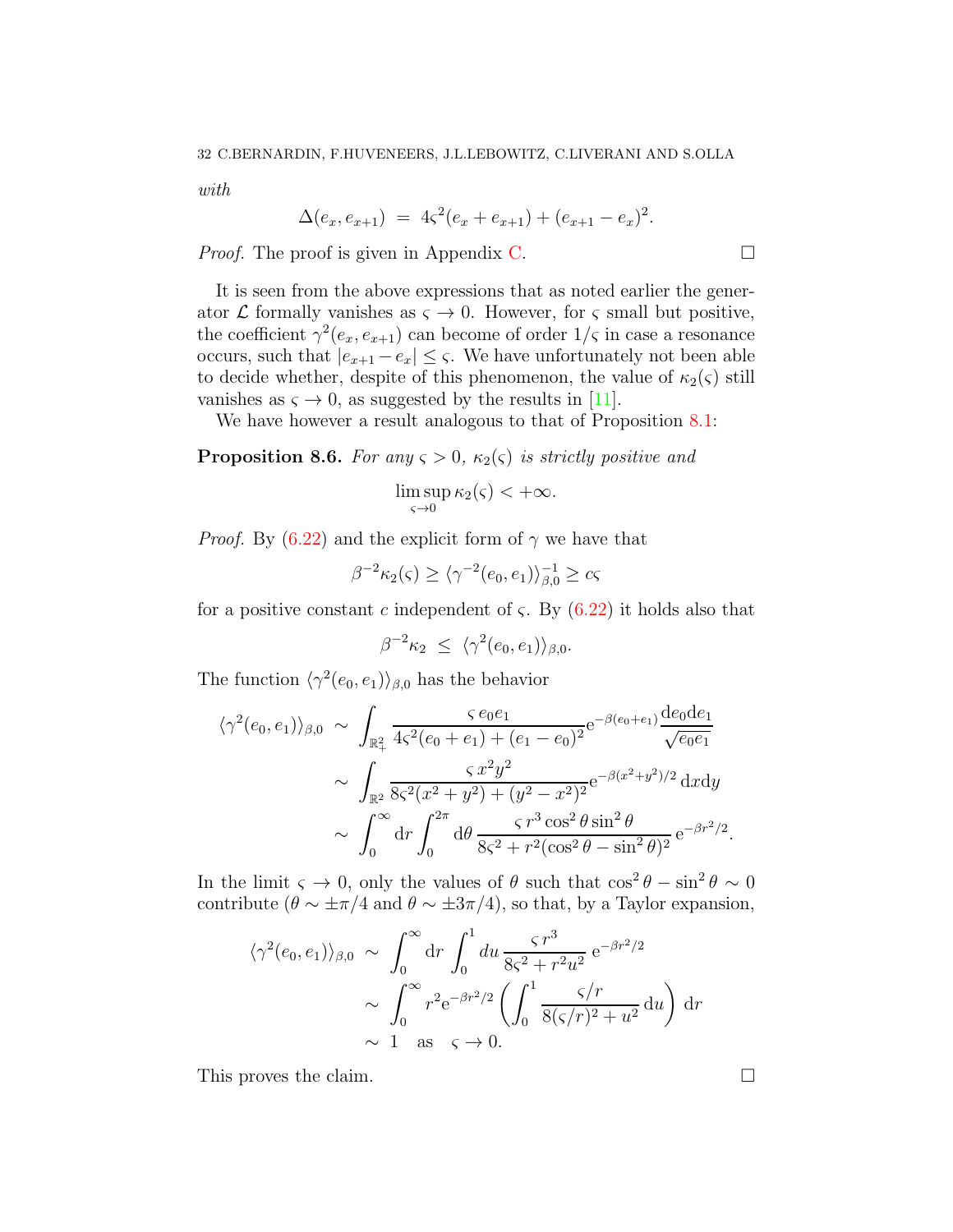*with*

$$\Delta(e_x, e_{x+1}) \;=\; 4\varsigma^2(e_x + e_{x+1}) + (e_{x+1} - e_x)^2.$$

*Proof.* The proof is given in Appendix C. □

It is seen from the above expressions that as noted earlier the generator $\mathcal{L}$ formally vanishes as $\varsigma \to 0$. However, for $\varsigma$ small but positive, the coefficient $\gamma^2(e_x, e_{x+1})$ can become of order $1/\varsigma$ in case a resonance occurs, such that $|e_{x+1} - e_x| \le \varsigma$. We have unfortunately not been able to decide whether, despite of this phenomenon, the value of $\kappa_2(\varsigma)$ still vanishes as $\varsigma \to 0$, as suggested by the results in [11].

We have however a result analogous to that of Proposition 8.1:

**Proposition 8.6.** *For any $\varsigma > 0$, $\kappa_2(\varsigma)$ is strictly positive and*

$$\limsup_{\varsigma \to 0} \kappa_2(\varsigma) < +\infty.$$

*Proof.* By (6.22) and the explicit form of $\gamma$ we have that

$$\beta^{-2}\kappa_2(\varsigma) \ge \langle \gamma^{-2}(e_0, e_1)\rangle_{\beta,0}^{-1} \ge c\varsigma$$

for a positive constant $c$ independent of $\varsigma$. By (6.22) it holds also that

$$\beta^{-2}\kappa_2 \;\le\; \langle \gamma^2(e_0, e_1)\rangle_{\beta,0}.$$

The function $\langle \gamma^2(e_0, e_1)\rangle_{\beta,0}$ has the behavior

$$\begin{aligned}
\langle \gamma^2(e_0, e_1)\rangle_{\beta,0} \;&\sim\; \int_{\mathbb{R}_+^2} \frac{\varsigma\, e_0 e_1}{4\varsigma^2(e_0 + e_1) + (e_1 - e_0)^2} \mathrm{e}^{-\beta(e_0+e_1)} \frac{\mathrm{d}e_0 \mathrm{d}e_1}{\sqrt{e_0 e_1}} \\
&\sim\; \int_{\mathbb{R}^2} \frac{\varsigma\, x^2 y^2}{8\varsigma^2(x^2 + y^2) + (y^2 - x^2)^2} \mathrm{e}^{-\beta(x^2+y^2)/2}\, \mathrm{d}x\mathrm{d}y \\
&\sim\; \int_0^\infty \mathrm{d}r \int_0^{2\pi} \mathrm{d}\theta\, \frac{\varsigma\, r^3 \cos^2\theta \sin^2\theta}{8\varsigma^2 + r^2(\cos^2\theta - \sin^2\theta)^2}\, \mathrm{e}^{-\beta r^2/2}.
\end{aligned}$$

In the limit $\varsigma \to 0$, only the values of $\theta$ such that $\cos^2\theta - \sin^2\theta \sim 0$ contribute ($\theta \sim \pm\pi/4$ and $\theta \sim \pm 3\pi/4$), so that, by a Taylor expansion,

$$\begin{aligned}
\langle \gamma^2(e_0, e_1)\rangle_{\beta,0} \;&\sim\; \int_0^\infty \mathrm{d}r \int_0^1 du\, \frac{\varsigma\, r^3}{8\varsigma^2 + r^2 u^2}\, \mathrm{e}^{-\beta r^2/2} \\
&\sim\; \int_0^\infty r^2 \mathrm{e}^{-\beta r^2/2} \left( \int_0^1 \frac{\varsigma/r}{8(\varsigma/r)^2 + u^2}\, \mathrm{d}u \right) \mathrm{d}r \\
&\sim\; 1 \quad \text{as} \quad \varsigma \to 0.
\end{aligned}$$

This proves the claim. □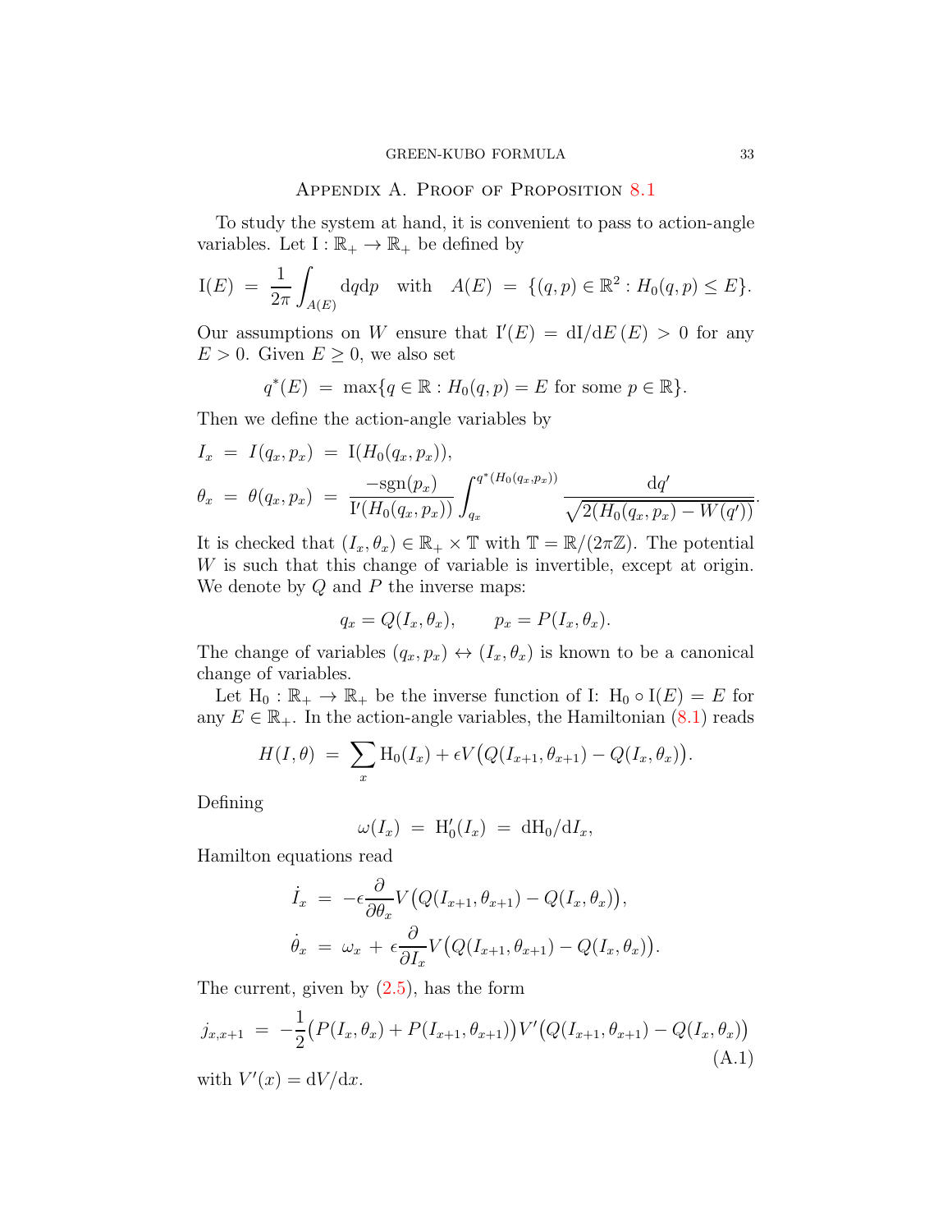## Appendix A. Proof of Proposition 8.1

To study the system at hand, it is convenient to pass to action-angle variables. Let $\mathrm{I} : \mathbb{R}_+ \to \mathbb{R}_+$ be defined by

$$\mathrm{I}(E) \;=\; \frac{1}{2\pi}\int_{A(E)} \mathrm{d}q\mathrm{d}p \quad \text{with} \quad A(E) \;=\; \{(q,p) \in \mathbb{R}^2 : H_0(q,p) \le E\}.$$

Our assumptions on $W$ ensure that $\mathrm{I}'(E) = \mathrm{dI}/\mathrm{d}E\,(E) > 0$ for any $E > 0$. Given $E \ge 0$, we also set

$$q^*(E) \;=\; \max\{q \in \mathbb{R} : H_0(q,p) = E \text{ for some } p \in \mathbb{R}\}.$$

Then we define the action-angle variables by

$$\begin{aligned}
I_x \;&=\; I(q_x,p_x) \;=\; \mathrm{I}(H_0(q_x,p_x)),\\
\theta_x \;&=\; \theta(q_x,p_x) \;=\; \frac{-\mathrm{sgn}(p_x)}{\mathrm{I}'(H_0(q_x,p_x))}\int_{q_x}^{q^*(H_0(q_x,p_x))} \frac{\mathrm{d}q'}{\sqrt{2(H_0(q_x,p_x)-W(q'))}}.
\end{aligned}$$

It is checked that $(I_x,\theta_x) \in \mathbb{R}_+ \times \mathbb{T}$ with $\mathbb{T} = \mathbb{R}/(2\pi\mathbb{Z})$. The potential $W$ is such that this change of variable is invertible, except at origin. We denote by $Q$ and $P$ the inverse maps:

$$q_x = Q(I_x,\theta_x), \qquad p_x = P(I_x,\theta_x).$$

The change of variables $(q_x,p_x) \leftrightarrow (I_x,\theta_x)$ is known to be a canonical change of variables.

Let $\mathrm{H}_0 : \mathbb{R}_+ \to \mathbb{R}_+$ be the inverse function of I: $\mathrm{H}_0 \circ \mathrm{I}(E) = E$ for any $E \in \mathbb{R}_+$. In the action-angle variables, the Hamiltonian (8.1) reads

$$H(I,\theta) \;=\; \sum_x \mathrm{H}_0(I_x) + \epsilon V\big(Q(I_{x+1},\theta_{x+1}) - Q(I_x,\theta_x)\big).$$

Defining

$$\omega(I_x) \;=\; \mathrm{H}_0'(I_x) \;=\; \mathrm{dH}_0/\mathrm{d}I_x,$$

Hamilton equations read

$$\begin{aligned}
\dot{I}_x \;&=\; -\epsilon\frac{\partial}{\partial\theta_x}V\big(Q(I_{x+1},\theta_{x+1}) - Q(I_x,\theta_x)\big),\\
\dot{\theta}_x \;&=\; \omega_x \;+\; \epsilon\frac{\partial}{\partial I_x}V\big(Q(I_{x+1},\theta_{x+1}) - Q(I_x,\theta_x)\big).
\end{aligned}$$

The current, given by (2.5), has the form

$$j_{x,x+1} \;=\; -\frac{1}{2}\big(P(I_x,\theta_x) + P(I_{x+1},\theta_{x+1})\big)V'\big(Q(I_{x+1},\theta_{x+1}) - Q(I_x,\theta_x)\big) \tag{A.1}$$

with $V'(x) = \mathrm{d}V/\mathrm{d}x$.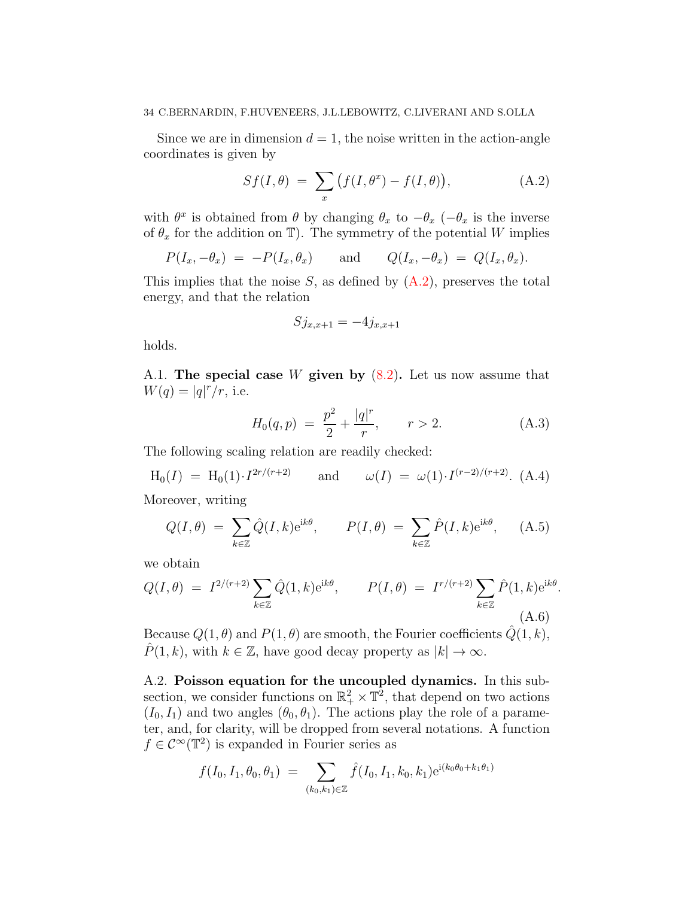Since we are in dimension $d = 1$, the noise written in the action-angle coordinates is given by

$$Sf(I, \theta) \;=\; \sum_x \big( f(I, \theta^x) - f(I, \theta) \big), \tag{A.2}$$

with $\theta^x$ is obtained from $\theta$ by changing $\theta_x$ to $-\theta_x$ ($-\theta_x$ is the inverse of $\theta_x$ for the addition on $\mathbb{T}$). The symmetry of the potential $W$ implies

$$P(I_x, -\theta_x) \;=\; -P(I_x, \theta_x) \qquad \text{and} \qquad Q(I_x, -\theta_x) \;=\; Q(I_x, \theta_x).$$

This implies that the noise $S$, as defined by (A.2), preserves the total energy, and that the relation

$$Sj_{x,x+1} = -4 j_{x,x+1}$$

holds.

A.1. **The special case $W$ given by (8.2).** Let us now assume that $W(q) = |q|^r/r$, i.e.

$$H_0(q,p) \;=\; \frac{p^2}{2} + \frac{|q|^r}{r}, \qquad r > 2. \tag{A.3}$$

The following scaling relation are readily checked:

$$\mathrm{H}_0(I) \;=\; \mathrm{H}_0(1) \cdot I^{2r/(r+2)} \qquad \text{and} \qquad \omega(I) \;=\; \omega(1) \cdot I^{(r-2)/(r+2)}. \tag{A.4}$$

Moreover, writing

$$Q(I, \theta) \;=\; \sum_{k \in \mathbb{Z}} \hat{Q}(I,k) \mathrm{e}^{\mathrm{i}k\theta}, \qquad P(I, \theta) \;=\; \sum_{k \in \mathbb{Z}} \hat{P}(I,k) \mathrm{e}^{\mathrm{i}k\theta}, \tag{A.5}$$

we obtain

$$Q(I, \theta) \;=\; I^{2/(r+2)} \sum_{k \in \mathbb{Z}} \hat{Q}(1,k) \mathrm{e}^{\mathrm{i}k\theta}, \qquad P(I, \theta) \;=\; I^{r/(r+2)} \sum_{k \in \mathbb{Z}} \hat{P}(1,k) \mathrm{e}^{\mathrm{i}k\theta}. \tag{A.6}$$

Because $Q(1,\theta)$ and $P(1,\theta)$ are smooth, the Fourier coefficients $\hat{Q}(1,k)$, $\hat{P}(1,k)$, with $k \in \mathbb{Z}$, have good decay property as $|k| \to \infty$.

A.2. **Poisson equation for the uncoupled dynamics.** In this subsection, we consider functions on $\mathbb{R}_+^2 \times \mathbb{T}^2$, that depend on two actions $(I_0, I_1)$ and two angles $(\theta_0, \theta_1)$. The actions play the role of a parameter, and, for clarity, will be dropped from several notations. A function $f \in \mathcal{C}^\infty(\mathbb{T}^2)$ is expanded in Fourier series as

$$f(I_0, I_1, \theta_0, \theta_1) \;=\; \sum_{(k_0,k_1) \in \mathbb{Z}} \hat{f}(I_0, I_1, k_0, k_1) \mathrm{e}^{\mathrm{i}(k_0\theta_0 + k_1\theta_1)}$$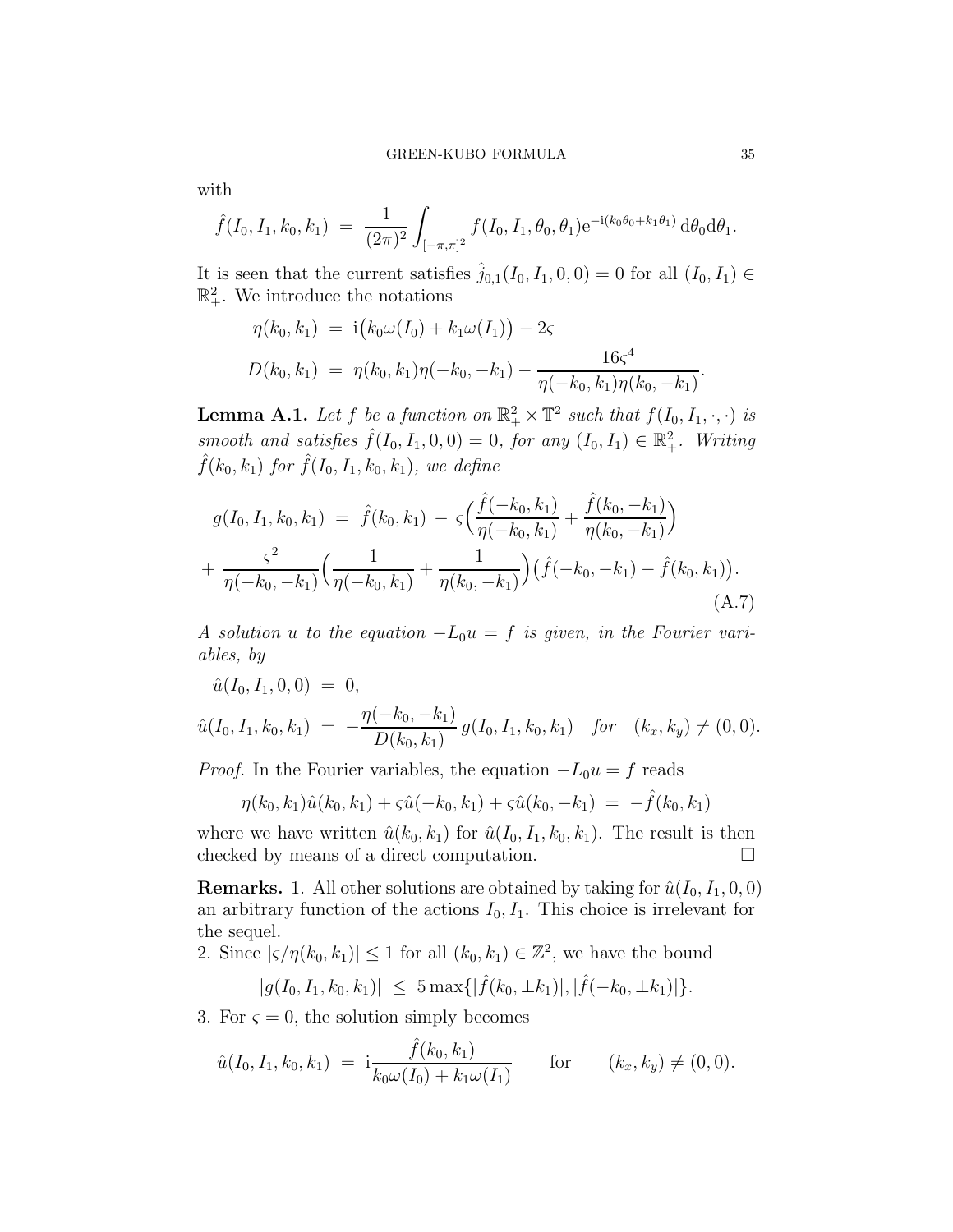with

$$\hat{f}(I_0, I_1, k_0, k_1) \;=\; \frac{1}{(2\pi)^2} \int_{[-\pi,\pi]^2} f(I_0, I_1, \theta_0, \theta_1) \mathrm{e}^{-\mathrm{i}(k_0\theta_0 + k_1\theta_1)} \, \mathrm{d}\theta_0 \mathrm{d}\theta_1.$$

It is seen that the current satisfies $\hat{j}_{0,1}(I_0, I_1, 0, 0) = 0$ for all $(I_0, I_1) \in \mathbb{R}^2_+$. We introduce the notations

$$\eta(k_0, k_1) \;=\; \mathrm{i}\big(k_0\omega(I_0) + k_1\omega(I_1)\big) - 2\varsigma$$

$$D(k_0, k_1) \;=\; \eta(k_0, k_1)\eta(-k_0, -k_1) - \frac{16\varsigma^4}{\eta(-k_0, k_1)\eta(k_0, -k_1)}.$$

**Lemma A.1.** *Let $f$ be a function on $\mathbb{R}^2_+ \times \mathbb{T}^2$ such that $f(I_0, I_1, \cdot, \cdot)$ is smooth and satisfies $\hat{f}(I_0, I_1, 0, 0) = 0$, for any $(I_0, I_1) \in \mathbb{R}^2_+$. Writing $\hat{f}(k_0, k_1)$ for $\hat{f}(I_0, I_1, k_0, k_1)$, we define*

$$\begin{aligned} g(I_0, I_1, k_0, k_1) \;&=\; \hat{f}(k_0, k_1) \;-\; \varsigma\Big(\frac{\hat{f}(-k_0, k_1)}{\eta(-k_0, k_1)} + \frac{\hat{f}(k_0, -k_1)}{\eta(k_0, -k_1)}\Big) \\ &+\; \frac{\varsigma^2}{\eta(-k_0, -k_1)}\Big(\frac{1}{\eta(-k_0, k_1)} + \frac{1}{\eta(k_0, -k_1)}\Big)\big(\hat{f}(-k_0, -k_1) - \hat{f}(k_0, k_1)\big). \end{aligned} \tag{A.7}$$

*A solution $u$ to the equation $-L_0 u = f$ is given, in the Fourier variables, by*

$$\hat{u}(I_0, I_1, 0, 0) \;=\; 0,$$

$$\hat{u}(I_0, I_1, k_0, k_1) \;=\; -\frac{\eta(-k_0, -k_1)}{D(k_0, k_1)}\, g(I_0, I_1, k_0, k_1) \quad \textit{for} \quad (k_x, k_y) \neq (0, 0).$$

*Proof.* In the Fourier variables, the equation $-L_0 u = f$ reads

$$\eta(k_0, k_1)\hat{u}(k_0, k_1) + \varsigma\hat{u}(-k_0, k_1) + \varsigma\hat{u}(k_0, -k_1) \;=\; -\hat{f}(k_0, k_1)$$

where we have written $\hat{u}(k_0, k_1)$ for $\hat{u}(I_0, I_1, k_0, k_1)$. The result is then checked by means of a direct computation. □

**Remarks.** 1. All other solutions are obtained by taking for $\hat{u}(I_0, I_1, 0, 0)$ an arbitrary function of the actions $I_0, I_1$. This choice is irrelevant for the sequel.

2. Since $|\varsigma/\eta(k_0, k_1)| \leq 1$ for all $(k_0, k_1) \in \mathbb{Z}^2$, we have the bound

$$|g(I_0, I_1, k_0, k_1)| \;\leq\; 5\max\{|\hat{f}(k_0, \pm k_1)|, |\hat{f}(-k_0, \pm k_1)|\}.$$

3. For $\varsigma = 0$, the solution simply becomes

$$\hat{u}(I_0, I_1, k_0, k_1) \;=\; \mathrm{i}\frac{\hat{f}(k_0, k_1)}{k_0\omega(I_0) + k_1\omega(I_1)} \qquad \text{for} \qquad (k_x, k_y) \neq (0, 0).$$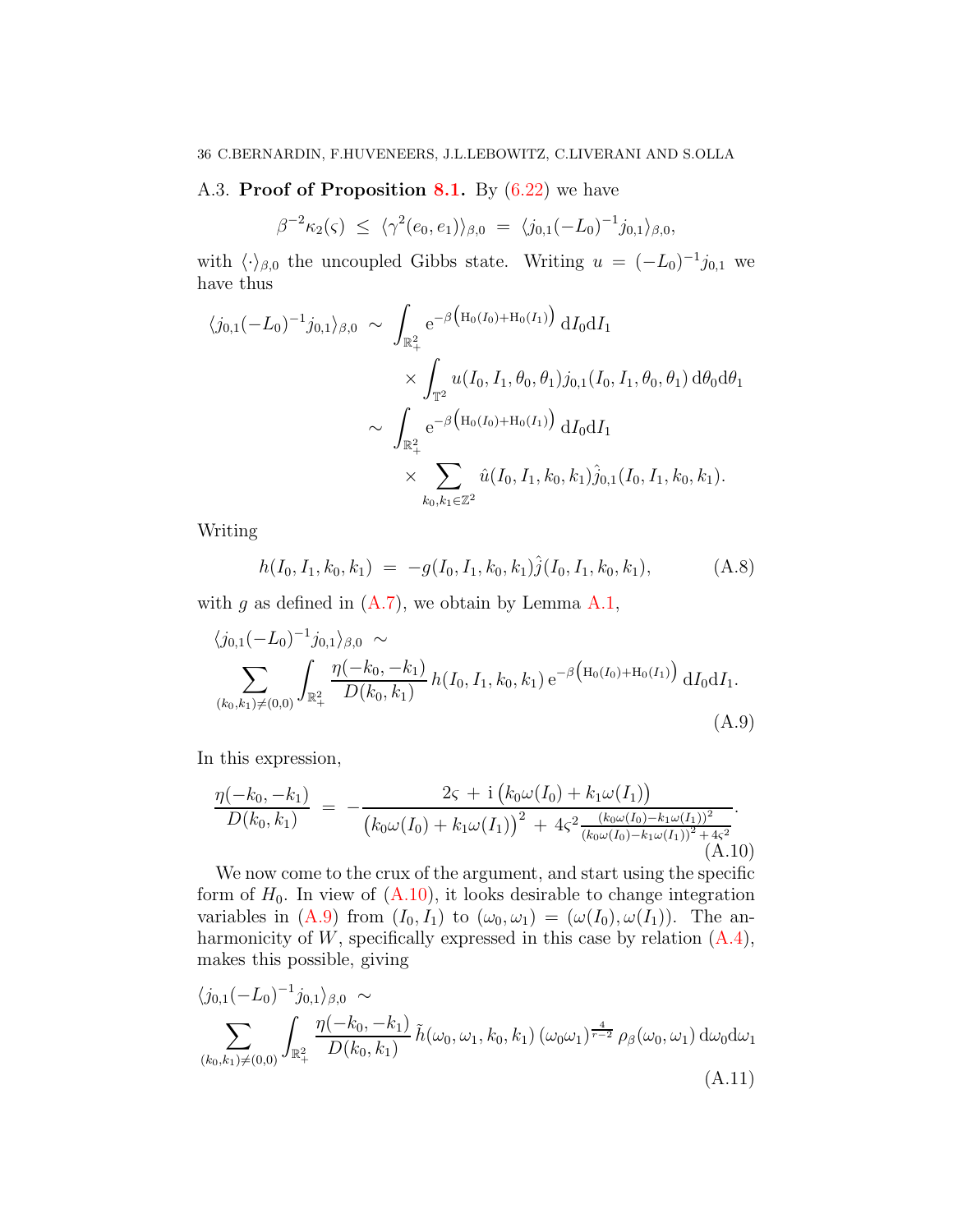## A.3. **Proof of Proposition 8.1.**

By (6.22) we have

$$\beta^{-2}\kappa_2(\varsigma) \;\leq\; \langle \gamma^2(e_0,e_1)\rangle_{\beta,0} \;=\; \langle j_{0,1}(-L_0)^{-1} j_{0,1}\rangle_{\beta,0},$$

with $\langle\cdot\rangle_{\beta,0}$ the uncoupled Gibbs state. Writing $u = (-L_0)^{-1} j_{0,1}$ we have thus

$$\begin{aligned}
\langle j_{0,1}(-L_0)^{-1} j_{0,1}\rangle_{\beta,0} \;&\sim\; \int_{\mathbb{R}_+^2} \mathrm{e}^{-\beta\left(\mathrm{H}_0(I_0)+\mathrm{H}_0(I_1)\right)}\,\mathrm{d}I_0\mathrm{d}I_1 \\
&\qquad\times \int_{\mathbb{T}^2} u(I_0,I_1,\theta_0,\theta_1) j_{0,1}(I_0,I_1,\theta_0,\theta_1)\,\mathrm{d}\theta_0\mathrm{d}\theta_1 \\
&\sim\; \int_{\mathbb{R}_+^2} \mathrm{e}^{-\beta\left(\mathrm{H}_0(I_0)+\mathrm{H}_0(I_1)\right)}\,\mathrm{d}I_0\mathrm{d}I_1 \\
&\qquad\times \sum_{k_0,k_1\in\mathbb{Z}^2} \hat{u}(I_0,I_1,k_0,k_1)\hat{j}_{0,1}(I_0,I_1,k_0,k_1).
\end{aligned}$$

Writing

$$h(I_0,I_1,k_0,k_1) \;=\; -g(I_0,I_1,k_0,k_1)\hat{j}(I_0,I_1,k_0,k_1), \tag{A.8}$$

with $g$ as defined in (A.7), we obtain by Lemma A.1,

$$\begin{aligned}
&\langle j_{0,1}(-L_0)^{-1} j_{0,1}\rangle_{\beta,0} \;\sim \\
&\sum_{(k_0,k_1)\neq(0,0)} \int_{\mathbb{R}_+^2} \frac{\eta(-k_0,-k_1)}{D(k_0,k_1)}\, h(I_0,I_1,k_0,k_1)\,\mathrm{e}^{-\beta\left(\mathrm{H}_0(I_0)+\mathrm{H}_0(I_1)\right)}\,\mathrm{d}I_0\mathrm{d}I_1.
\end{aligned} \tag{A.9}$$

In this expression,

$$\frac{\eta(-k_0,-k_1)}{D(k_0,k_1)} \;=\; -\frac{2\varsigma \,+\, \mathrm{i}\left(k_0\omega(I_0)+k_1\omega(I_1)\right)}{\left(k_0\omega(I_0)+k_1\omega(I_1)\right)^2 \,+\, 4\varsigma^2 \frac{(k_0\omega(I_0)-k_1\omega(I_1))^2}{(k_0\omega(I_0)-k_1\omega(I_1))^2+4\varsigma^2}}. \tag{A.10}$$

We now come to the crux of the argument, and start using the specific form of $H_0$. In view of (A.10), it looks desirable to change integration variables in (A.9) from $(I_0,I_1)$ to $(\omega_0,\omega_1)=(\omega(I_0),\omega(I_1))$. The anharmonicity of $W$, specifically expressed in this case by relation (A.4), makes this possible, giving

$$\begin{aligned}
&\langle j_{0,1}(-L_0)^{-1} j_{0,1}\rangle_{\beta,0} \;\sim \\
&\sum_{(k_0,k_1)\neq(0,0)} \int_{\mathbb{R}_+^2} \frac{\eta(-k_0,-k_1)}{D(k_0,k_1)}\,\tilde{h}(\omega_0,\omega_1,k_0,k_1)\,(\omega_0\omega_1)^{\frac{4}{r-2}}\,\rho_\beta(\omega_0,\omega_1)\,\mathrm{d}\omega_0\mathrm{d}\omega_1
\end{aligned} \tag{A.11}$$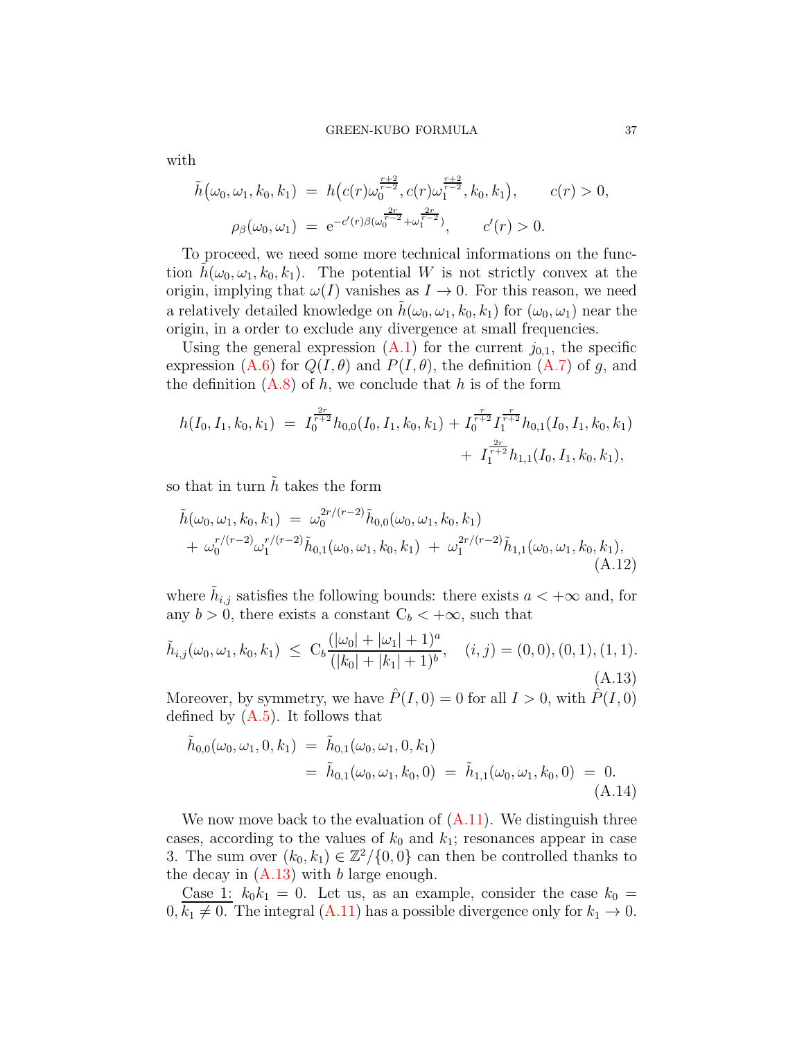with

$$
\begin{aligned}
\tilde{h}\big(\omega_0,\omega_1,k_0,k_1\big) \;&=\; h\big(c(r)\omega_0^{\frac{r+2}{r-2}}, c(r)\omega_1^{\frac{r+2}{r-2}}, k_0, k_1\big), \qquad c(r)>0,\\
\rho_\beta(\omega_0,\omega_1) \;&=\; \mathrm{e}^{-c'(r)\beta(\omega_0^{\frac{2r}{r-2}}+\omega_1^{\frac{2r}{r-2}})}, \qquad c'(r)>0.
\end{aligned}
$$

To proceed, we need some more technical informations on the function $\tilde{h}(\omega_0,\omega_1,k_0,k_1)$. The potential $W$ is not strictly convex at the origin, implying that $\omega(I)$ vanishes as $I\to 0$. For this reason, we need a relatively detailed knowledge on $\tilde{h}(\omega_0,\omega_1,k_0,k_1)$ for $(\omega_0,\omega_1)$ near the origin, in a order to exclude any divergence at small frequencies.

Using the general expression (A.1) for the current $j_{0,1}$, the specific expression (A.6) for $Q(I,\theta)$ and $P(I,\theta)$, the definition (A.7) of $g$, and the definition (A.8) of $h$, we conclude that $h$ is of the form

$$
\begin{aligned}
h(I_0,I_1,k_0,k_1) \;=\; I_0^{\frac{2r}{r+2}}h_{0,0}(I_0,I_1,k_0,k_1) + I_0^{\frac{r}{r+2}}I_1^{\frac{r}{r+2}}h_{0,1}(I_0,I_1,k_0,k_1)\\
+\; I_1^{\frac{2r}{r+2}}h_{1,1}(I_0,I_1,k_0,k_1),
\end{aligned}
$$

so that in turn $\tilde{h}$ takes the form

$$
\begin{aligned}
&\tilde{h}(\omega_0,\omega_1,k_0,k_1) \;=\; \omega_0^{2r/(r-2)}\tilde{h}_{0,0}(\omega_0,\omega_1,k_0,k_1)\\
&+\; \omega_0^{r/(r-2)}\omega_1^{r/(r-2)}\tilde{h}_{0,1}(\omega_0,\omega_1,k_0,k_1) \;+\; \omega_1^{2r/(r-2)}\tilde{h}_{1,1}(\omega_0,\omega_1,k_0,k_1),
\end{aligned}
\tag{A.12}
$$

where $\tilde{h}_{i,j}$ satisfies the following bounds: there exists $a<+\infty$ and, for any $b>0$, there exists a constant $\mathrm{C}_b<+\infty$, such that

$$
\tilde{h}_{i,j}(\omega_0,\omega_1,k_0,k_1) \;\le\; \mathrm{C}_b\frac{(|\omega_0|+|\omega_1|+1)^a}{(|k_0|+|k_1|+1)^b}, \quad (i,j)=(0,0),(0,1),(1,1).
\tag{A.13}
$$

Moreover, by symmetry, we have $\hat{P}(I,0)=0$ for all $I>0$, with $\hat{P}(I,0)$ defined by (A.5). It follows that

$$
\begin{aligned}
\tilde{h}_{0,0}(\omega_0,\omega_1,0,k_1) \;&=\; \tilde{h}_{0,1}(\omega_0,\omega_1,0,k_1)\\
&=\; \tilde{h}_{0,1}(\omega_0,\omega_1,k_0,0) \;=\; \tilde{h}_{1,1}(\omega_0,\omega_1,k_0,0) \;=\; 0.
\end{aligned}
\tag{A.14}
$$

We now move back to the evaluation of (A.11). We distinguish three cases, according to the values of $k_0$ and $k_1$; resonances appear in case 3. The sum over $(k_0,k_1)\in\mathbb{Z}^2/\{0,0\}$ can then be controlled thanks to the decay in (A.13) with $b$ large enough.

<u>Case 1:</u> $k_0k_1=0$. Let us, as an example, consider the case $k_0=0, k_1\neq 0$. The integral (A.11) has a possible divergence only for $k_1\to 0$.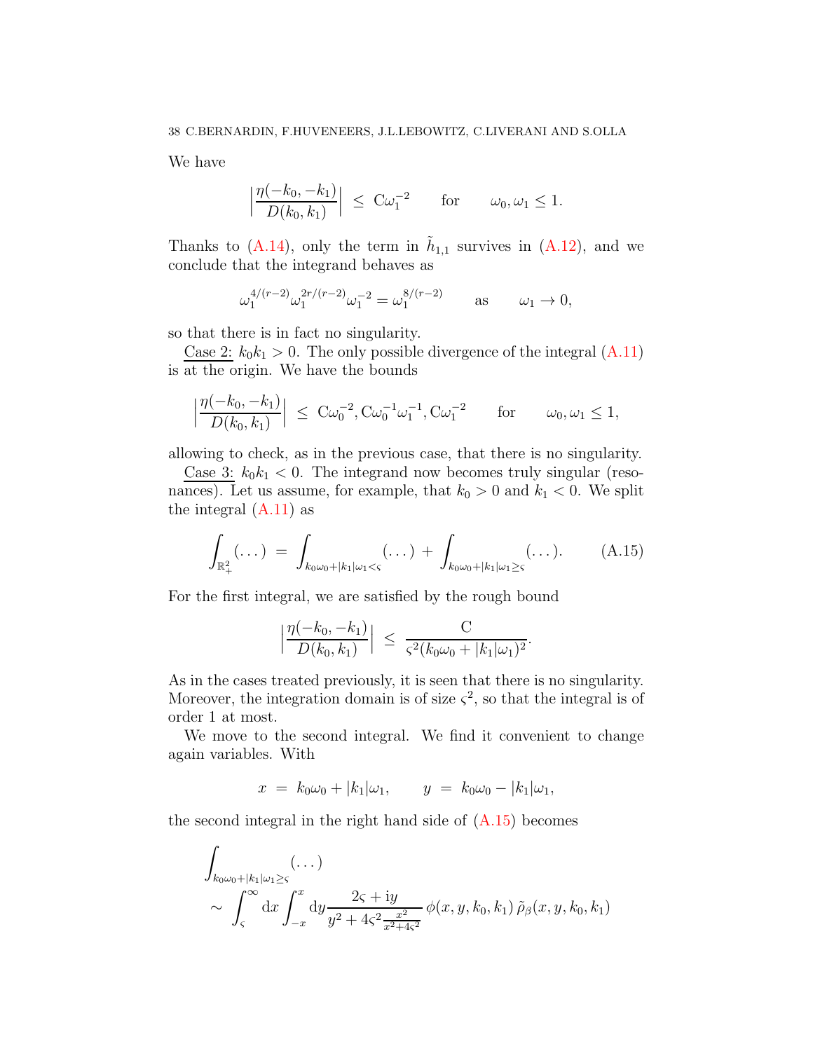We have

$$\Big|\frac{\eta(-k_0,-k_1)}{D(k_0,k_1)}\Big| \;\leq\; \mathrm{C}\omega_1^{-2} \qquad \text{for} \qquad \omega_0,\omega_1 \leq 1.$$

Thanks to (A.14), only the term in $\tilde{h}_{1,1}$ survives in (A.12), and we conclude that the integrand behaves as

$$\omega_1^{4/(r-2)}\omega_1^{2r/(r-2)}\omega_1^{-2} = \omega_1^{8/(r-2)} \qquad \text{as} \qquad \omega_1 \to 0,$$

so that there is in fact no singularity.

Case 2: $k_0 k_1 > 0$. The only possible divergence of the integral (A.11) is at the origin. We have the bounds

$$\Big|\frac{\eta(-k_0,-k_1)}{D(k_0,k_1)}\Big| \;\leq\; \mathrm{C}\omega_0^{-2}, \mathrm{C}\omega_0^{-1}\omega_1^{-1}, \mathrm{C}\omega_1^{-2} \qquad \text{for} \qquad \omega_0,\omega_1 \leq 1,$$

allowing to check, as in the previous case, that there is no singularity.

Case 3: $k_0 k_1 < 0$. The integrand now becomes truly singular (resonances). Let us assume, for example, that $k_0 > 0$ and $k_1 < 0$. We split the integral (A.11) as

$$\int_{\mathbb{R}^2_+}(\dots) \;=\; \int_{k_0\omega_0+|k_1|\omega_1<\varsigma}(\dots) \;+\; \int_{k_0\omega_0+|k_1|\omega_1\geq\varsigma}(\dots). \tag{A.15}$$

For the first integral, we are satisfied by the rough bound

$$\Big|\frac{\eta(-k_0,-k_1)}{D(k_0,k_1)}\Big| \;\leq\; \frac{\mathrm{C}}{\varsigma^2(k_0\omega_0+|k_1|\omega_1)^2}.$$

As in the cases treated previously, it is seen that there is no singularity. Moreover, the integration domain is of size $\varsigma^2$, so that the integral is of order 1 at most.

We move to the second integral. We find it convenient to change again variables. With

$$x \;=\; k_0\omega_0 + |k_1|\omega_1, \qquad y \;=\; k_0\omega_0 - |k_1|\omega_1,$$

the second integral in the right hand side of (A.15) becomes

$$\int_{k_0\omega_0+|k_1|\omega_1\geq\varsigma}(\dots) \\ \sim\; \int_\varsigma^\infty \mathrm{d}x \int_{-x}^{x}\mathrm{d}y \frac{2\varsigma + \mathrm{i}y}{y^2 + 4\varsigma^2\frac{x^2}{x^2+4\varsigma^2}}\,\phi(x,y,k_0,k_1)\,\tilde{\rho}_\beta(x,y,k_0,k_1)$$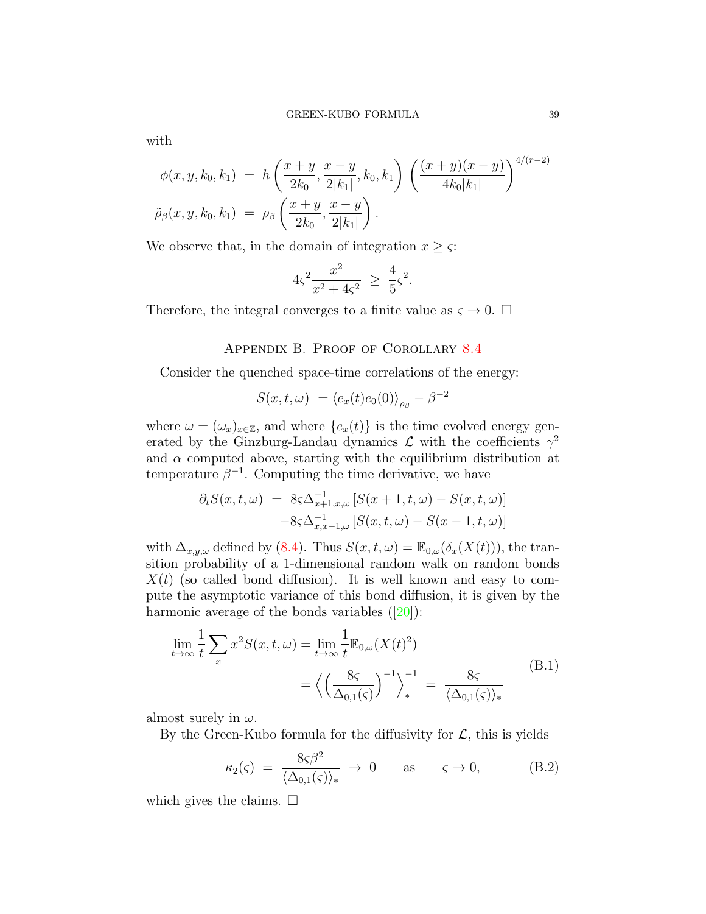with

$$\phi(x,y,k_0,k_1) \;=\; h\left(\frac{x+y}{2k_0},\frac{x-y}{2|k_1|},k_0,k_1\right)\left(\frac{(x+y)(x-y)}{4k_0|k_1|}\right)^{4/(r-2)}$$

$$\tilde\rho_\beta(x,y,k_0,k_1) \;=\; \rho_\beta\left(\frac{x+y}{2k_0},\frac{x-y}{2|k_1|}\right).$$

We observe that, in the domain of integration $x \geq \varsigma$:

$$4\varsigma^2\frac{x^2}{x^2+4\varsigma^2} \;\geq\; \frac{4}{5}\varsigma^2.$$

Therefore, the integral converges to a finite value as $\varsigma \to 0$. $\square$

## Appendix B. Proof of Corollary 8.4

Consider the quenched space-time correlations of the energy:

$$S(x,t,\omega) \;= \langle e_x(t)e_0(0)\rangle_{\rho_\beta} - \beta^{-2}$$

where $\omega = (\omega_x)_{x\in\mathbb{Z}}$, and where $\{e_x(t)\}$ is the time evolved energy generated by the Ginzburg-Landau dynamics $\mathcal{L}$ with the coefficients $\gamma^2$ and $\alpha$ computed above, starting with the equilibrium distribution at temperature $\beta^{-1}$. Computing the time derivative, we have

$$\begin{aligned}\partial_t S(x,t,\omega) \;&=\; 8\varsigma\Delta^{-1}_{x+1,x,\omega}\left[S(x+1,t,\omega)-S(x,t,\omega)\right]\\ &\quad -8\varsigma\Delta^{-1}_{x,x-1,\omega}\left[S(x,t,\omega)-S(x-1,t,\omega)\right]\end{aligned}$$

with $\Delta_{x,y,\omega}$ defined by (8.4). Thus $S(x,t,\omega) = \mathbb{E}_{0,\omega}(\delta_x(X(t)))$, the transition probability of a 1-dimensional random walk on random bonds $X(t)$ (so called bond diffusion). It is well known and easy to compute the asymptotic variance of this bond diffusion, it is given by the harmonic average of the bonds variables ([20]):

$$\begin{aligned}\lim_{t\to\infty}\frac{1}{t}\sum_x x^2 S(x,t,\omega) &= \lim_{t\to\infty}\frac{1}{t}\mathbb{E}_{0,\omega}(X(t)^2)\\ &= \left\langle\left(\frac{8\varsigma}{\Delta_{0,1}(\varsigma)}\right)^{-1}\right\rangle_*^{-1} \;=\; \frac{8\varsigma}{\langle\Delta_{0,1}(\varsigma)\rangle_*}\end{aligned} \tag{B.1}$$

almost surely in $\omega$.

By the Green-Kubo formula for the diffusivity for $\mathcal{L}$, this is yields

$$\kappa_2(\varsigma) \;=\; \frac{8\varsigma\beta^2}{\langle\Delta_{0,1}(\varsigma)\rangle_*} \;\to\; 0 \qquad \text{as} \qquad \varsigma\to 0, \tag{B.2}$$

which gives the claims. $\square$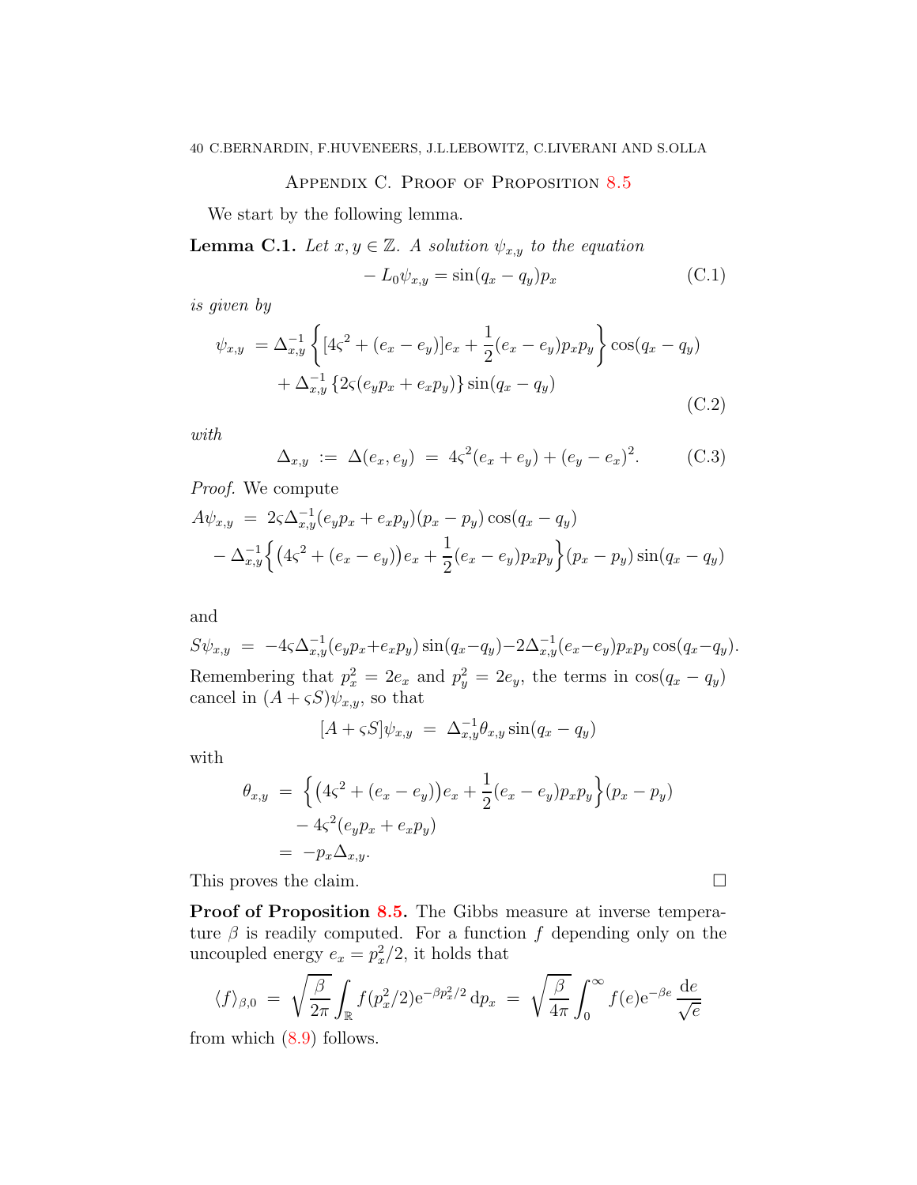## Appendix C. Proof of Proposition 8.5

We start by the following lemma.

**Lemma C.1.** *Let $x, y \in \mathbb{Z}$. A solution $\psi_{x,y}$ to the equation*

$$- L_0 \psi_{x,y} = \sin(q_x - q_y) p_x \tag{C.1}$$

*is given by*

$$\begin{aligned}
\psi_{x,y} &= \Delta_{x,y}^{-1} \left\{ [4\varsigma^2 + (e_x - e_y)] e_x + \frac{1}{2}(e_x - e_y) p_x p_y \right\} \cos(q_x - q_y) \\
&\quad + \Delta_{x,y}^{-1} \left\{ 2\varsigma (e_y p_x + e_x p_y) \right\} \sin(q_x - q_y)
\end{aligned} \tag{C.2}$$

*with*

$$\Delta_{x,y} \; := \; \Delta(e_x, e_y) \; = \; 4\varsigma^2 (e_x + e_y) + (e_y - e_x)^2. \tag{C.3}$$

*Proof.* We compute

$$\begin{aligned}
A\psi_{x,y} \; &= \; 2\varsigma \Delta_{x,y}^{-1} (e_y p_x + e_x p_y)(p_x - p_y) \cos(q_x - q_y) \\
&\quad - \Delta_{x,y}^{-1} \Big\{ \big(4\varsigma^2 + (e_x - e_y)\big) e_x + \frac{1}{2}(e_x - e_y) p_x p_y \Big\} (p_x - p_y) \sin(q_x - q_y)
\end{aligned}$$

and

$$S\psi_{x,y} \; = \; -4\varsigma \Delta_{x,y}^{-1} (e_y p_x + e_x p_y) \sin(q_x - q_y) - 2\Delta_{x,y}^{-1} (e_x - e_y) p_x p_y \cos(q_x - q_y).$$

Remembering that $p_x^2 = 2e_x$ and $p_y^2 = 2e_y$, the terms in $\cos(q_x - q_y)$ cancel in $(A + \varsigma S)\psi_{x,y}$, so that

$$[A + \varsigma S]\psi_{x,y} \; = \; \Delta_{x,y}^{-1} \theta_{x,y} \sin(q_x - q_y)$$

with

$$\begin{aligned}
\theta_{x,y} \; &= \; \Big\{ \big(4\varsigma^2 + (e_x - e_y)\big) e_x + \frac{1}{2}(e_x - e_y) p_x p_y \Big\} (p_x - p_y) \\
&\quad - 4\varsigma^2 (e_y p_x + e_x p_y) \\
&= \; -p_x \Delta_{x,y}.
\end{aligned}$$

This proves the claim. $\square$

**Proof of Proposition 8.5.** The Gibbs measure at inverse temperature $\beta$ is readily computed. For a function $f$ depending only on the uncoupled energy $e_x = p_x^2/2$, it holds that

$$\langle f \rangle_{\beta,0} \; = \; \sqrt{\frac{\beta}{2\pi}} \int_{\mathbb{R}} f(p_x^2/2) \mathrm{e}^{-\beta p_x^2/2} \, \mathrm{d}p_x \; = \; \sqrt{\frac{\beta}{4\pi}} \int_0^\infty f(e) \mathrm{e}^{-\beta e} \, \frac{\mathrm{d}e}{\sqrt{e}}$$

from which (8.9) follows.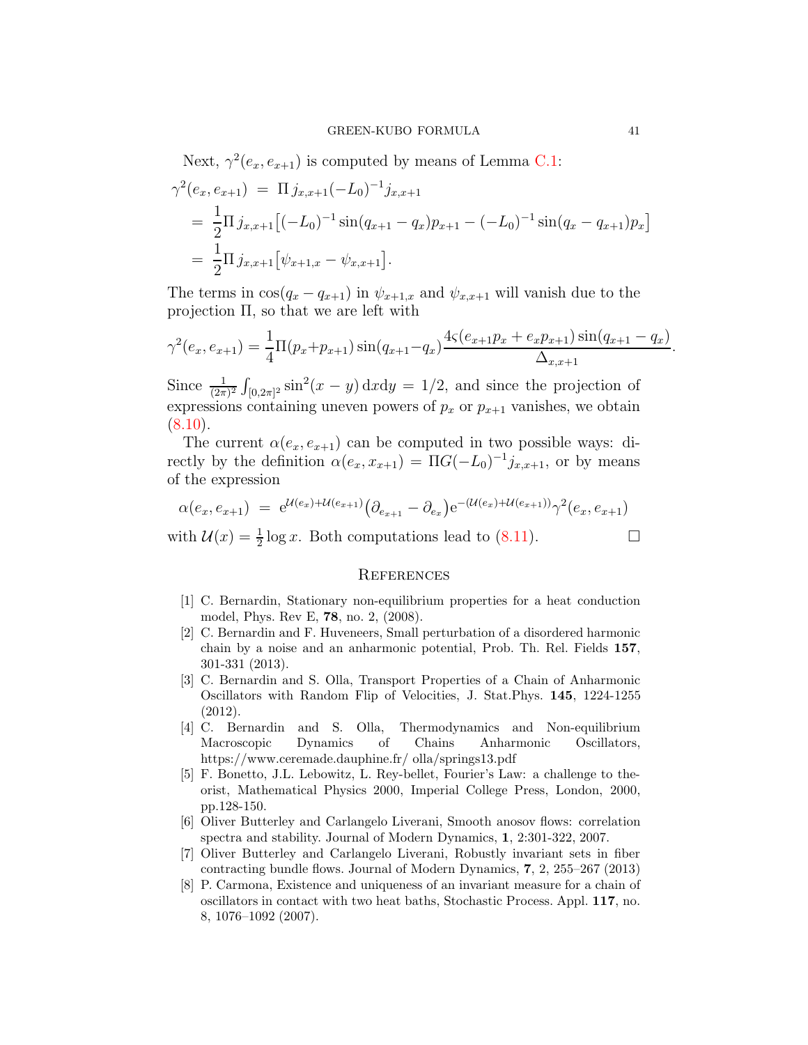Next, $\gamma^2(e_x, e_{x+1})$ is computed by means of Lemma C.1:

$$
\begin{aligned}
\gamma^2(e_x, e_{x+1}) \;&=\; \Pi\, j_{x,x+1}(-L_0)^{-1} j_{x,x+1} \\
&=\; \frac{1}{2}\Pi\, j_{x,x+1}\big[(-L_0)^{-1}\sin(q_{x+1}-q_x)p_{x+1} - (-L_0)^{-1}\sin(q_x - q_{x+1})p_x\big] \\
&=\; \frac{1}{2}\Pi\, j_{x,x+1}\big[\psi_{x+1,x} - \psi_{x,x+1}\big].
\end{aligned}
$$

The terms in $\cos(q_x - q_{x+1})$ in $\psi_{x+1,x}$ and $\psi_{x,x+1}$ will vanish due to the projection $\Pi$, so that we are left with

$$
\gamma^2(e_x, e_{x+1}) = \frac{1}{4}\Pi(p_x + p_{x+1})\sin(q_{x+1} - q_x)\frac{4\varsigma(e_{x+1}p_x + e_x p_{x+1})\sin(q_{x+1}-q_x)}{\Delta_{x,x+1}}.
$$

Since $\frac{1}{(2\pi)^2}\int_{[0,2\pi]^2}\sin^2(x-y)\,\mathrm{d}x\mathrm{d}y = 1/2$, and since the projection of expressions containing uneven powers of $p_x$ or $p_{x+1}$ vanishes, we obtain (8.10).

The current $\alpha(e_x, e_{x+1})$ can be computed in two possible ways: directly by the definition $\alpha(e_x, x_{x+1}) = \Pi G(-L_0)^{-1} j_{x,x+1}$, or by means of the expression

$$
\alpha(e_x, e_{x+1}) \;=\; \mathrm{e}^{\mathcal{U}(e_x)+\mathcal{U}(e_{x+1})}\big(\partial_{e_{x+1}} - \partial_{e_x}\big)\mathrm{e}^{-(\mathcal{U}(e_x)+\mathcal{U}(e_{x+1}))}\gamma^2(e_x, e_{x+1})
$$

with $\mathcal{U}(x) = \frac{1}{2}\log x$. Both computations lead to (8.11). $\square$

## References

[1] C. Bernardin, Stationary non-equilibrium properties for a heat conduction model, Phys. Rev E, **78**, no. 2, (2008).

[2] C. Bernardin and F. Huveneers, Small perturbation of a disordered harmonic chain by a noise and an anharmonic potential, Prob. Th. Rel. Fields **157**, 301-331 (2013).

[3] C. Bernardin and S. Olla, Transport Properties of a Chain of Anharmonic Oscillators with Random Flip of Velocities, J. Stat.Phys. **145**, 1224-1255 (2012).

[4] C. Bernardin and S. Olla, Thermodynamics and Non-equilibrium Macroscopic Dynamics of Chains Anharmonic Oscillators, https://www.ceremade.dauphine.fr/ olla/springs13.pdf

[5] F. Bonetto, J.L. Lebowitz, L. Rey-bellet, Fourier's Law: a challenge to theorist, Mathematical Physics 2000, Imperial College Press, London, 2000, pp.128-150.

[6] Oliver Butterley and Carlangelo Liverani, Smooth anosov flows: correlation spectra and stability. Journal of Modern Dynamics, **1**, 2:301-322, 2007.

[7] Oliver Butterley and Carlangelo Liverani, Robustly invariant sets in fiber contracting bundle flows. Journal of Modern Dynamics, **7**, 2, 255–267 (2013)

[8] P. Carmona, Existence and uniqueness of an invariant measure for a chain of oscillators in contact with two heat baths, Stochastic Process. Appl. **117**, no. 8, 1076–1092 (2007).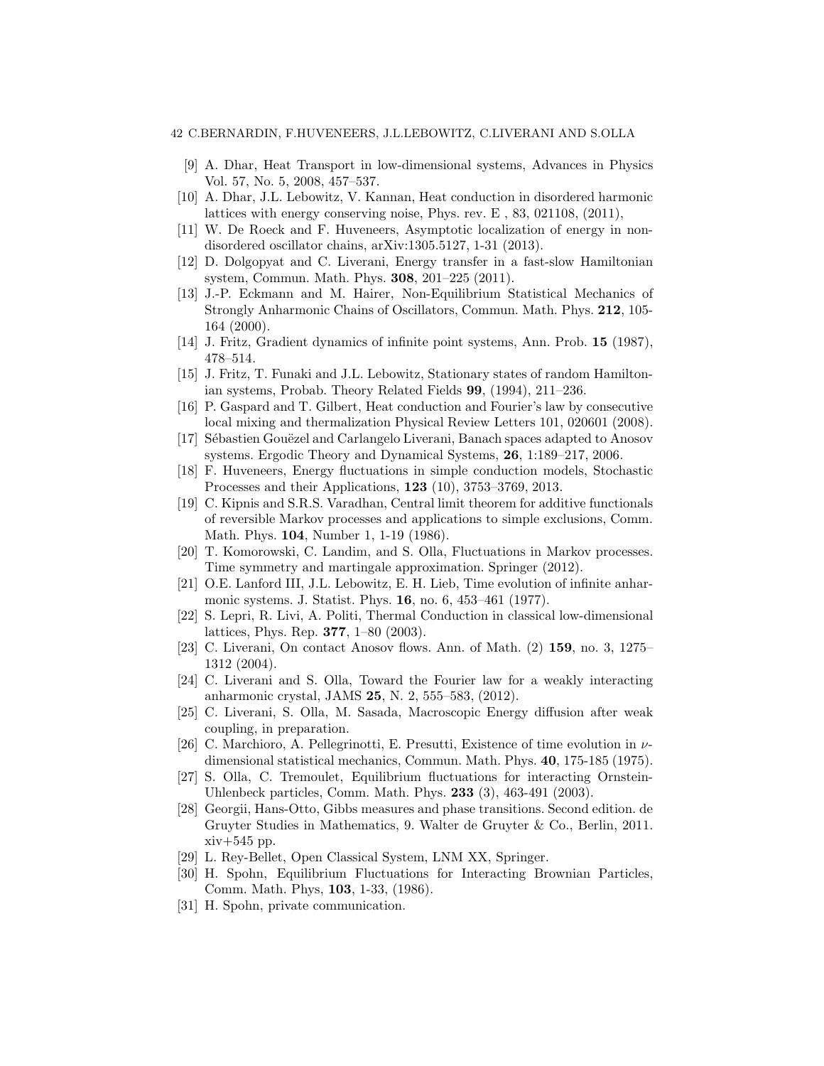- [9] A. Dhar, Heat Transport in low-dimensional systems, Advances in Physics Vol. 57, No. 5, 2008, 457–537.
- [10] A. Dhar, J.L. Lebowitz, V. Kannan, Heat conduction in disordered harmonic lattices with energy conserving noise, Phys. rev. E , 83, 021108, (2011),
- [11] W. De Roeck and F. Huveneers, Asymptotic localization of energy in non-disordered oscillator chains, arXiv:1305.5127, 1-31 (2013).
- [12] D. Dolgopyat and C. Liverani, Energy transfer in a fast-slow Hamiltonian system, Commun. Math. Phys. **308**, 201–225 (2011).
- [13] J.-P. Eckmann and M. Hairer, Non-Equilibrium Statistical Mechanics of Strongly Anharmonic Chains of Oscillators, Commun. Math. Phys. **212**, 105-164 (2000).
- [14] J. Fritz, Gradient dynamics of infinite point systems, Ann. Prob. **15** (1987), 478–514.
- [15] J. Fritz, T. Funaki and J.L. Lebowitz, Stationary states of random Hamiltonian systems, Probab. Theory Related Fields **99**, (1994), 211–236.
- [16] P. Gaspard and T. Gilbert, Heat conduction and Fourier's law by consecutive local mixing and thermalization Physical Review Letters 101, 020601 (2008).
- [17] Sébastien Gouëzel and Carlangelo Liverani, Banach spaces adapted to Anosov systems. Ergodic Theory and Dynamical Systems, **26**, 1:189–217, 2006.
- [18] F. Huveneers, Energy fluctuations in simple conduction models, Stochastic Processes and their Applications, **123** (10), 3753–3769, 2013.
- [19] C. Kipnis and S.R.S. Varadhan, Central limit theorem for additive functionals of reversible Markov processes and applications to simple exclusions, Comm. Math. Phys. **104**, Number 1, 1-19 (1986).
- [20] T. Komorowski, C. Landim, and S. Olla, Fluctuations in Markov processes. Time symmetry and martingale approximation. Springer (2012).
- [21] O.E. Lanford III, J.L. Lebowitz, E. H. Lieb, Time evolution of infinite anharmonic systems. J. Statist. Phys. **16**, no. 6, 453–461 (1977).
- [22] S. Lepri, R. Livi, A. Politi, Thermal Conduction in classical low-dimensional lattices, Phys. Rep. **377**, 1–80 (2003).
- [23] C. Liverani, On contact Anosov flows. Ann. of Math. (2) **159**, no. 3, 1275–1312 (2004).
- [24] C. Liverani and S. Olla, Toward the Fourier law for a weakly interacting anharmonic crystal, JAMS **25**, N. 2, 555–583, (2012).
- [25] C. Liverani, S. Olla, M. Sasada, Macroscopic Energy diffusion after weak coupling, in preparation.
- [26] C. Marchioro, A. Pellegrinotti, E. Presutti, Existence of time evolution in $\nu$-dimensional statistical mechanics, Commun. Math. Phys. **40**, 175-185 (1975).
- [27] S. Olla, C. Tremoulet, Equilibrium fluctuations for interacting Ornstein-Uhlenbeck particles, Comm. Math. Phys. **233** (3), 463-491 (2003).
- [28] Georgii, Hans-Otto, Gibbs measures and phase transitions. Second edition. de Gruyter Studies in Mathematics, 9. Walter de Gruyter & Co., Berlin, 2011. xiv+545 pp.
- [29] L. Rey-Bellet, Open Classical System, LNM XX, Springer.
- [30] H. Spohn, Equilibrium Fluctuations for Interacting Brownian Particles, Comm. Math. Phys, **103**, 1-33, (1986).
- [31] H. Spohn, private communication.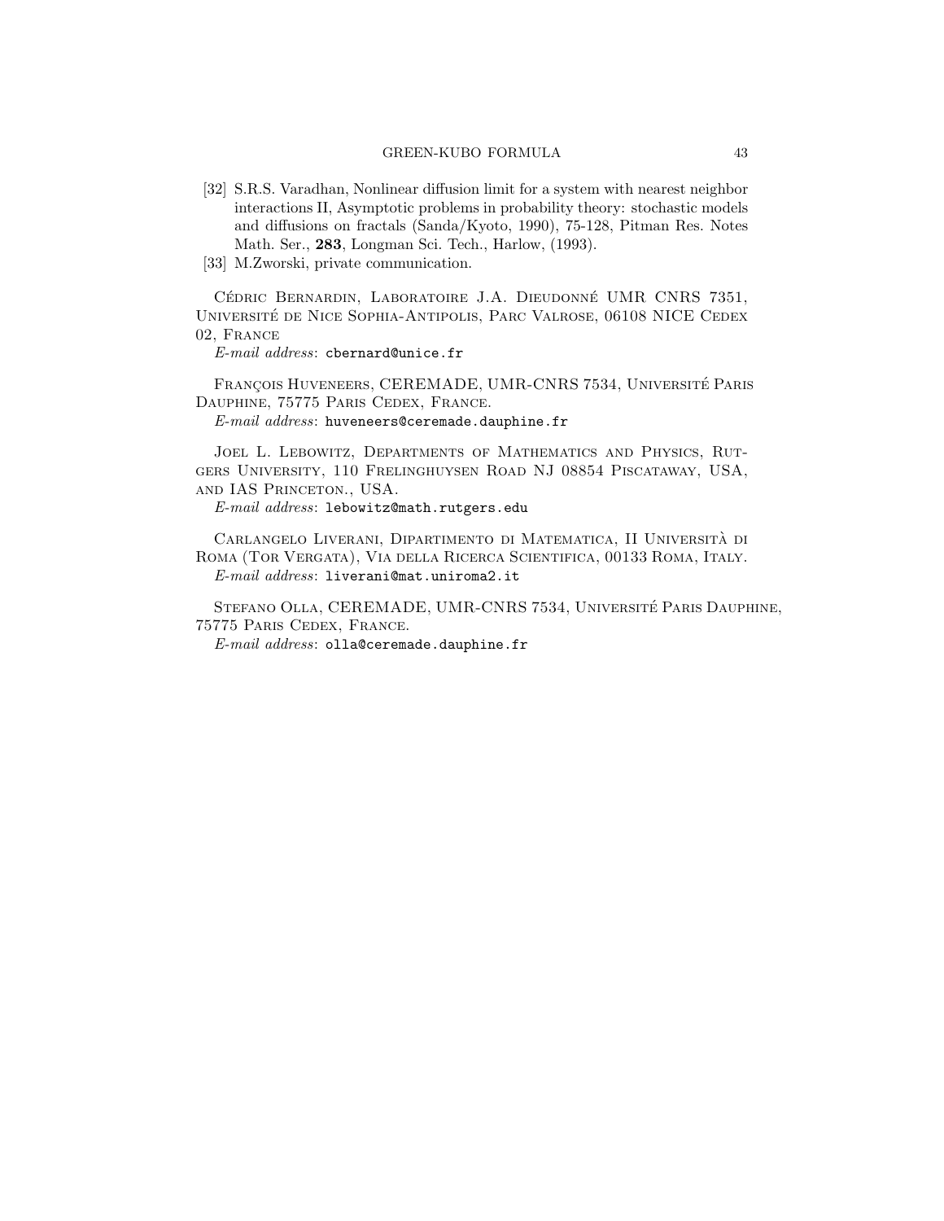[32] S.R.S. Varadhan, Nonlinear diffusion limit for a system with nearest neighbor interactions II, Asymptotic problems in probability theory: stochastic models and diffusions on fractals (Sanda/Kyoto, 1990), 75-128, Pitman Res. Notes Math. Ser., **283**, Longman Sci. Tech., Harlow, (1993).

[33] M.Zworski, private communication.

Cédric Bernardin, Laboratoire J.A. Dieudonné UMR CNRS 7351, Université de Nice Sophia-Antipolis, Parc Valrose, 06108 NICE Cedex 02, France

*E-mail address*: cbernard@unice.fr

François Huveneers, CEREMADE, UMR-CNRS 7534, Université Paris Dauphine, 75775 Paris Cedex, France.

*E-mail address*: huveneers@ceremade.dauphine.fr

Joel L. Lebowitz, Departments of Mathematics and Physics, Rutgers University, 110 Frelinghuysen Road NJ 08854 Piscataway, USA, and IAS Princeton., USA.

*E-mail address*: lebowitz@math.rutgers.edu

Carlangelo Liverani, Dipartimento di Matematica, II Università di Roma (Tor Vergata), Via della Ricerca Scientifica, 00133 Roma, Italy.

*E-mail address*: liverani@mat.uniroma2.it

Stefano Olla, CEREMADE, UMR-CNRS 7534, Université Paris Dauphine, 75775 Paris Cedex, France.

*E-mail address*: olla@ceremade.dauphine.fr